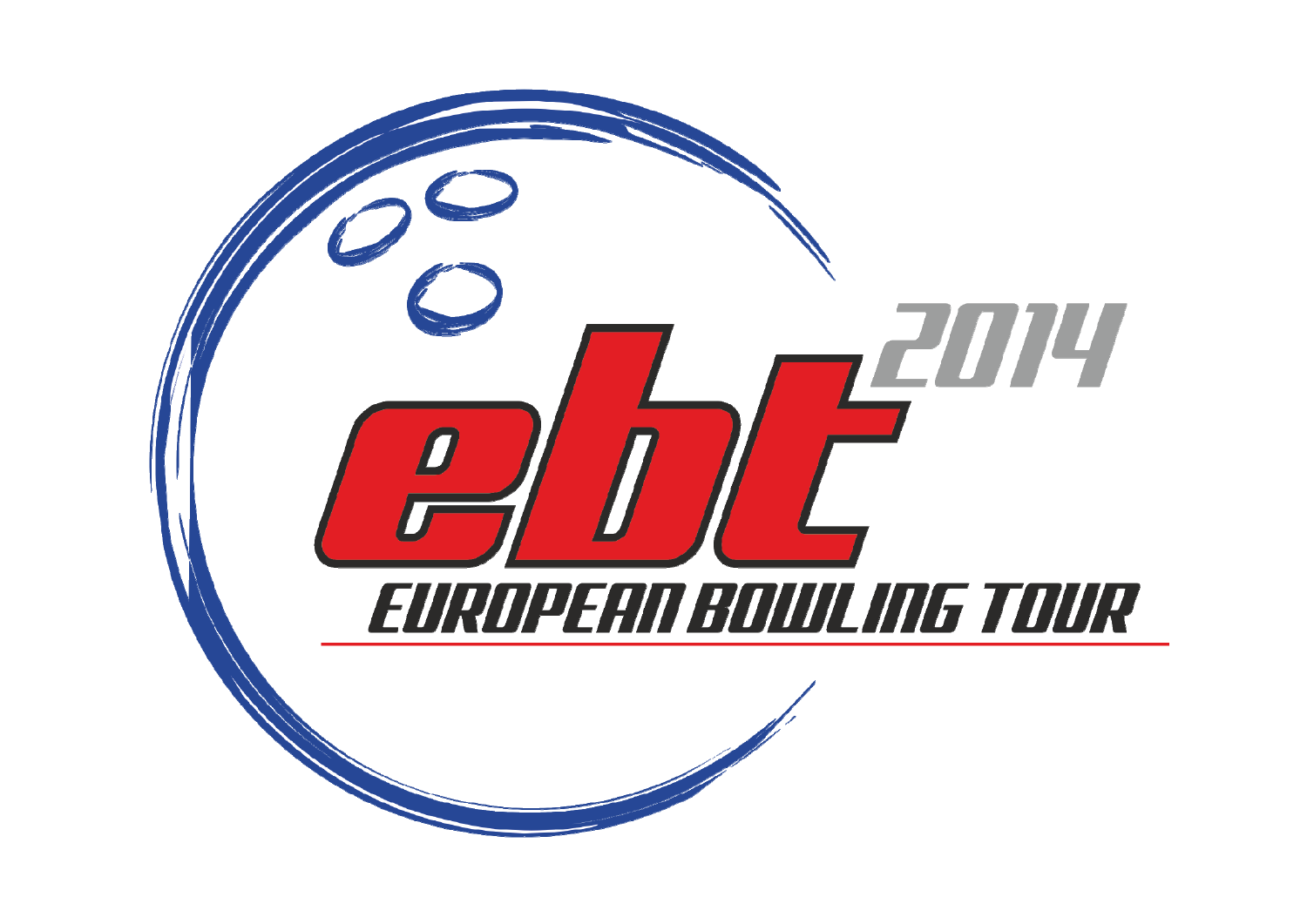# ebt 2014

## EUROPEAN BOWLING TOUR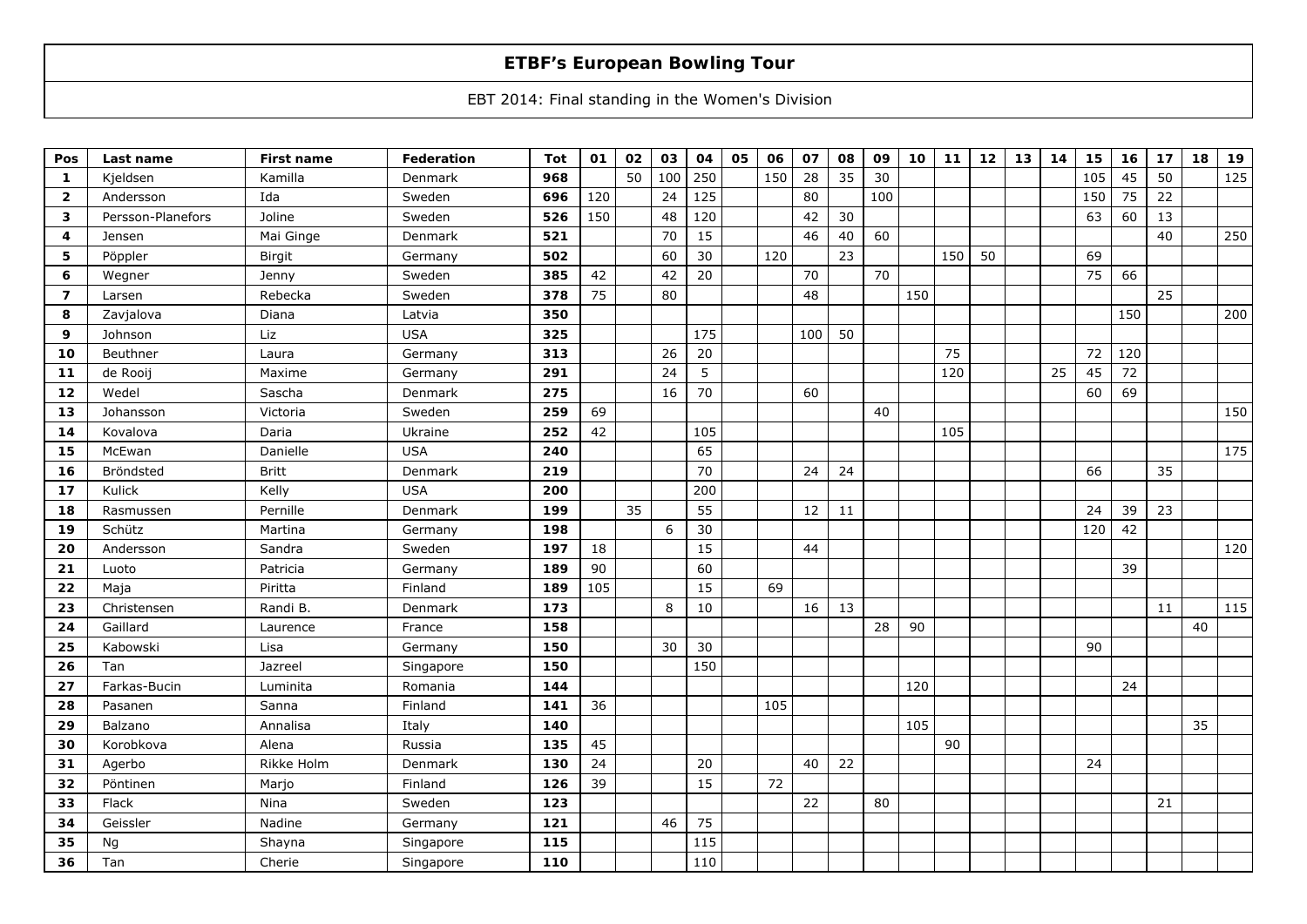# ETBF's European Bowling Tour

EBT 2014: Final standing in the Women's Division

| Pos | Last name | First name | Federation | Tot | 01 | 02 | 03 | 04 | 05 | 06 | 07 | 08 | 09 | 10 | 11 | 12 | 13 | 14 | 15 | 16 | 17 | 18 | 19 |
|---|---|---|---|---|---|---|---|---|---|---|---|---|---|---|---|---|---|---|---|---|---|---|---|
| 1 | Kjeldsen | Kamilla | Denmark | 968 | | 50 | 100 | 250 | | 150 | 28 | 35 | 30 | | | | | | 105 | 45 | 50 | | 125 |
| 2 | Andersson | Ida | Sweden | 696 | 120 | | 24 | 125 | | | 80 | | 100 | | | | | | 150 | 75 | 22 | | |
| 3 | Persson-Planefors | Joline | Sweden | 526 | 150 | | 48 | 120 | | | 42 | 30 | | | | | | | 63 | 60 | 13 | | |
| 4 | Jensen | Mai Ginge | Denmark | 521 | | | 70 | 15 | | | 46 | 40 | 60 | | | | | | | | 40 | | 250 |
| 5 | Pöppler | Birgit | Germany | 502 | | | 60 | 30 | | 120 | | 23 | | | 150 | 50 | | | 69 | | | | |
| 6 | Wegner | Jenny | Sweden | 385 | 42 | | 42 | 20 | | | 70 | | 70 | | | | | | 75 | 66 | | | |
| 7 | Larsen | Rebecka | Sweden | 378 | 75 | | 80 | | | | 48 | | | 150 | | | | | | | 25 | | |
| 8 | Zavjalova | Diana | Latvia | 350 | | | | | | | | | | | | | | | | 150 | | | 200 |
| 9 | Johnson | Liz | USA | 325 | | | | 175 | | | 100 | 50 | | | | | | | | | | | |
| 10 | Beuthner | Laura | Germany | 313 | | | 26 | 20 | | | | | | | 75 | | | | 72 | 120 | | | |
| 11 | de Rooij | Maxime | Germany | 291 | | | 24 | 5 | | | | | | | 120 | | | 25 | 45 | 72 | | | |
| 12 | Wedel | Sascha | Denmark | 275 | | | 16 | 70 | | | 60 | | | | | | | | 60 | 69 | | | |
| 13 | Johansson | Victoria | Sweden | 259 | 69 | | | | | | | | 40 | | | | | | | | | | 150 |
| 14 | Kovalova | Daria | Ukraine | 252 | 42 | | | 105 | | | | | | | 105 | | | | | | | | |
| 15 | McEwan | Danielle | USA | 240 | | | | 65 | | | | | | | | | | | | | | | 175 |
| 16 | Bröndsted | Britt | Denmark | 219 | | | | 70 | | | 24 | 24 | | | | | | | 66 | | 35 | | |
| 17 | Kulick | Kelly | USA | 200 | | | | 200 | | | | | | | | | | | | | | | |
| 18 | Rasmussen | Pernille | Denmark | 199 | | 35 | | 55 | | | 12 | 11 | | | | | | | 24 | 39 | 23 | | |
| 19 | Schütz | Martina | Germany | 198 | | | 6 | 30 | | | | | | | | | | | 120 | 42 | | | |
| 20 | Andersson | Sandra | Sweden | 197 | 18 | | | 15 | | | 44 | | | | | | | | | | | | 120 |
| 21 | Luoto | Patricia | Germany | 189 | 90 | | | 60 | | | | | | | | | | | | 39 | | | |
| 22 | Maja | Piritta | Finland | 189 | 105 | | | 15 | | 69 | | | | | | | | | | | | | |
| 23 | Christensen | Randi B. | Denmark | 173 | | | 8 | 10 | | | 16 | 13 | | | | | | | | | 11 | | 115 |
| 24 | Gaillard | Laurence | France | 158 | | | | | | | | | 28 | 90 | | | | | | | | 40 | |
| 25 | Kabowski | Lisa | Germany | 150 | | | 30 | 30 | | | | | | | | | | | 90 | | | | |
| 26 | Tan | Jazreel | Singapore | 150 | | | | 150 | | | | | | | | | | | | | | | |
| 27 | Farkas-Bucin | Luminita | Romania | 144 | | | | | | | | | | 120 | | | | | | 24 | | | |
| 28 | Pasanen | Sanna | Finland | 141 | 36 | | | | | 105 | | | | | | | | | | | | | |
| 29 | Balzano | Annalisa | Italy | 140 | | | | | | | | | | 105 | | | | | | | | 35 | |
| 30 | Korobkova | Alena | Russia | 135 | 45 | | | | | | | | | | 90 | | | | | | | | |
| 31 | Agerbo | Rikke Holm | Denmark | 130 | 24 | | | 20 | | | 40 | 22 | | | | | | | 24 | | | | |
| 32 | Pöntinen | Marjo | Finland | 126 | 39 | | | 15 | | 72 | | | | | | | | | | | | | |
| 33 | Flack | Nina | Sweden | 123 | | | | | | | 22 | | 80 | | | | | | | | 21 | | |
| 34 | Geissler | Nadine | Germany | 121 | | | 46 | 75 | | | | | | | | | | | | | | | |
| 35 | Ng | Shayna | Singapore | 115 | | | | 115 | | | | | | | | | | | | | | | |
| 36 | Tan | Cherie | Singapore | 110 | | | | 110 | | | | | | | | | | | | | | | |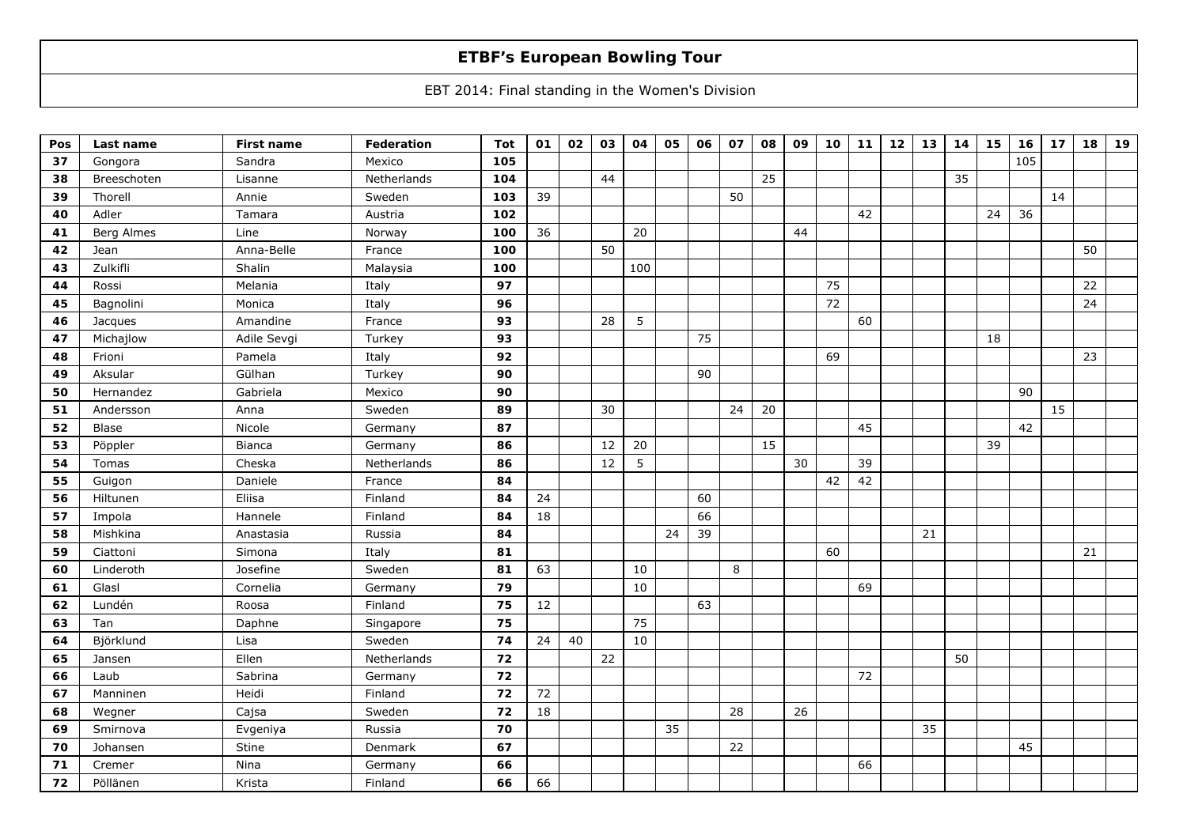# ETBF's European Bowling Tour

EBT 2014: Final standing in the Women's Division

| Pos | Last name | First name | Federation | Tot | 01 | 02 | 03 | 04 | 05 | 06 | 07 | 08 | 09 | 10 | 11 | 12 | 13 | 14 | 15 | 16 | 17 | 18 | 19 |
|---|---|---|---|---|---|---|---|---|---|---|---|---|---|---|---|---|---|---|---|---|---|---|---|
| 37 | Gongora | Sandra | Mexico | 105 | | | | | | | | | | | | | | | | 105 | | | |
| 38 | Breeschoten | Lisanne | Netherlands | 104 | | | 44 | | | | | 25 | | | | | | 35 | | | | | |
| 39 | Thorell | Annie | Sweden | 103 | 39 | | | | | | 50 | | | | | | | | | | 14 | | |
| 40 | Adler | Tamara | Austria | 102 | | | | | | | | | | | 42 | | | | 24 | 36 | | | |
| 41 | Berg Almes | Line | Norway | 100 | 36 | | | 20 | | | | | 44 | | | | | | | | | | |
| 42 | Jean | Anna-Belle | France | 100 | | | 50 | | | | | | | | | | | | | | | 50 | |
| 43 | Zulkifli | Shalin | Malaysia | 100 | | | | 100 | | | | | | | | | | | | | | | |
| 44 | Rossi | Melania | Italy | 97 | | | | | | | | | | 75 | | | | | | | | 22 | |
| 45 | Bagnolini | Monica | Italy | 96 | | | | | | | | | | 72 | | | | | | | | 24 | |
| 46 | Jacques | Amandine | France | 93 | | | 28 | 5 | | | | | | | 60 | | | | | | | | |
| 47 | Michajlow | Adile Sevgi | Turkey | 93 | | | | | | 75 | | | | | | | | | 18 | | | | |
| 48 | Frioni | Pamela | Italy | 92 | | | | | | | | | | 69 | | | | | | | | 23 | |
| 49 | Aksular | Gülhan | Turkey | 90 | | | | | | 90 | | | | | | | | | | | | | |
| 50 | Hernandez | Gabriela | Mexico | 90 | | | | | | | | | | | | | | | | 90 | | | |
| 51 | Andersson | Anna | Sweden | 89 | | | 30 | | | | 24 | 20 | | | | | | | | | 15 | | |
| 52 | Blase | Nicole | Germany | 87 | | | | | | | | | | | 45 | | | | | 42 | | | |
| 53 | Pöppler | Bianca | Germany | 86 | | | 12 | 20 | | | | 15 | | | | | | | 39 | | | | |
| 54 | Tomas | Cheska | Netherlands | 86 | | | 12 | 5 | | | | | 30 | | 39 | | | | | | | | |
| 55 | Guigon | Daniele | France | 84 | | | | | | | | | | 42 | 42 | | | | | | | | |
| 56 | Hiltunen | Eliisa | Finland | 84 | 24 | | | | | 60 | | | | | | | | | | | | | |
| 57 | Impola | Hannele | Finland | 84 | 18 | | | | | 66 | | | | | | | | | | | | | |
| 58 | Mishkina | Anastasia | Russia | 84 | | | | | 24 | 39 | | | | | | | 21 | | | | | | |
| 59 | Ciattoni | Simona | Italy | 81 | | | | | | | | | | 60 | | | | | | | | 21 | |
| 60 | Linderoth | Josefine | Sweden | 81 | 63 | | | 10 | | | 8 | | | | | | | | | | | | |
| 61 | Glasl | Cornelia | Germany | 79 | | | | 10 | | | | | | | 69 | | | | | | | | |
| 62 | Lundén | Roosa | Finland | 75 | 12 | | | | | 63 | | | | | | | | | | | | | |
| 63 | Tan | Daphne | Singapore | 75 | | | | 75 | | | | | | | | | | | | | | | |
| 64 | Björklund | Lisa | Sweden | 74 | 24 | 40 | | 10 | | | | | | | | | | | | | | | |
| 65 | Jansen | Ellen | Netherlands | 72 | | | 22 | | | | | | | | | | | 50 | | | | | |
| 66 | Laub | Sabrina | Germany | 72 | | | | | | | | | | | 72 | | | | | | | | |
| 67 | Manninen | Heidi | Finland | 72 | 72 | | | | | | | | | | | | | | | | | | |
| 68 | Wegner | Cajsa | Sweden | 72 | 18 | | | | | | 28 | | 26 | | | | | | | | | | |
| 69 | Smirnova | Evgeniya | Russia | 70 | | | | | 35 | | | | | | | | 35 | | | | | | |
| 70 | Johansen | Stine | Denmark | 67 | | | | | | | 22 | | | | | | | | | 45 | | | |
| 71 | Cremer | Nina | Germany | 66 | | | | | | | | | | | 66 | | | | | | | | |
| 72 | Pöllänen | Krista | Finland | 66 | 66 | | | | | | | | | | | | | | | | | | |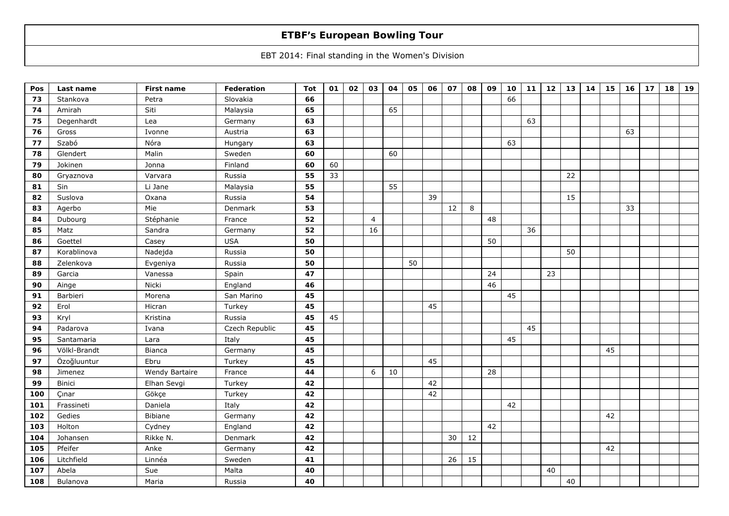# ETBF's European Bowling Tour

EBT 2014: Final standing in the Women's Division

| Pos | Last name | First name | Federation | Tot | 01 | 02 | 03 | 04 | 05 | 06 | 07 | 08 | 09 | 10 | 11 | 12 | 13 | 14 | 15 | 16 | 17 | 18 | 19 |
|---|---|---|---|---|---|---|---|---|---|---|---|---|---|---|---|---|---|---|---|---|---|---|---|
| 73 | Stankova | Petra | Slovakia | 66 | | | | | | | | | | 66 | | | | | | | | | |
| 74 | Amirah | Siti | Malaysia | 65 | | | | 65 | | | | | | | | | | | | | | | |
| 75 | Degenhardt | Lea | Germany | 63 | | | | | | | | | | | 63 | | | | | | | | |
| 76 | Gross | Ivonne | Austria | 63 | | | | | | | | | | | | | | | | 63 | | | |
| 77 | Szabó | Nóra | Hungary | 63 | | | | | | | | | | 63 | | | | | | | | | |
| 78 | Glendert | Malin | Sweden | 60 | | | | 60 | | | | | | | | | | | | | | | |
| 79 | Jokinen | Jonna | Finland | 60 | 60 | | | | | | | | | | | | | | | | | | |
| 80 | Gryaznova | Varvara | Russia | 55 | 33 | | | | | | | | | | | | 22 | | | | | | |
| 81 | Sin | Li Jane | Malaysia | 55 | | | | 55 | | | | | | | | | | | | | | | |
| 82 | Suslova | Oxana | Russia | 54 | | | | | | 39 | | | | | | | 15 | | | | | | |
| 83 | Agerbo | Mie | Denmark | 53 | | | | | | | 12 | 8 | | | | | | | | 33 | | | |
| 84 | Dubourg | Stéphanie | France | 52 | | | 4 | | | | | | 48 | | | | | | | | | | |
| 85 | Matz | Sandra | Germany | 52 | | | 16 | | | | | | | | 36 | | | | | | | | |
| 86 | Goettel | Casey | USA | 50 | | | | | | | | | 50 | | | | | | | | | | |
| 87 | Korablinova | Nadejda | Russia | 50 | | | | | | | | | | | | | 50 | | | | | | |
| 88 | Zelenkova | Evgeniya | Russia | 50 | | | | | 50 | | | | | | | | | | | | | | |
| 89 | Garcia | Vanessa | Spain | 47 | | | | | | | | | 24 | | | 23 | | | | | | | |
| 90 | Ainge | Nicki | England | 46 | | | | | | | | | 46 | | | | | | | | | | |
| 91 | Barbieri | Morena | San Marino | 45 | | | | | | | | | | 45 | | | | | | | | | |
| 92 | Erol | Hicran | Turkey | 45 | | | | | | 45 | | | | | | | | | | | | | |
| 93 | Kryl | Kristina | Russia | 45 | 45 | | | | | | | | | | | | | | | | | | |
| 94 | Padarova | Ivana | Czech Republic | 45 | | | | | | | | | | | 45 | | | | | | | | |
| 95 | Santamaria | Lara | Italy | 45 | | | | | | | | | | 45 | | | | | | | | | |
| 96 | Völkl-Brandt | Bianca | Germany | 45 | | | | | | | | | | | | | | | 45 | | | | |
| 97 | Özoğluuntur | Ebru | Turkey | 45 | | | | | | 45 | | | | | | | | | | | | | |
| 98 | Jimenez | Wendy Bartaire | France | 44 | | | 6 | 10 | | | | | 28 | | | | | | | | | | |
| 99 | Binici | Elhan Sevgi | Turkey | 42 | | | | | | 42 | | | | | | | | | | | | | |
| 100 | Çınar | Gökçe | Turkey | 42 | | | | | | 42 | | | | | | | | | | | | | |
| 101 | Frassineti | Daniela | Italy | 42 | | | | | | | | | | 42 | | | | | | | | | |
| 102 | Gedies | Bibiane | Germany | 42 | | | | | | | | | | | | | | | 42 | | | | |
| 103 | Holton | Cydney | England | 42 | | | | | | | | | 42 | | | | | | | | | | |
| 104 | Johansen | Rikke N. | Denmark | 42 | | | | | | | 30 | 12 | | | | | | | | | | | |
| 105 | Pfeifer | Anke | Germany | 42 | | | | | | | | | | | | | | | 42 | | | | |
| 106 | Litchfield | Linnéa | Sweden | 41 | | | | | | | 26 | 15 | | | | | | | | | | | |
| 107 | Abela | Sue | Malta | 40 | | | | | | | | | | | | 40 | | | | | | | |
| 108 | Bulanova | Maria | Russia | 40 | | | | | | | | | | | | | 40 | | | | | | |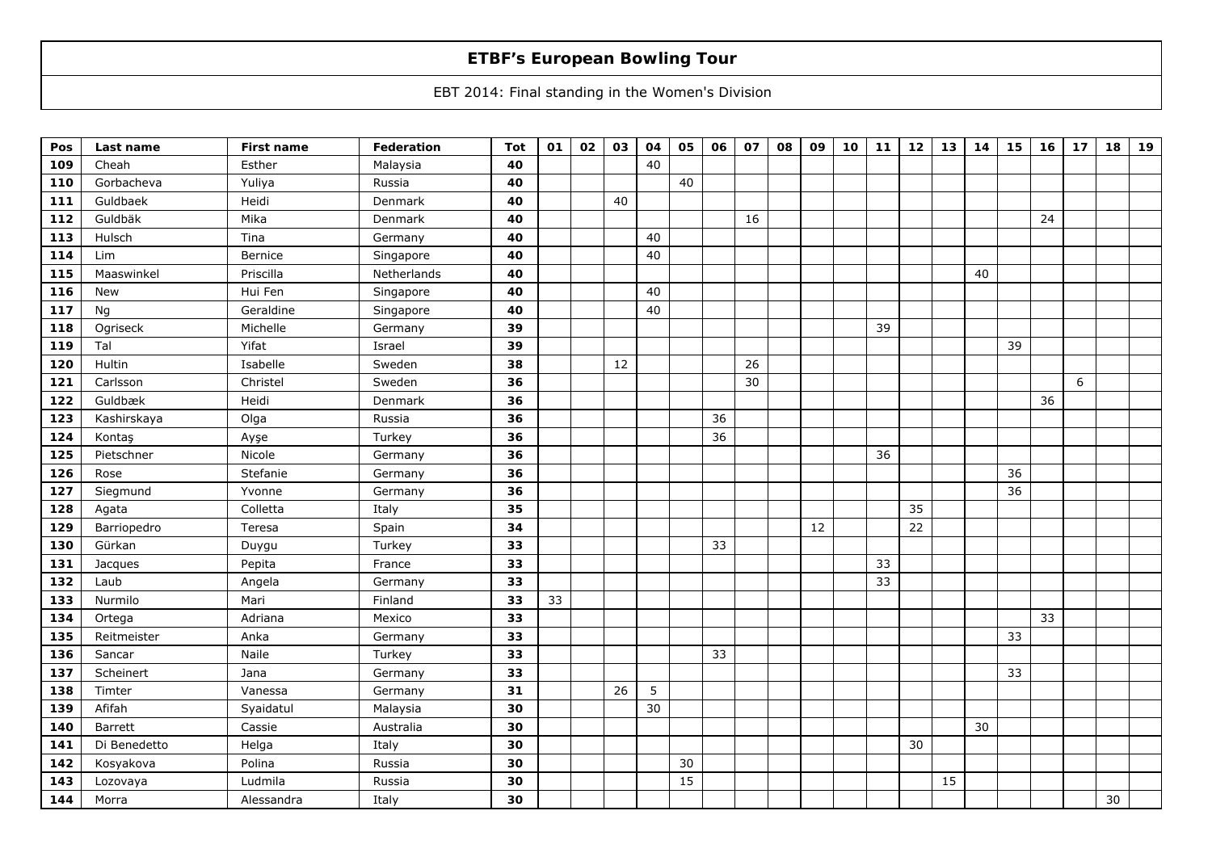# ETBF's European Bowling Tour

EBT 2014: Final standing in the Women's Division

| Pos | Last name | First name | Federation | Tot | 01 | 02 | 03 | 04 | 05 | 06 | 07 | 08 | 09 | 10 | 11 | 12 | 13 | 14 | 15 | 16 | 17 | 18 | 19 |
|---|---|---|---|---|---|---|---|---|---|---|---|---|---|---|---|---|---|---|---|---|---|---|---|
| 109 | Cheah | Esther | Malaysia | 40 | | | | 40 | | | | | | | | | | | | | | | |
| 110 | Gorbacheva | Yuliya | Russia | 40 | | | | | 40 | | | | | | | | | | | | | | |
| 111 | Guldbaek | Heidi | Denmark | 40 | | | 40 | | | | | | | | | | | | | | | | |
| 112 | Guldbäk | Mika | Denmark | 40 | | | | | | | 16 | | | | | | | | | 24 | | | |
| 113 | Hulsch | Tina | Germany | 40 | | | | 40 | | | | | | | | | | | | | | | |
| 114 | Lim | Bernice | Singapore | 40 | | | | 40 | | | | | | | | | | | | | | | |
| 115 | Maaswinkel | Priscilla | Netherlands | 40 | | | | | | | | | | | | | | 40 | | | | | |
| 116 | New | Hui Fen | Singapore | 40 | | | | 40 | | | | | | | | | | | | | | | |
| 117 | Ng | Geraldine | Singapore | 40 | | | | 40 | | | | | | | | | | | | | | | |
| 118 | Ogriseck | Michelle | Germany | 39 | | | | | | | | | | | 39 | | | | | | | | |
| 119 | Tal | Yifat | Israel | 39 | | | | | | | | | | | | | | | 39 | | | | |
| 120 | Hultin | Isabelle | Sweden | 38 | | | 12 | | | | 26 | | | | | | | | | | | | |
| 121 | Carlsson | Christel | Sweden | 36 | | | | | | | 30 | | | | | | | | | | 6 | | |
| 122 | Guldbæk | Heidi | Denmark | 36 | | | | | | | | | | | | | | | | 36 | | | |
| 123 | Kashirskaya | Olga | Russia | 36 | | | | | | 36 | | | | | | | | | | | | | |
| 124 | Kontaş | Ayşe | Turkey | 36 | | | | | | 36 | | | | | | | | | | | | | |
| 125 | Pietschner | Nicole | Germany | 36 | | | | | | | | | | | 36 | | | | | | | | |
| 126 | Rose | Stefanie | Germany | 36 | | | | | | | | | | | | | | | 36 | | | | |
| 127 | Siegmund | Yvonne | Germany | 36 | | | | | | | | | | | | | | | 36 | | | | |
| 128 | Agata | Colletta | Italy | 35 | | | | | | | | | | | | 35 | | | | | | | |
| 129 | Barriopedro | Teresa | Spain | 34 | | | | | | | | | 12 | | | 22 | | | | | | | |
| 130 | Gürkan | Duygu | Turkey | 33 | | | | | | 33 | | | | | | | | | | | | | |
| 131 | Jacques | Pepita | France | 33 | | | | | | | | | | | 33 | | | | | | | | |
| 132 | Laub | Angela | Germany | 33 | | | | | | | | | | | 33 | | | | | | | | |
| 133 | Nurmilo | Mari | Finland | 33 | 33 | | | | | | | | | | | | | | | | | | |
| 134 | Ortega | Adriana | Mexico | 33 | | | | | | | | | | | | | | | | 33 | | | |
| 135 | Reitmeister | Anka | Germany | 33 | | | | | | | | | | | | | | | 33 | | | | |
| 136 | Sancar | Naile | Turkey | 33 | | | | | | 33 | | | | | | | | | | | | | |
| 137 | Scheinert | Jana | Germany | 33 | | | | | | | | | | | | | | | 33 | | | | |
| 138 | Timter | Vanessa | Germany | 31 | | | 26 | 5 | | | | | | | | | | | | | | | |
| 139 | Afifah | Syaidatul | Malaysia | 30 | | | | 30 | | | | | | | | | | | | | | | |
| 140 | Barrett | Cassie | Australia | 30 | | | | | | | | | | | | | | 30 | | | | | |
| 141 | Di Benedetto | Helga | Italy | 30 | | | | | | | | | | | | 30 | | | | | | | |
| 142 | Kosyakova | Polina | Russia | 30 | | | | | 30 | | | | | | | | | | | | | | |
| 143 | Lozovaya | Ludmila | Russia | 30 | | | | | 15 | | | | | | | | 15 | | | | | | |
| 144 | Morra | Alessandra | Italy | 30 | | | | | | | | | | | | | | | | | | 30 | |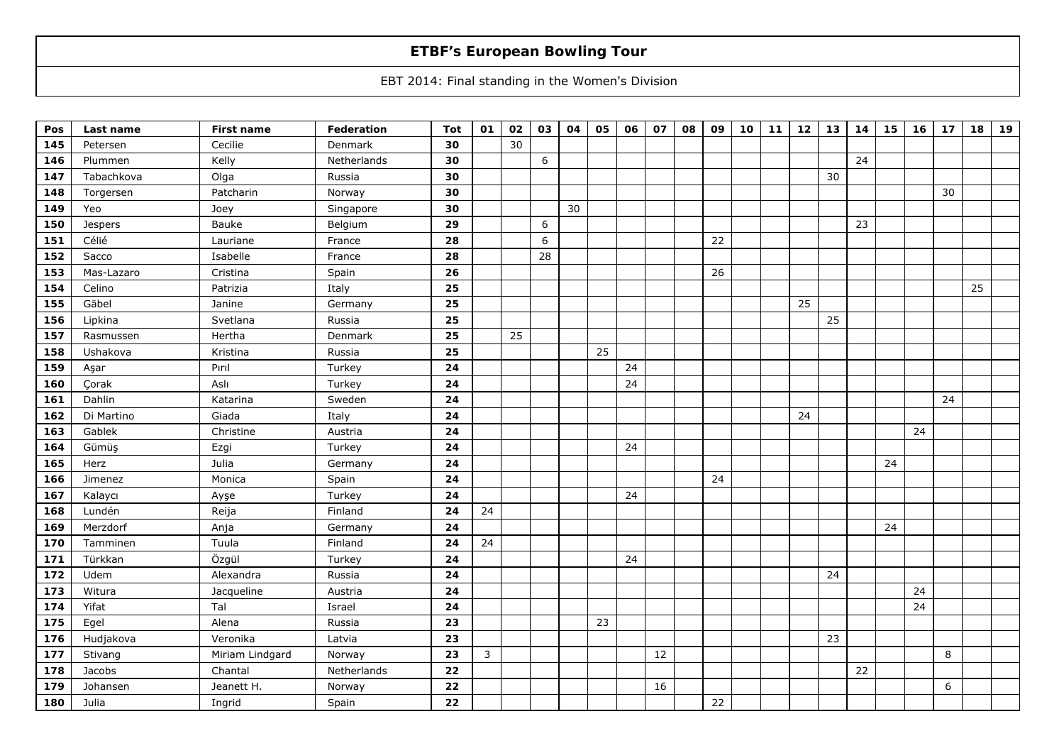# ETBF's European Bowling Tour

EBT 2014: Final standing in the Women's Division

| Pos | Last name | First name | Federation | Tot | 01 | 02 | 03 | 04 | 05 | 06 | 07 | 08 | 09 | 10 | 11 | 12 | 13 | 14 | 15 | 16 | 17 | 18 | 19 |
|---|---|---|---|---|---|---|---|---|---|---|---|---|---|---|---|---|---|---|---|---|---|---|---|
| 145 | Petersen | Cecilie | Denmark | 30 | | 30 | | | | | | | | | | | | | | | | | |
| 146 | Plummen | Kelly | Netherlands | 30 | | | 6 | | | | | | | | | | | 24 | | | | | |
| 147 | Tabachkova | Olga | Russia | 30 | | | | | | | | | | | | | 30 | | | | | | |
| 148 | Torgersen | Patcharin | Norway | 30 | | | | | | | | | | | | | | | | | 30 | | |
| 149 | Yeo | Joey | Singapore | 30 | | | | 30 | | | | | | | | | | | | | | | |
| 150 | Jespers | Bauke | Belgium | 29 | | | 6 | | | | | | | | | | | 23 | | | | | |
| 151 | Célié | Lauriane | France | 28 | | | 6 | | | | | | 22 | | | | | | | | | | |
| 152 | Sacco | Isabelle | France | 28 | | | 28 | | | | | | | | | | | | | | | | |
| 153 | Mas-Lazaro | Cristina | Spain | 26 | | | | | | | | | 26 | | | | | | | | | | |
| 154 | Celino | Patrizia | Italy | 25 | | | | | | | | | | | | | | | | | | 25 | |
| 155 | Gäbel | Janine | Germany | 25 | | | | | | | | | | | | 25 | | | | | | | |
| 156 | Lipkina | Svetlana | Russia | 25 | | | | | | | | | | | | | 25 | | | | | | |
| 157 | Rasmussen | Hertha | Denmark | 25 | | 25 | | | | | | | | | | | | | | | | | |
| 158 | Ushakova | Kristina | Russia | 25 | | | | | 25 | | | | | | | | | | | | | | |
| 159 | Aşar | Pırıl | Turkey | 24 | | | | | | 24 | | | | | | | | | | | | | |
| 160 | Çorak | Aslı | Turkey | 24 | | | | | | 24 | | | | | | | | | | | | | |
| 161 | Dahlin | Katarina | Sweden | 24 | | | | | | | | | | | | | | | | | 24 | | |
| 162 | Di Martino | Giada | Italy | 24 | | | | | | | | | | | | 24 | | | | | | | |
| 163 | Gablek | Christine | Austria | 24 | | | | | | | | | | | | | | | | 24 | | | |
| 164 | Gümüş | Ezgi | Turkey | 24 | | | | | | 24 | | | | | | | | | | | | | |
| 165 | Herz | Julia | Germany | 24 | | | | | | | | | | | | | | | 24 | | | | |
| 166 | Jimenez | Monica | Spain | 24 | | | | | | | | | 24 | | | | | | | | | | |
| 167 | Kalaycı | Ayşe | Turkey | 24 | | | | | | 24 | | | | | | | | | | | | | |
| 168 | Lundén | Reija | Finland | 24 | 24 | | | | | | | | | | | | | | | | | | |
| 169 | Merzdorf | Anja | Germany | 24 | | | | | | | | | | | | | | | 24 | | | | |
| 170 | Tamminen | Tuula | Finland | 24 | 24 | | | | | | | | | | | | | | | | | | |
| 171 | Türkkan | Özgül | Turkey | 24 | | | | | | 24 | | | | | | | | | | | | | |
| 172 | Udem | Alexandra | Russia | 24 | | | | | | | | | | | | | 24 | | | | | | |
| 173 | Witura | Jacqueline | Austria | 24 | | | | | | | | | | | | | | | | 24 | | | |
| 174 | Yifat | Tal | Israel | 24 | | | | | | | | | | | | | | | | 24 | | | |
| 175 | Egel | Alena | Russia | 23 | | | | | 23 | | | | | | | | | | | | | | |
| 176 | Hudjakova | Veronika | Latvia | 23 | | | | | | | | | | | | | 23 | | | | | | |
| 177 | Stivang | Miriam Lindgard | Norway | 23 | 3 | | | | | | 12 | | | | | | | | | | 8 | | |
| 178 | Jacobs | Chantal | Netherlands | 22 | | | | | | | | | | | | | | 22 | | | | | |
| 179 | Johansen | Jeanett H. | Norway | 22 | | | | | | | 16 | | | | | | | | | | 6 | | |
| 180 | Julia | Ingrid | Spain | 22 | | | | | | | | | 22 | | | | | | | | | | |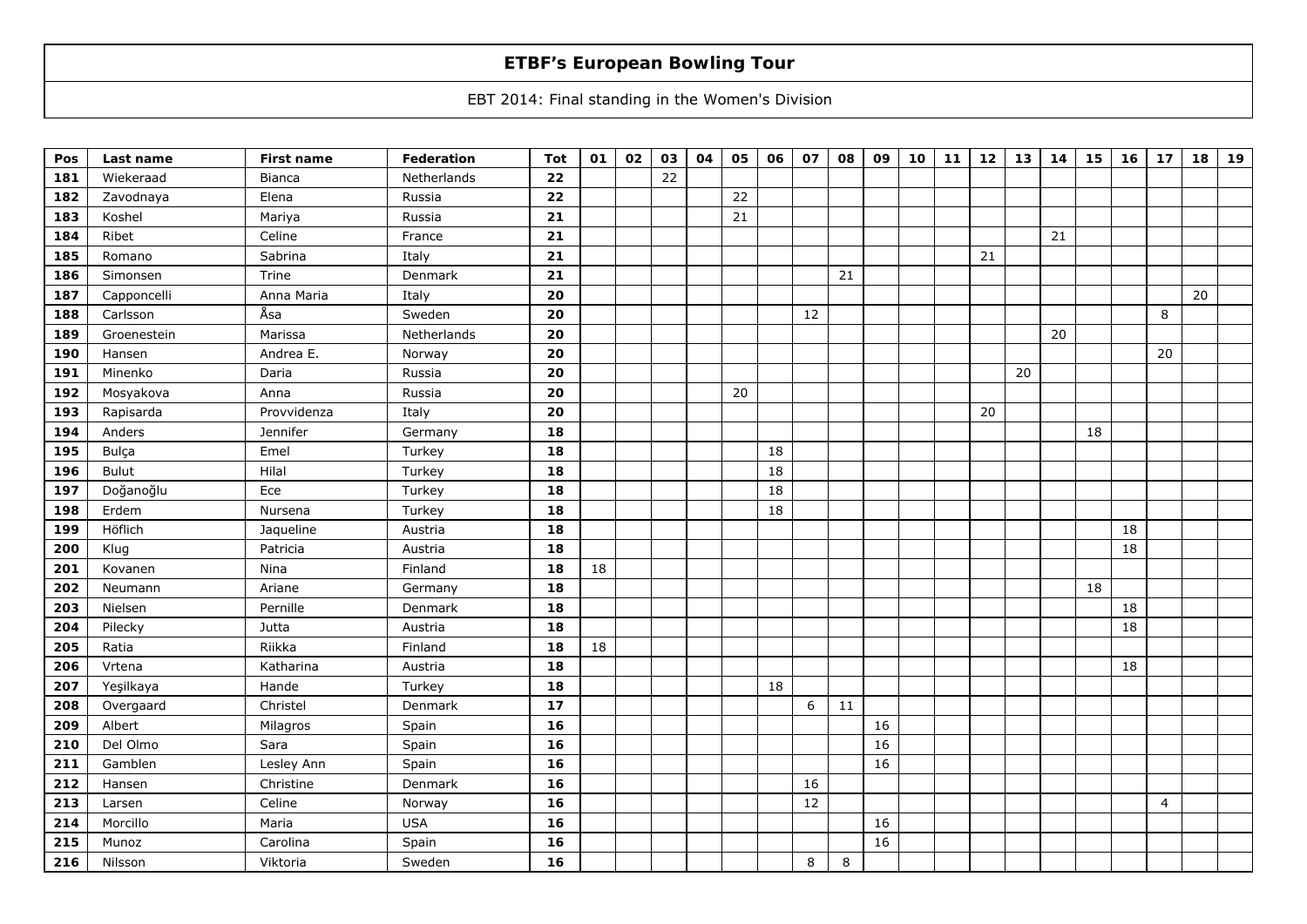# ETBF's European Bowling Tour

EBT 2014: Final standing in the Women's Division

| Pos | Last name | First name | Federation | Tot | 01 | 02 | 03 | 04 | 05 | 06 | 07 | 08 | 09 | 10 | 11 | 12 | 13 | 14 | 15 | 16 | 17 | 18 | 19 |
|---|---|---|---|---|---|---|---|---|---|---|---|---|---|---|---|---|---|---|---|---|---|---|---|
| 181 | Wiekeraad | Bianca | Netherlands | 22 | | | 22 | | | | | | | | | | | | | | | | |
| 182 | Zavodnaya | Elena | Russia | 22 | | | | | 22 | | | | | | | | | | | | | | |
| 183 | Koshel | Mariya | Russia | 21 | | | | | 21 | | | | | | | | | | | | | | |
| 184 | Ribet | Celine | France | 21 | | | | | | | | | | | | | | 21 | | | | | |
| 185 | Romano | Sabrina | Italy | 21 | | | | | | | | | | | | 21 | | | | | | | |
| 186 | Simonsen | Trine | Denmark | 21 | | | | | | | | 21 | | | | | | | | | | | |
| 187 | Capponcelli | Anna Maria | Italy | 20 | | | | | | | | | | | | | | | | | | 20 | |
| 188 | Carlsson | Åsa | Sweden | 20 | | | | | | | 12 | | | | | | | | | | 8 | | |
| 189 | Groenestein | Marissa | Netherlands | 20 | | | | | | | | | | | | | | 20 | | | | | |
| 190 | Hansen | Andrea E. | Norway | 20 | | | | | | | | | | | | | | | | | 20 | | |
| 191 | Minenko | Daria | Russia | 20 | | | | | | | | | | | | | 20 | | | | | | |
| 192 | Mosyakova | Anna | Russia | 20 | | | | | 20 | | | | | | | | | | | | | | |
| 193 | Rapisarda | Provvidenza | Italy | 20 | | | | | | | | | | | | 20 | | | | | | | |
| 194 | Anders | Jennifer | Germany | 18 | | | | | | | | | | | | | | | 18 | | | | |
| 195 | Bulça | Emel | Turkey | 18 | | | | | | 18 | | | | | | | | | | | | | |
| 196 | Bulut | Hilal | Turkey | 18 | | | | | | 18 | | | | | | | | | | | | | |
| 197 | Doğanoğlu | Ece | Turkey | 18 | | | | | | 18 | | | | | | | | | | | | | |
| 198 | Erdem | Nursena | Turkey | 18 | | | | | | 18 | | | | | | | | | | | | | |
| 199 | Höflich | Jaqueline | Austria | 18 | | | | | | | | | | | | | | | | 18 | | | |
| 200 | Klug | Patricia | Austria | 18 | | | | | | | | | | | | | | | | 18 | | | |
| 201 | Kovanen | Nina | Finland | 18 | 18 | | | | | | | | | | | | | | | | | | |
| 202 | Neumann | Ariane | Germany | 18 | | | | | | | | | | | | | | | 18 | | | | |
| 203 | Nielsen | Pernille | Denmark | 18 | | | | | | | | | | | | | | | | 18 | | | |
| 204 | Pilecky | Jutta | Austria | 18 | | | | | | | | | | | | | | | | 18 | | | |
| 205 | Ratia | Riikka | Finland | 18 | 18 | | | | | | | | | | | | | | | | | | |
| 206 | Vrtena | Katharina | Austria | 18 | | | | | | | | | | | | | | | | 18 | | | |
| 207 | Yeşilkaya | Hande | Turkey | 18 | | | | | | 18 | | | | | | | | | | | | | |
| 208 | Overgaard | Christel | Denmark | 17 | | | | | | | 6 | 11 | | | | | | | | | | | |
| 209 | Albert | Milagros | Spain | 16 | | | | | | | | | 16 | | | | | | | | | | |
| 210 | Del Olmo | Sara | Spain | 16 | | | | | | | | | 16 | | | | | | | | | | |
| 211 | Gamblen | Lesley Ann | Spain | 16 | | | | | | | | | 16 | | | | | | | | | | |
| 212 | Hansen | Christine | Denmark | 16 | | | | | | | 16 | | | | | | | | | | | | |
| 213 | Larsen | Celine | Norway | 16 | | | | | | | 12 | | | | | | | | | | 4 | | |
| 214 | Morcillo | Maria | USA | 16 | | | | | | | | | 16 | | | | | | | | | | |
| 215 | Munoz | Carolina | Spain | 16 | | | | | | | | | 16 | | | | | | | | | | |
| 216 | Nilsson | Viktoria | Sweden | 16 | | | | | | | 8 | 8 | | | | | | | | | | | |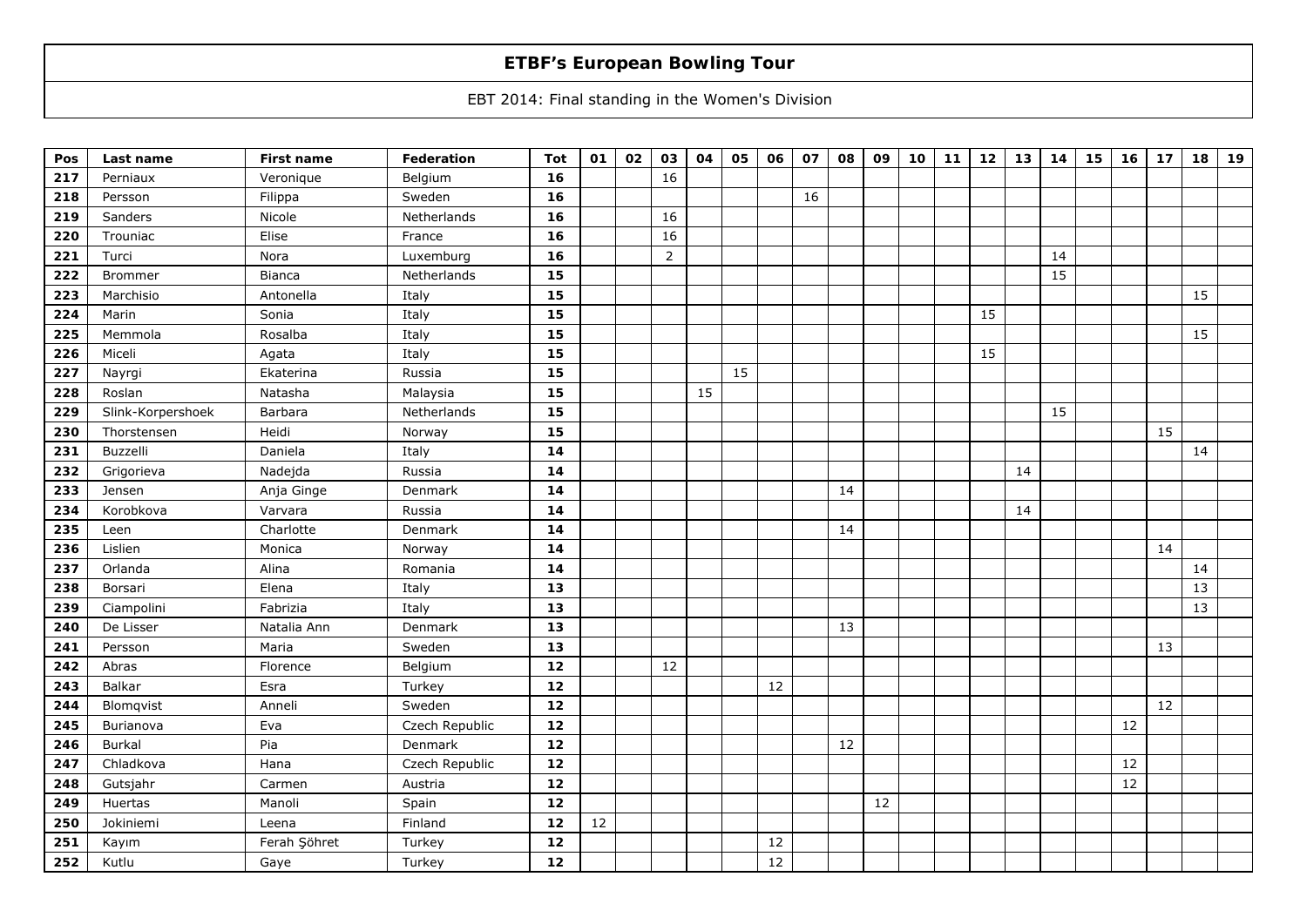# ETBF's European Bowling Tour

EBT 2014: Final standing in the Women's Division

| Pos | Last name | First name | Federation | Tot | 01 | 02 | 03 | 04 | 05 | 06 | 07 | 08 | 09 | 10 | 11 | 12 | 13 | 14 | 15 | 16 | 17 | 18 | 19 |
|---|---|---|---|---|---|---|---|---|---|---|---|---|---|---|---|---|---|---|---|---|---|---|---|
| 217 | Perniaux | Veronique | Belgium | 16 | | | 16 | | | | | | | | | | | | | | | | |
| 218 | Persson | Filippa | Sweden | 16 | | | | | | | 16 | | | | | | | | | | | | |
| 219 | Sanders | Nicole | Netherlands | 16 | | | 16 | | | | | | | | | | | | | | | | |
| 220 | Trouniac | Elise | France | 16 | | | 16 | | | | | | | | | | | | | | | | |
| 221 | Turci | Nora | Luxemburg | 16 | | | 2 | | | | | | | | | | | 14 | | | | | |
| 222 | Brommer | Bianca | Netherlands | 15 | | | | | | | | | | | | | | 15 | | | | | |
| 223 | Marchisio | Antonella | Italy | 15 | | | | | | | | | | | | | | | | | | 15 | |
| 224 | Marin | Sonia | Italy | 15 | | | | | | | | | | | | 15 | | | | | | | |
| 225 | Memmola | Rosalba | Italy | 15 | | | | | | | | | | | | | | | | | | 15 | |
| 226 | Miceli | Agata | Italy | 15 | | | | | | | | | | | | 15 | | | | | | | |
| 227 | Nayrgi | Ekaterina | Russia | 15 | | | | | 15 | | | | | | | | | | | | | | |
| 228 | Roslan | Natasha | Malaysia | 15 | | | | 15 | | | | | | | | | | | | | | | |
| 229 | Slink-Korpershoek | Barbara | Netherlands | 15 | | | | | | | | | | | | | | 15 | | | | | |
| 230 | Thorstensen | Heidi | Norway | 15 | | | | | | | | | | | | | | | | | 15 | | |
| 231 | Buzzelli | Daniela | Italy | 14 | | | | | | | | | | | | | | | | | | 14 | |
| 232 | Grigorieva | Nadejda | Russia | 14 | | | | | | | | | | | | | 14 | | | | | | |
| 233 | Jensen | Anja Ginge | Denmark | 14 | | | | | | | | 14 | | | | | | | | | | | |
| 234 | Korobkova | Varvara | Russia | 14 | | | | | | | | | | | | | 14 | | | | | | |
| 235 | Leen | Charlotte | Denmark | 14 | | | | | | | | 14 | | | | | | | | | | | |
| 236 | Lislien | Monica | Norway | 14 | | | | | | | | | | | | | | | | | 14 | | |
| 237 | Orlanda | Alina | Romania | 14 | | | | | | | | | | | | | | | | | | 14 | |
| 238 | Borsari | Elena | Italy | 13 | | | | | | | | | | | | | | | | | | 13 | |
| 239 | Ciampolini | Fabrizia | Italy | 13 | | | | | | | | | | | | | | | | | | 13 | |
| 240 | De Lisser | Natalia Ann | Denmark | 13 | | | | | | | | 13 | | | | | | | | | | | |
| 241 | Persson | Maria | Sweden | 13 | | | | | | | | | | | | | | | | | 13 | | |
| 242 | Abras | Florence | Belgium | 12 | | | 12 | | | | | | | | | | | | | | | | |
| 243 | Balkar | Esra | Turkey | 12 | | | | | | 12 | | | | | | | | | | | | | |
| 244 | Blomqvist | Anneli | Sweden | 12 | | | | | | | | | | | | | | | | | 12 | | |
| 245 | Burianova | Eva | Czech Republic | 12 | | | | | | | | | | | | | | | | 12 | | | |
| 246 | Burkal | Pia | Denmark | 12 | | | | | | | | 12 | | | | | | | | | | | |
| 247 | Chladkova | Hana | Czech Republic | 12 | | | | | | | | | | | | | | | | 12 | | | |
| 248 | Gutsjahr | Carmen | Austria | 12 | | | | | | | | | | | | | | | | 12 | | | |
| 249 | Huertas | Manoli | Spain | 12 | | | | | | | | | 12 | | | | | | | | | | |
| 250 | Jokiniemi | Leena | Finland | 12 | 12 | | | | | | | | | | | | | | | | | | |
| 251 | Kayım | Ferah Şöhret | Turkey | 12 | | | | | | 12 | | | | | | | | | | | | | |
| 252 | Kutlu | Gaye | Turkey | 12 | | | | | | 12 | | | | | | | | | | | | | |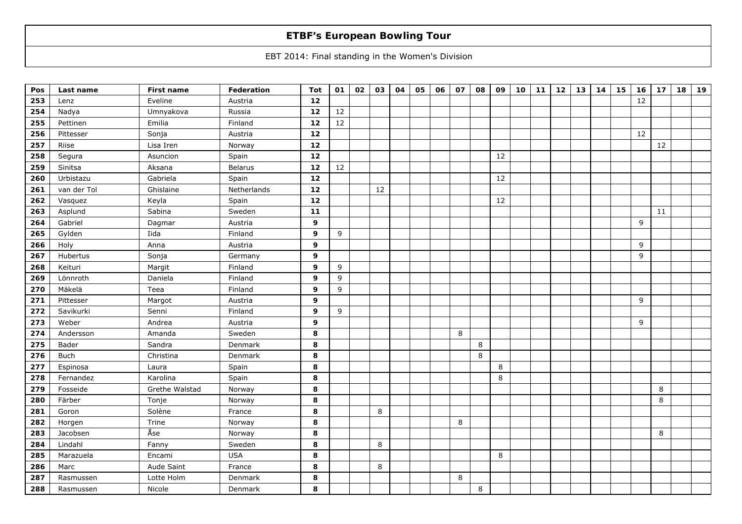# ETBF's European Bowling Tour

EBT 2014: Final standing in the Women's Division

| Pos | Last name | First name | Federation | Tot | 01 | 02 | 03 | 04 | 05 | 06 | 07 | 08 | 09 | 10 | 11 | 12 | 13 | 14 | 15 | 16 | 17 | 18 | 19 |
|---|---|---|---|---|---|---|---|---|---|---|---|---|---|---|---|---|---|---|---|---|---|---|---|
| 253 | Lenz | Eveline | Austria | 12 | | | | | | | | | | | | | | | | 12 | | | |
| 254 | Nadya | Umnyakova | Russia | 12 | 12 | | | | | | | | | | | | | | | | | | |
| 255 | Pettinen | Emilia | Finland | 12 | 12 | | | | | | | | | | | | | | | | | | |
| 256 | Pittesser | Sonja | Austria | 12 | | | | | | | | | | | | | | | | 12 | | | |
| 257 | Riise | Lisa Iren | Norway | 12 | | | | | | | | | | | | | | | | | 12 | | |
| 258 | Segura | Asuncion | Spain | 12 | | | | | | | | | 12 | | | | | | | | | | |
| 259 | Sinitsa | Aksana | Belarus | 12 | 12 | | | | | | | | | | | | | | | | | | |
| 260 | Urbistazu | Gabriela | Spain | 12 | | | | | | | | | 12 | | | | | | | | | | |
| 261 | van der Tol | Ghislaine | Netherlands | 12 | | | 12 | | | | | | | | | | | | | | | | |
| 262 | Vasquez | Keyla | Spain | 12 | | | | | | | | | 12 | | | | | | | | | | |
| 263 | Asplund | Sabina | Sweden | 11 | | | | | | | | | | | | | | | | | 11 | | |
| 264 | Gabriel | Dagmar | Austria | 9 | | | | | | | | | | | | | | | | 9 | | | |
| 265 | Gylden | Iida | Finland | 9 | 9 | | | | | | | | | | | | | | | | | | |
| 266 | Holy | Anna | Austria | 9 | | | | | | | | | | | | | | | | 9 | | | |
| 267 | Hubertus | Sonja | Germany | 9 | | | | | | | | | | | | | | | | 9 | | | |
| 268 | Keituri | Margit | Finland | 9 | 9 | | | | | | | | | | | | | | | | | | |
| 269 | Lönnroth | Daniela | Finland | 9 | 9 | | | | | | | | | | | | | | | | | | |
| 270 | Mäkelä | Teea | Finland | 9 | 9 | | | | | | | | | | | | | | | | | | |
| 271 | Pittesser | Margot | Austria | 9 | | | | | | | | | | | | | | | | 9 | | | |
| 272 | Savikurki | Senni | Finland | 9 | 9 | | | | | | | | | | | | | | | | | | |
| 273 | Weber | Andrea | Austria | 9 | | | | | | | | | | | | | | | | 9 | | | |
| 274 | Andersson | Amanda | Sweden | 8 | | | | | | | 8 | | | | | | | | | | | | |
| 275 | Bader | Sandra | Denmark | 8 | | | | | | | | 8 | | | | | | | | | | | |
| 276 | Buch | Christina | Denmark | 8 | | | | | | | | 8 | | | | | | | | | | | |
| 277 | Espinosa | Laura | Spain | 8 | | | | | | | | | 8 | | | | | | | | | | |
| 278 | Fernandez | Karolina | Spain | 8 | | | | | | | | | 8 | | | | | | | | | | |
| 279 | Fosseide | Grethe Walstad | Norway | 8 | | | | | | | | | | | | | | | | | 8 | | |
| 280 | Färber | Tonje | Norway | 8 | | | | | | | | | | | | | | | | | 8 | | |
| 281 | Goron | Solène | France | 8 | | | 8 | | | | | | | | | | | | | | | | |
| 282 | Horgen | Trine | Norway | 8 | | | | | | | 8 | | | | | | | | | | | | |
| 283 | Jacobsen | Åse | Norway | 8 | | | | | | | | | | | | | | | | | 8 | | |
| 284 | Lindahl | Fanny | Sweden | 8 | | | 8 | | | | | | | | | | | | | | | | |
| 285 | Marazuela | Encami | USA | 8 | | | | | | | | | 8 | | | | | | | | | | |
| 286 | Marc | Aude Saint | France | 8 | | | 8 | | | | | | | | | | | | | | | | |
| 287 | Rasmussen | Lotte Holm | Denmark | 8 | | | | | | | 8 | | | | | | | | | | | | |
| 288 | Rasmussen | Nicole | Denmark | 8 | | | | | | | | 8 | | | | | | | | | | | |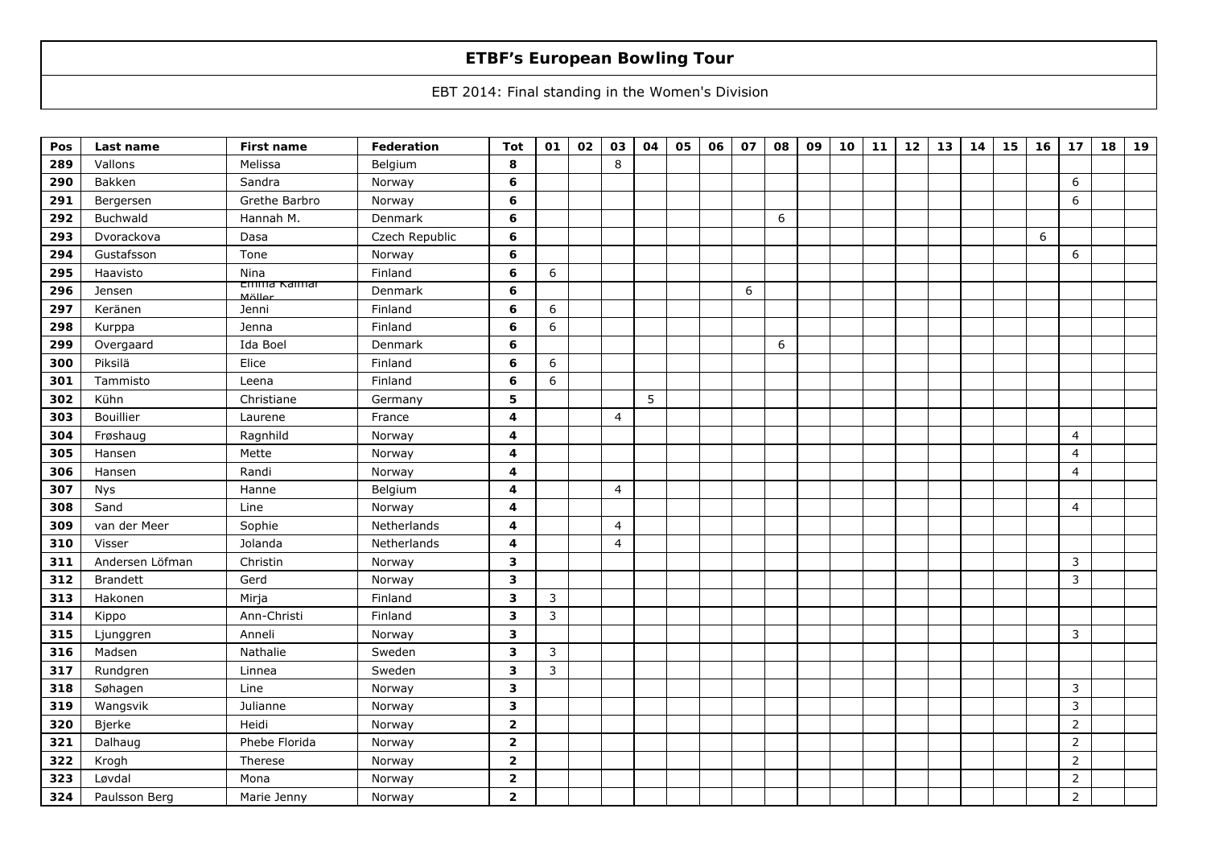# ETBF's European Bowling Tour

EBT 2014: Final standing in the Women's Division

| Pos | Last name | First name | Federation | Tot | 01 | 02 | 03 | 04 | 05 | 06 | 07 | 08 | 09 | 10 | 11 | 12 | 13 | 14 | 15 | 16 | 17 | 18 | 19 |
|---|---|---|---|---|---|---|---|---|---|---|---|---|---|---|---|---|---|---|---|---|---|---|---|
| 289 | Vallons | Melissa | Belgium | 8 | | | 8 | | | | | | | | | | | | | | | | |
| 290 | Bakken | Sandra | Norway | 6 | | | | | | | | | | | | | | | | | 6 | | |
| 291 | Bergersen | Grethe Barbro | Norway | 6 | | | | | | | | | | | | | | | | | 6 | | |
| 292 | Buchwald | Hannah M. | Denmark | 6 | | | | | | | | 6 | | | | | | | | | | | |
| 293 | Dvorackova | Dasa | Czech Republic | 6 | | | | | | | | | | | | | | | | 6 | | | |
| 294 | Gustafsson | Tone | Norway | 6 | | | | | | | | | | | | | | | | | 6 | | |
| 295 | Haavisto | Nina | Finland | 6 | 6 | | | | | | | | | | | | | | | | | | |
| 296 | Jensen | Emma Kalmar Möller | Denmark | 6 | | | | | | | 6 | | | | | | | | | | | | |
| 297 | Keränen | Jenni | Finland | 6 | 6 | | | | | | | | | | | | | | | | | | |
| 298 | Kurppa | Jenna | Finland | 6 | 6 | | | | | | | | | | | | | | | | | | |
| 299 | Overgaard | Ida Boel | Denmark | 6 | | | | | | | | 6 | | | | | | | | | | | |
| 300 | Piksilä | Elice | Finland | 6 | 6 | | | | | | | | | | | | | | | | | | |
| 301 | Tammisto | Leena | Finland | 6 | 6 | | | | | | | | | | | | | | | | | | |
| 302 | Kühn | Christiane | Germany | 5 | | | | 5 | | | | | | | | | | | | | | | |
| 303 | Bouillier | Laurene | France | 4 | | | 4 | | | | | | | | | | | | | | | | |
| 304 | Frøshaug | Ragnhild | Norway | 4 | | | | | | | | | | | | | | | | | 4 | | |
| 305 | Hansen | Mette | Norway | 4 | | | | | | | | | | | | | | | | | 4 | | |
| 306 | Hansen | Randi | Norway | 4 | | | | | | | | | | | | | | | | | 4 | | |
| 307 | Nys | Hanne | Belgium | 4 | | | 4 | | | | | | | | | | | | | | | | |
| 308 | Sand | Line | Norway | 4 | | | | | | | | | | | | | | | | | 4 | | |
| 309 | van der Meer | Sophie | Netherlands | 4 | | | 4 | | | | | | | | | | | | | | | | |
| 310 | Visser | Jolanda | Netherlands | 4 | | | 4 | | | | | | | | | | | | | | | | |
| 311 | Andersen Löfman | Christin | Norway | 3 | | | | | | | | | | | | | | | | | 3 | | |
| 312 | Brandett | Gerd | Norway | 3 | | | | | | | | | | | | | | | | | 3 | | |
| 313 | Hakonen | Mirja | Finland | 3 | 3 | | | | | | | | | | | | | | | | | | |
| 314 | Kippo | Ann-Christi | Finland | 3 | 3 | | | | | | | | | | | | | | | | | | |
| 315 | Ljunggren | Anneli | Norway | 3 | | | | | | | | | | | | | | | | | 3 | | |
| 316 | Madsen | Nathalie | Sweden | 3 | 3 | | | | | | | | | | | | | | | | | | |
| 317 | Rundgren | Linnea | Sweden | 3 | 3 | | | | | | | | | | | | | | | | | | |
| 318 | Søhagen | Line | Norway | 3 | | | | | | | | | | | | | | | | | 3 | | |
| 319 | Wangsvik | Julianne | Norway | 3 | | | | | | | | | | | | | | | | | 3 | | |
| 320 | Bjerke | Heidi | Norway | 2 | | | | | | | | | | | | | | | | | 2 | | |
| 321 | Dalhaug | Phebe Florida | Norway | 2 | | | | | | | | | | | | | | | | | 2 | | |
| 322 | Krogh | Therese | Norway | 2 | | | | | | | | | | | | | | | | | 2 | | |
| 323 | Løvdal | Mona | Norway | 2 | | | | | | | | | | | | | | | | | 2 | | |
| 324 | Paulsson Berg | Marie Jenny | Norway | 2 | | | | | | | | | | | | | | | | | 2 | | |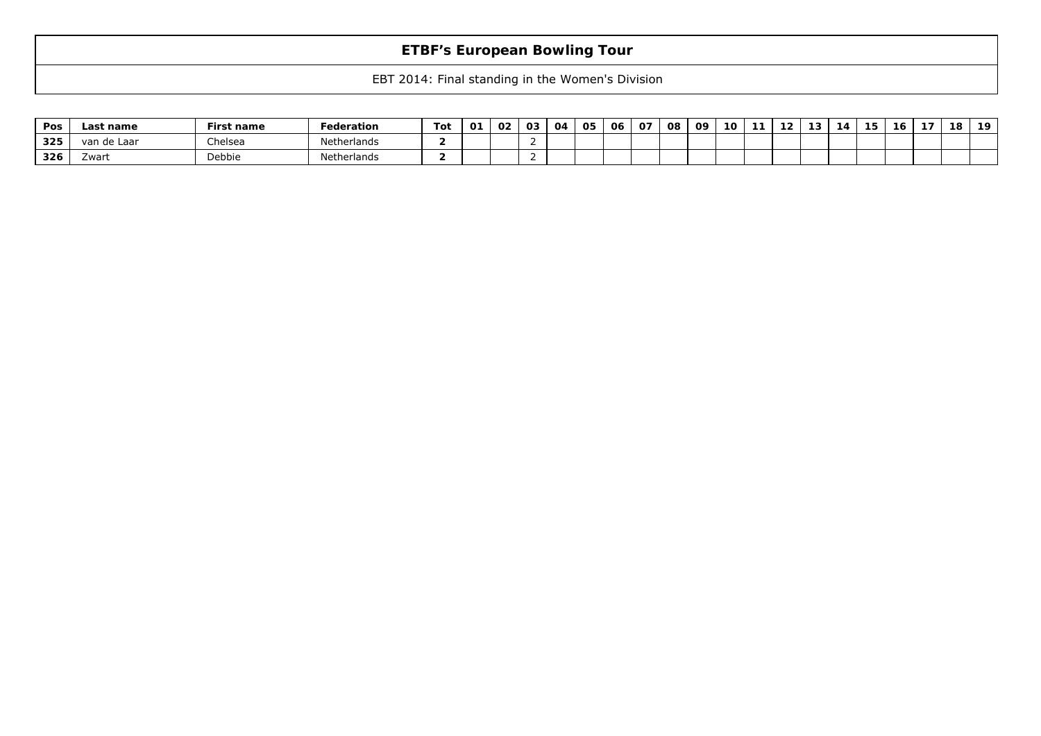# ETBF's European Bowling Tour

EBT 2014: Final standing in the Women's Division

| Pos | Last name | First name | Federation | Tot | 01 | 02 | 03 | 04 | 05 | 06 | 07 | 08 | 09 | 10 | 11 | 12 | 13 | 14 | 15 | 16 | 17 | 18 | 19 |
|---|---|---|---|---|---|---|---|---|---|---|---|---|---|---|---|---|---|---|---|---|---|---|---|
| **325** | van de Laar | Chelsea | Netherlands | **2** | | | 2 | | | | | | | | | | | | | | | | |
| **326** | Zwart | Debbie | Netherlands | **2** | | | 2 | | | | | | | | | | | | | | | | |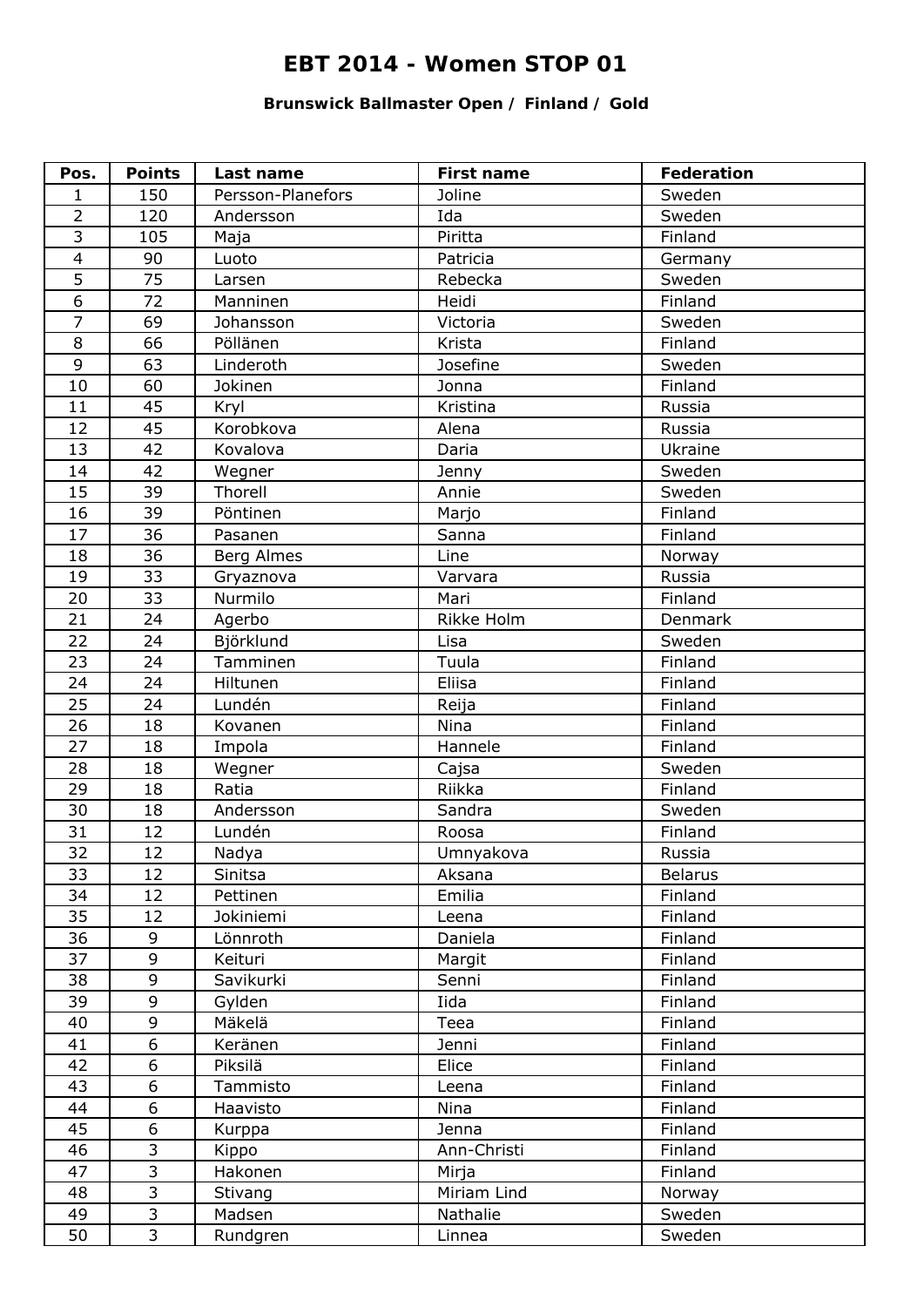# EBT 2014 - Women STOP 01

### Brunswick Ballmaster Open / Finland / Gold

| Pos. | Points | Last name | First name | Federation |
|---|---|---|---|---|
| 1 | 150 | Persson-Planefors | Joline | Sweden |
| 2 | 120 | Andersson | Ida | Sweden |
| 3 | 105 | Maja | Piritta | Finland |
| 4 | 90 | Luoto | Patricia | Germany |
| 5 | 75 | Larsen | Rebecka | Sweden |
| 6 | 72 | Manninen | Heidi | Finland |
| 7 | 69 | Johansson | Victoria | Sweden |
| 8 | 66 | Pöllänen | Krista | Finland |
| 9 | 63 | Linderoth | Josefine | Sweden |
| 10 | 60 | Jokinen | Jonna | Finland |
| 11 | 45 | Kryl | Kristina | Russia |
| 12 | 45 | Korobkova | Alena | Russia |
| 13 | 42 | Kovalova | Daria | Ukraine |
| 14 | 42 | Wegner | Jenny | Sweden |
| 15 | 39 | Thorell | Annie | Sweden |
| 16 | 39 | Pöntinen | Marjo | Finland |
| 17 | 36 | Pasanen | Sanna | Finland |
| 18 | 36 | Berg Almes | Line | Norway |
| 19 | 33 | Gryaznova | Varvara | Russia |
| 20 | 33 | Nurmilo | Mari | Finland |
| 21 | 24 | Agerbo | Rikke Holm | Denmark |
| 22 | 24 | Björklund | Lisa | Sweden |
| 23 | 24 | Tamminen | Tuula | Finland |
| 24 | 24 | Hiltunen | Eliisa | Finland |
| 25 | 24 | Lundén | Reija | Finland |
| 26 | 18 | Kovanen | Nina | Finland |
| 27 | 18 | Impola | Hannele | Finland |
| 28 | 18 | Wegner | Cajsa | Sweden |
| 29 | 18 | Ratia | Riikka | Finland |
| 30 | 18 | Andersson | Sandra | Sweden |
| 31 | 12 | Lundén | Roosa | Finland |
| 32 | 12 | Nadya | Umnyakova | Russia |
| 33 | 12 | Sinitsa | Aksana | Belarus |
| 34 | 12 | Pettinen | Emilia | Finland |
| 35 | 12 | Jokiniemi | Leena | Finland |
| 36 | 9 | Lönnroth | Daniela | Finland |
| 37 | 9 | Keituri | Margit | Finland |
| 38 | 9 | Savikurki | Senni | Finland |
| 39 | 9 | Gylden | Iida | Finland |
| 40 | 9 | Mäkelä | Teea | Finland |
| 41 | 6 | Keränen | Jenni | Finland |
| 42 | 6 | Piksilä | Elice | Finland |
| 43 | 6 | Tammisto | Leena | Finland |
| 44 | 6 | Haavisto | Nina | Finland |
| 45 | 6 | Kurppa | Jenna | Finland |
| 46 | 3 | Kippo | Ann-Christi | Finland |
| 47 | 3 | Hakonen | Mirja | Finland |
| 48 | 3 | Stivang | Miriam Lind | Norway |
| 49 | 3 | Madsen | Nathalie | Sweden |
| 50 | 3 | Rundgren | Linnea | Sweden |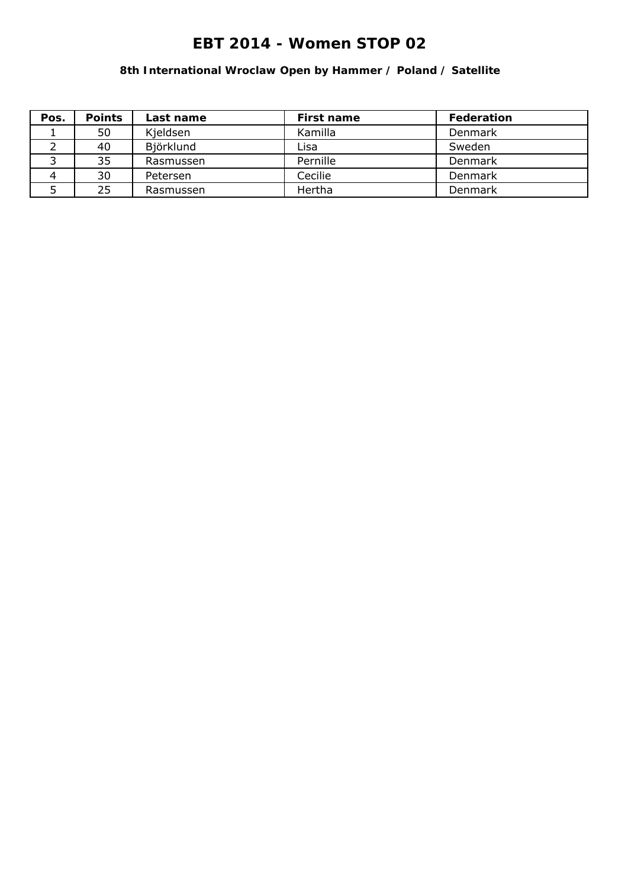# EBT 2014 - Women STOP 02

### 8th International Wroclaw Open by Hammer / Poland / Satellite

| Pos. | Points | Last name | First name | Federation |
|---|---|---|---|---|
| 1 | 50 | Kjeldsen | Kamilla | Denmark |
| 2 | 40 | Björklund | Lisa | Sweden |
| 3 | 35 | Rasmussen | Pernille | Denmark |
| 4 | 30 | Petersen | Cecilie | Denmark |
| 5 | 25 | Rasmussen | Hertha | Denmark |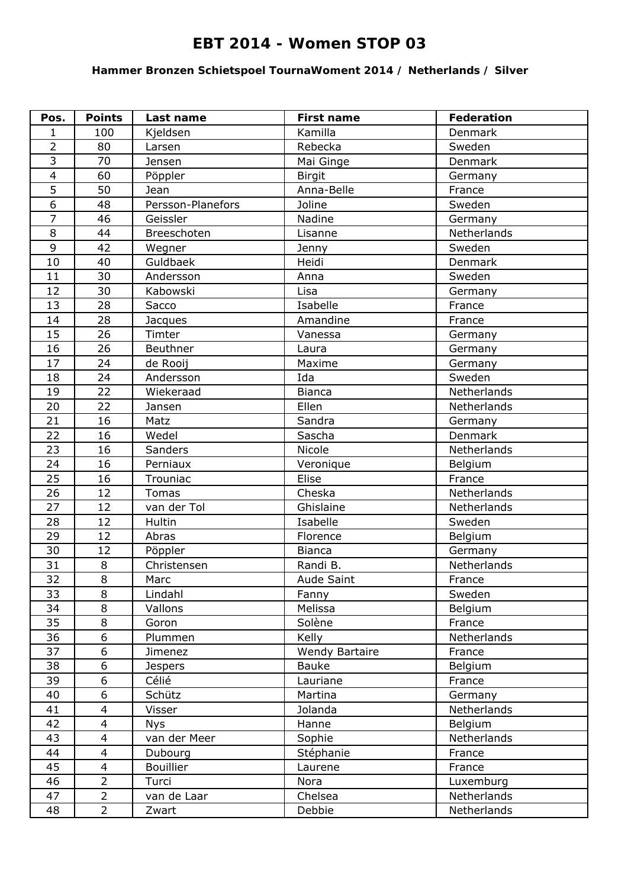# EBT 2014 - Women STOP 03

### Hammer Bronzen Schietspoel TournaWoment 2014 / Netherlands / Silver

| Pos. | Points | Last name | First name | Federation |
|---|---|---|---|---|
| 1 | 100 | Kjeldsen | Kamilla | Denmark |
| 2 | 80 | Larsen | Rebecka | Sweden |
| 3 | 70 | Jensen | Mai Ginge | Denmark |
| 4 | 60 | Pöppler | Birgit | Germany |
| 5 | 50 | Jean | Anna-Belle | France |
| 6 | 48 | Persson-Planefors | Joline | Sweden |
| 7 | 46 | Geissler | Nadine | Germany |
| 8 | 44 | Breeschoten | Lisanne | Netherlands |
| 9 | 42 | Wegner | Jenny | Sweden |
| 10 | 40 | Guldbaek | Heidi | Denmark |
| 11 | 30 | Andersson | Anna | Sweden |
| 12 | 30 | Kabowski | Lisa | Germany |
| 13 | 28 | Sacco | Isabelle | France |
| 14 | 28 | Jacques | Amandine | France |
| 15 | 26 | Timter | Vanessa | Germany |
| 16 | 26 | Beuthner | Laura | Germany |
| 17 | 24 | de Rooij | Maxime | Germany |
| 18 | 24 | Andersson | Ida | Sweden |
| 19 | 22 | Wiekeraad | Bianca | Netherlands |
| 20 | 22 | Jansen | Ellen | Netherlands |
| 21 | 16 | Matz | Sandra | Germany |
| 22 | 16 | Wedel | Sascha | Denmark |
| 23 | 16 | Sanders | Nicole | Netherlands |
| 24 | 16 | Perniaux | Veronique | Belgium |
| 25 | 16 | Trouniac | Elise | France |
| 26 | 12 | Tomas | Cheska | Netherlands |
| 27 | 12 | van der Tol | Ghislaine | Netherlands |
| 28 | 12 | Hultin | Isabelle | Sweden |
| 29 | 12 | Abras | Florence | Belgium |
| 30 | 12 | Pöppler | Bianca | Germany |
| 31 | 8 | Christensen | Randi B. | Netherlands |
| 32 | 8 | Marc | Aude Saint | France |
| 33 | 8 | Lindahl | Fanny | Sweden |
| 34 | 8 | Vallons | Melissa | Belgium |
| 35 | 8 | Goron | Solène | France |
| 36 | 6 | Plummen | Kelly | Netherlands |
| 37 | 6 | Jimenez | Wendy Bartaire | France |
| 38 | 6 | Jespers | Bauke | Belgium |
| 39 | 6 | Célié | Lauriane | France |
| 40 | 6 | Schütz | Martina | Germany |
| 41 | 4 | Visser | Jolanda | Netherlands |
| 42 | 4 | Nys | Hanne | Belgium |
| 43 | 4 | van der Meer | Sophie | Netherlands |
| 44 | 4 | Dubourg | Stéphanie | France |
| 45 | 4 | Bouillier | Laurene | France |
| 46 | 2 | Turci | Nora | Luxemburg |
| 47 | 2 | van de Laar | Chelsea | Netherlands |
| 48 | 2 | Zwart | Debbie | Netherlands |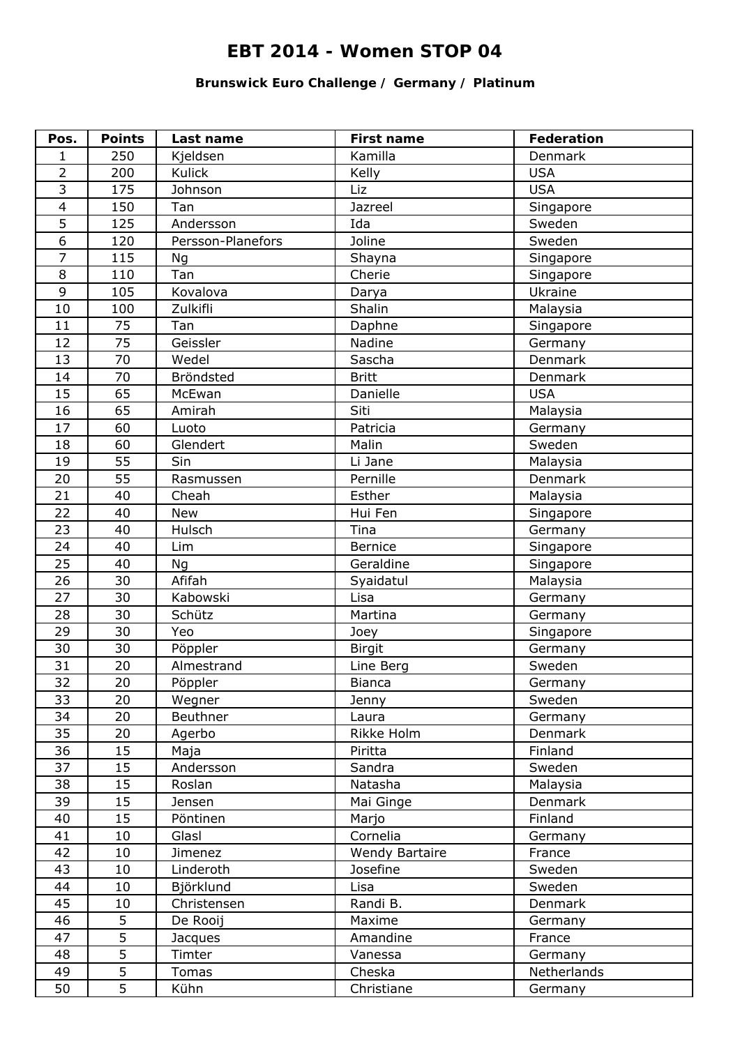# EBT 2014 - Women STOP 04

**Brunswick Euro Challenge / Germany / Platinum**

| Pos. | Points | Last name | First name | Federation |
|---|---|---|---|---|
| 1 | 250 | Kjeldsen | Kamilla | Denmark |
| 2 | 200 | Kulick | Kelly | USA |
| 3 | 175 | Johnson | Liz | USA |
| 4 | 150 | Tan | Jazreel | Singapore |
| 5 | 125 | Andersson | Ida | Sweden |
| 6 | 120 | Persson-Planefors | Joline | Sweden |
| 7 | 115 | Ng | Shayna | Singapore |
| 8 | 110 | Tan | Cherie | Singapore |
| 9 | 105 | Kovalova | Darya | Ukraine |
| 10 | 100 | Zulkifli | Shalin | Malaysia |
| 11 | 75 | Tan | Daphne | Singapore |
| 12 | 75 | Geissler | Nadine | Germany |
| 13 | 70 | Wedel | Sascha | Denmark |
| 14 | 70 | Bröndsted | Britt | Denmark |
| 15 | 65 | McEwan | Danielle | USA |
| 16 | 65 | Amirah | Siti | Malaysia |
| 17 | 60 | Luoto | Patricia | Germany |
| 18 | 60 | Glendert | Malin | Sweden |
| 19 | 55 | Sin | Li Jane | Malaysia |
| 20 | 55 | Rasmussen | Pernille | Denmark |
| 21 | 40 | Cheah | Esther | Malaysia |
| 22 | 40 | New | Hui Fen | Singapore |
| 23 | 40 | Hulsch | Tina | Germany |
| 24 | 40 | Lim | Bernice | Singapore |
| 25 | 40 | Ng | Geraldine | Singapore |
| 26 | 30 | Afifah | Syaidatul | Malaysia |
| 27 | 30 | Kabowski | Lisa | Germany |
| 28 | 30 | Schütz | Martina | Germany |
| 29 | 30 | Yeo | Joey | Singapore |
| 30 | 30 | Pöppler | Birgit | Germany |
| 31 | 20 | Almestrand | Line Berg | Sweden |
| 32 | 20 | Pöppler | Bianca | Germany |
| 33 | 20 | Wegner | Jenny | Sweden |
| 34 | 20 | Beuthner | Laura | Germany |
| 35 | 20 | Agerbo | Rikke Holm | Denmark |
| 36 | 15 | Maja | Piritta | Finland |
| 37 | 15 | Andersson | Sandra | Sweden |
| 38 | 15 | Roslan | Natasha | Malaysia |
| 39 | 15 | Jensen | Mai Ginge | Denmark |
| 40 | 15 | Pöntinen | Marjo | Finland |
| 41 | 10 | Glasl | Cornelia | Germany |
| 42 | 10 | Jimenez | Wendy Bartaire | France |
| 43 | 10 | Linderoth | Josefine | Sweden |
| 44 | 10 | Björklund | Lisa | Sweden |
| 45 | 10 | Christensen | Randi B. | Denmark |
| 46 | 5 | De Rooij | Maxime | Germany |
| 47 | 5 | Jacques | Amandine | France |
| 48 | 5 | Timter | Vanessa | Germany |
| 49 | 5 | Tomas | Cheska | Netherlands |
| 50 | 5 | Kühn | Christiane | Germany |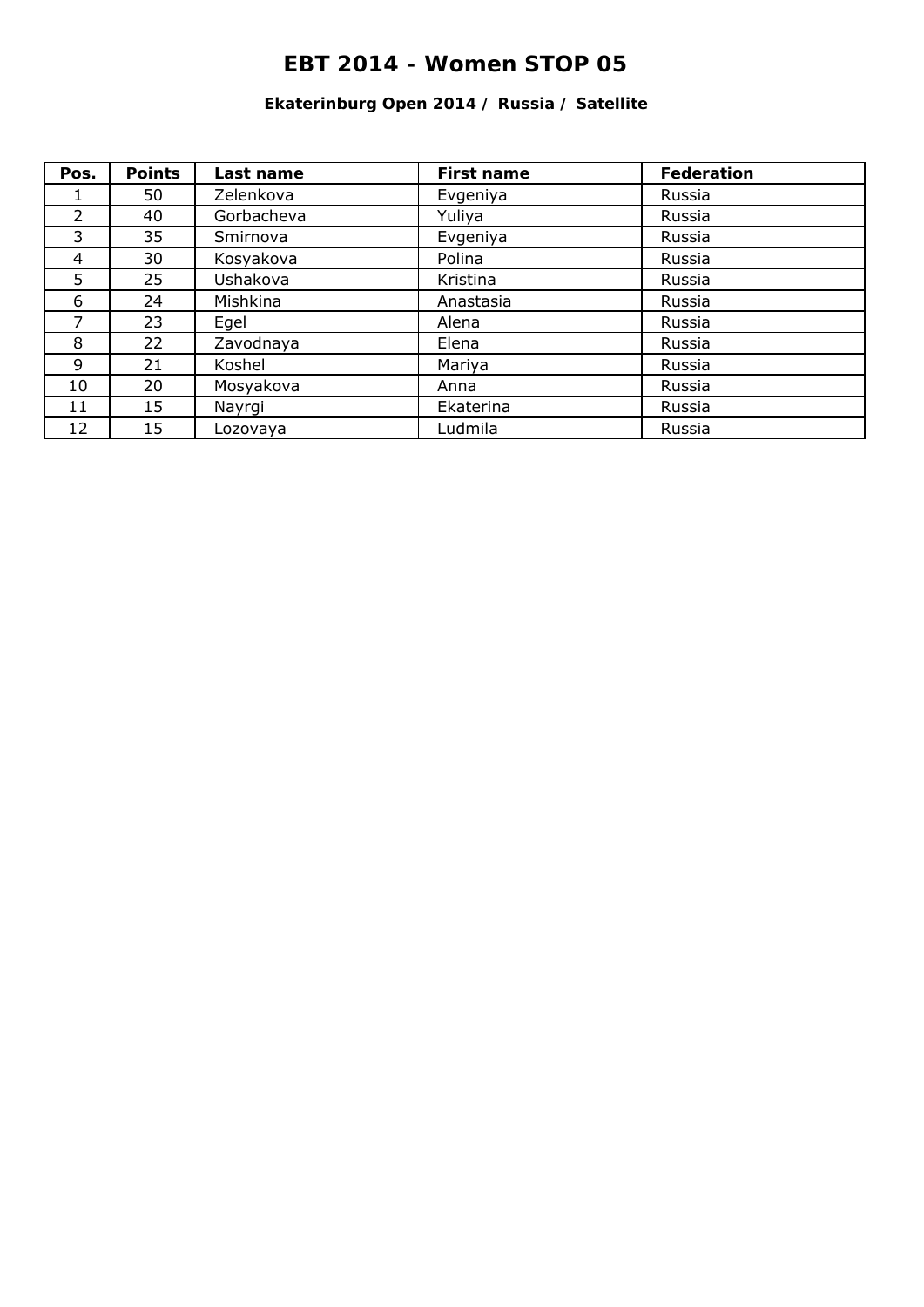# EBT 2014 - Women STOP 05

**Ekaterinburg Open 2014 / Russia / Satellite**

| Pos. | Points | Last name | First name | Federation |
|---|---|---|---|---|
| 1 | 50 | Zelenkova | Evgeniya | Russia |
| 2 | 40 | Gorbacheva | Yuliya | Russia |
| 3 | 35 | Smirnova | Evgeniya | Russia |
| 4 | 30 | Kosyakova | Polina | Russia |
| 5 | 25 | Ushakova | Kristina | Russia |
| 6 | 24 | Mishkina | Anastasia | Russia |
| 7 | 23 | Egel | Alena | Russia |
| 8 | 22 | Zavodnaya | Elena | Russia |
| 9 | 21 | Koshel | Mariya | Russia |
| 10 | 20 | Mosyakova | Anna | Russia |
| 11 | 15 | Nayrgi | Ekaterina | Russia |
| 12 | 15 | Lozovaya | Ludmila | Russia |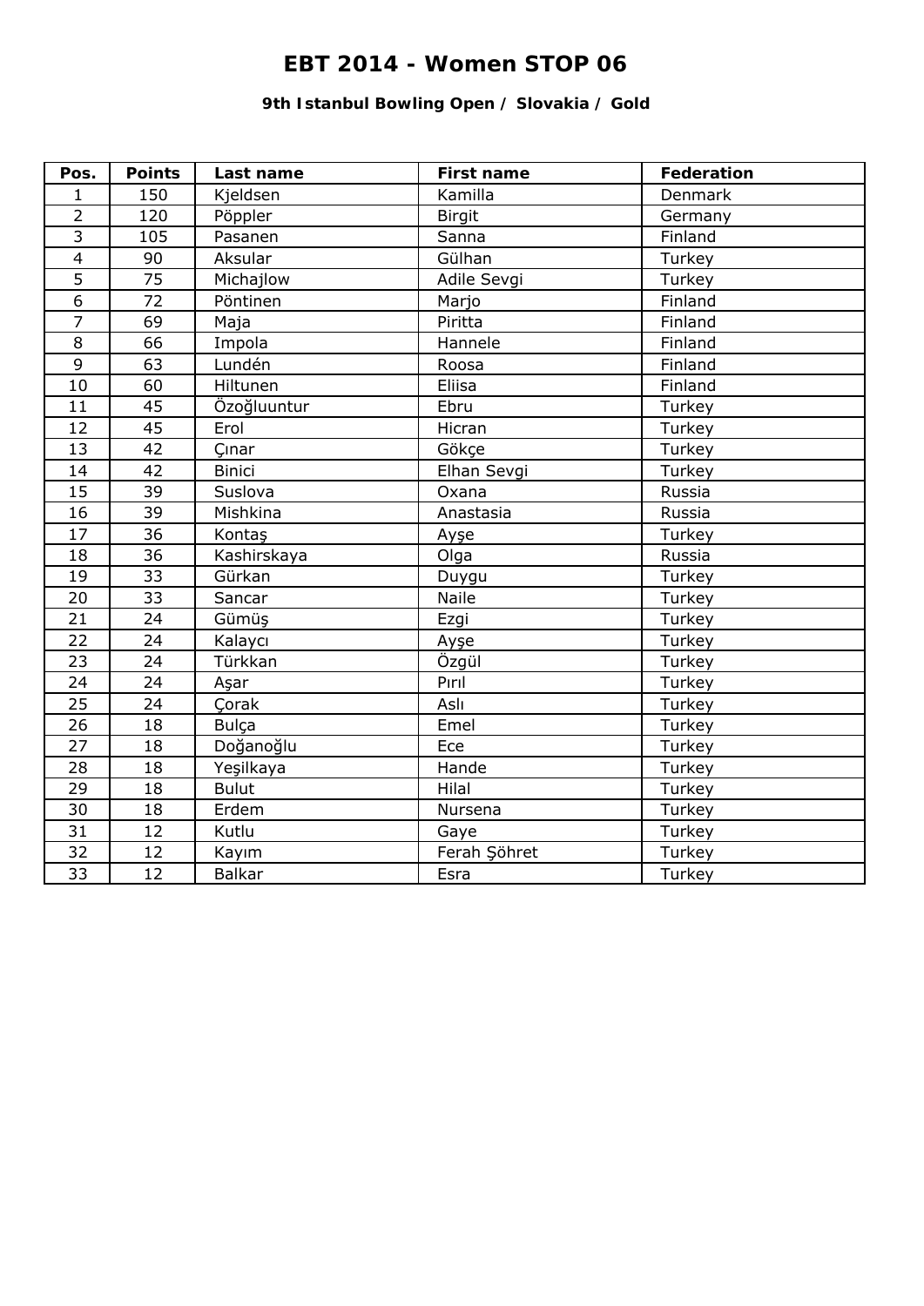# EBT 2014 - Women STOP 06

### 9th Istanbul Bowling Open / Slovakia / Gold

| Pos. | Points | Last name | First name | Federation |
|---|---|---|---|---|
| 1 | 150 | Kjeldsen | Kamilla | Denmark |
| 2 | 120 | Pöppler | Birgit | Germany |
| 3 | 105 | Pasanen | Sanna | Finland |
| 4 | 90 | Aksular | Gülhan | Turkey |
| 5 | 75 | Michajlow | Adile Sevgi | Turkey |
| 6 | 72 | Pöntinen | Marjo | Finland |
| 7 | 69 | Maja | Piritta | Finland |
| 8 | 66 | Impola | Hannele | Finland |
| 9 | 63 | Lundén | Roosa | Finland |
| 10 | 60 | Hiltunen | Eliisa | Finland |
| 11 | 45 | Özoğluuntur | Ebru | Turkey |
| 12 | 45 | Erol | Hicran | Turkey |
| 13 | 42 | Çınar | Gökçe | Turkey |
| 14 | 42 | Binici | Elhan Sevgi | Turkey |
| 15 | 39 | Suslova | Oxana | Russia |
| 16 | 39 | Mishkina | Anastasia | Russia |
| 17 | 36 | Kontaş | Ayşe | Turkey |
| 18 | 36 | Kashirskaya | Olga | Russia |
| 19 | 33 | Gürkan | Duygu | Turkey |
| 20 | 33 | Sancar | Naile | Turkey |
| 21 | 24 | Gümüş | Ezgi | Turkey |
| 22 | 24 | Kalaycı | Ayşe | Turkey |
| 23 | 24 | Türkkan | Özgül | Turkey |
| 24 | 24 | Aşar | Pırıl | Turkey |
| 25 | 24 | Çorak | Aslı | Turkey |
| 26 | 18 | Bulça | Emel | Turkey |
| 27 | 18 | Doğanoğlu | Ece | Turkey |
| 28 | 18 | Yeşilkaya | Hande | Turkey |
| 29 | 18 | Bulut | Hilal | Turkey |
| 30 | 18 | Erdem | Nursena | Turkey |
| 31 | 12 | Kutlu | Gaye | Turkey |
| 32 | 12 | Kayım | Ferah Şöhret | Turkey |
| 33 | 12 | Balkar | Esra | Turkey |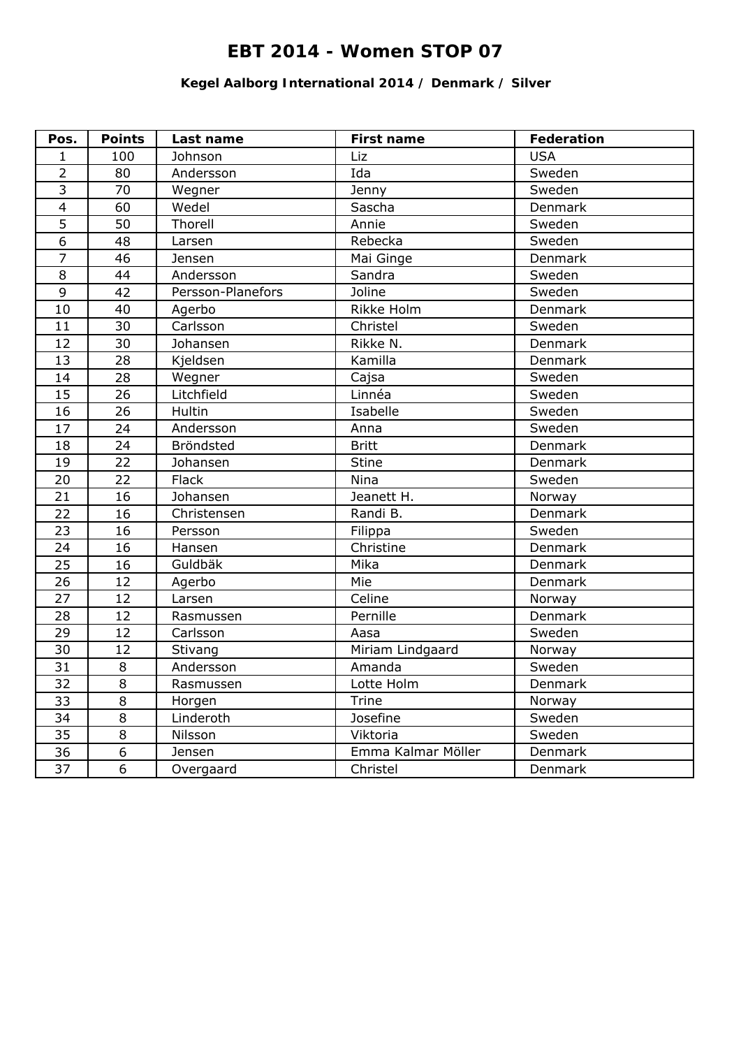# EBT 2014 - Women STOP 07

### Kegel Aalborg International 2014 / Denmark / Silver

| Pos. | Points | Last name | First name | Federation |
|---|---|---|---|---|
| 1 | 100 | Johnson | Liz | USA |
| 2 | 80 | Andersson | Ida | Sweden |
| 3 | 70 | Wegner | Jenny | Sweden |
| 4 | 60 | Wedel | Sascha | Denmark |
| 5 | 50 | Thorell | Annie | Sweden |
| 6 | 48 | Larsen | Rebecka | Sweden |
| 7 | 46 | Jensen | Mai Ginge | Denmark |
| 8 | 44 | Andersson | Sandra | Sweden |
| 9 | 42 | Persson-Planefors | Joline | Sweden |
| 10 | 40 | Agerbo | Rikke Holm | Denmark |
| 11 | 30 | Carlsson | Christel | Sweden |
| 12 | 30 | Johansen | Rikke N. | Denmark |
| 13 | 28 | Kjeldsen | Kamilla | Denmark |
| 14 | 28 | Wegner | Cajsa | Sweden |
| 15 | 26 | Litchfield | Linnéa | Sweden |
| 16 | 26 | Hultin | Isabelle | Sweden |
| 17 | 24 | Andersson | Anna | Sweden |
| 18 | 24 | Bröndsted | Britt | Denmark |
| 19 | 22 | Johansen | Stine | Denmark |
| 20 | 22 | Flack | Nina | Sweden |
| 21 | 16 | Johansen | Jeanett H. | Norway |
| 22 | 16 | Christensen | Randi B. | Denmark |
| 23 | 16 | Persson | Filippa | Sweden |
| 24 | 16 | Hansen | Christine | Denmark |
| 25 | 16 | Guldbäk | Mika | Denmark |
| 26 | 12 | Agerbo | Mie | Denmark |
| 27 | 12 | Larsen | Celine | Norway |
| 28 | 12 | Rasmussen | Pernille | Denmark |
| 29 | 12 | Carlsson | Aasa | Sweden |
| 30 | 12 | Stivang | Miriam Lindgaard | Norway |
| 31 | 8 | Andersson | Amanda | Sweden |
| 32 | 8 | Rasmussen | Lotte Holm | Denmark |
| 33 | 8 | Horgen | Trine | Norway |
| 34 | 8 | Linderoth | Josefine | Sweden |
| 35 | 8 | Nilsson | Viktoria | Sweden |
| 36 | 6 | Jensen | Emma Kalmar Möller | Denmark |
| 37 | 6 | Overgaard | Christel | Denmark |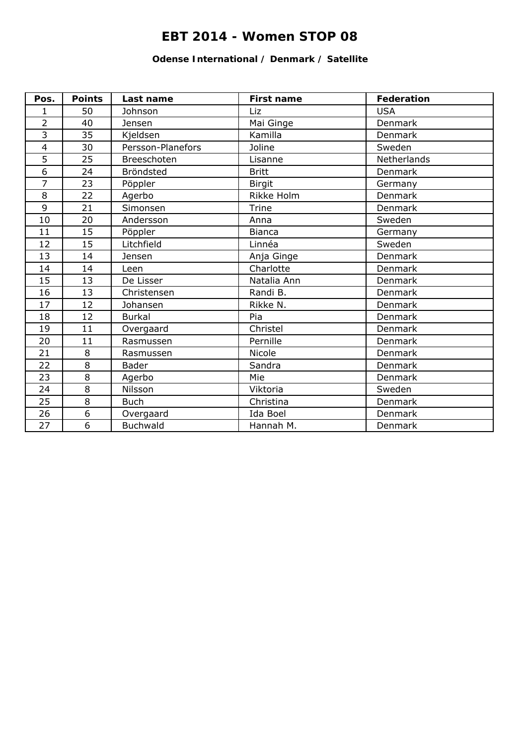# EBT 2014 - Women STOP 08

**Odense International / Denmark / Satellite**

| Pos. | Points | Last name | First name | Federation |
|---|---|---|---|---|
| 1 | 50 | Johnson | Liz | USA |
| 2 | 40 | Jensen | Mai Ginge | Denmark |
| 3 | 35 | Kjeldsen | Kamilla | Denmark |
| 4 | 30 | Persson-Planefors | Joline | Sweden |
| 5 | 25 | Breeschoten | Lisanne | Netherlands |
| 6 | 24 | Bröndsted | Britt | Denmark |
| 7 | 23 | Pöppler | Birgit | Germany |
| 8 | 22 | Agerbo | Rikke Holm | Denmark |
| 9 | 21 | Simonsen | Trine | Denmark |
| 10 | 20 | Andersson | Anna | Sweden |
| 11 | 15 | Pöppler | Bianca | Germany |
| 12 | 15 | Litchfield | Linnéa | Sweden |
| 13 | 14 | Jensen | Anja Ginge | Denmark |
| 14 | 14 | Leen | Charlotte | Denmark |
| 15 | 13 | De Lisser | Natalia Ann | Denmark |
| 16 | 13 | Christensen | Randi B. | Denmark |
| 17 | 12 | Johansen | Rikke N. | Denmark |
| 18 | 12 | Burkal | Pia | Denmark |
| 19 | 11 | Overgaard | Christel | Denmark |
| 20 | 11 | Rasmussen | Pernille | Denmark |
| 21 | 8 | Rasmussen | Nicole | Denmark |
| 22 | 8 | Bader | Sandra | Denmark |
| 23 | 8 | Agerbo | Mie | Denmark |
| 24 | 8 | Nilsson | Viktoria | Sweden |
| 25 | 8 | Buch | Christina | Denmark |
| 26 | 6 | Overgaard | Ida Boel | Denmark |
| 27 | 6 | Buchwald | Hannah M. | Denmark |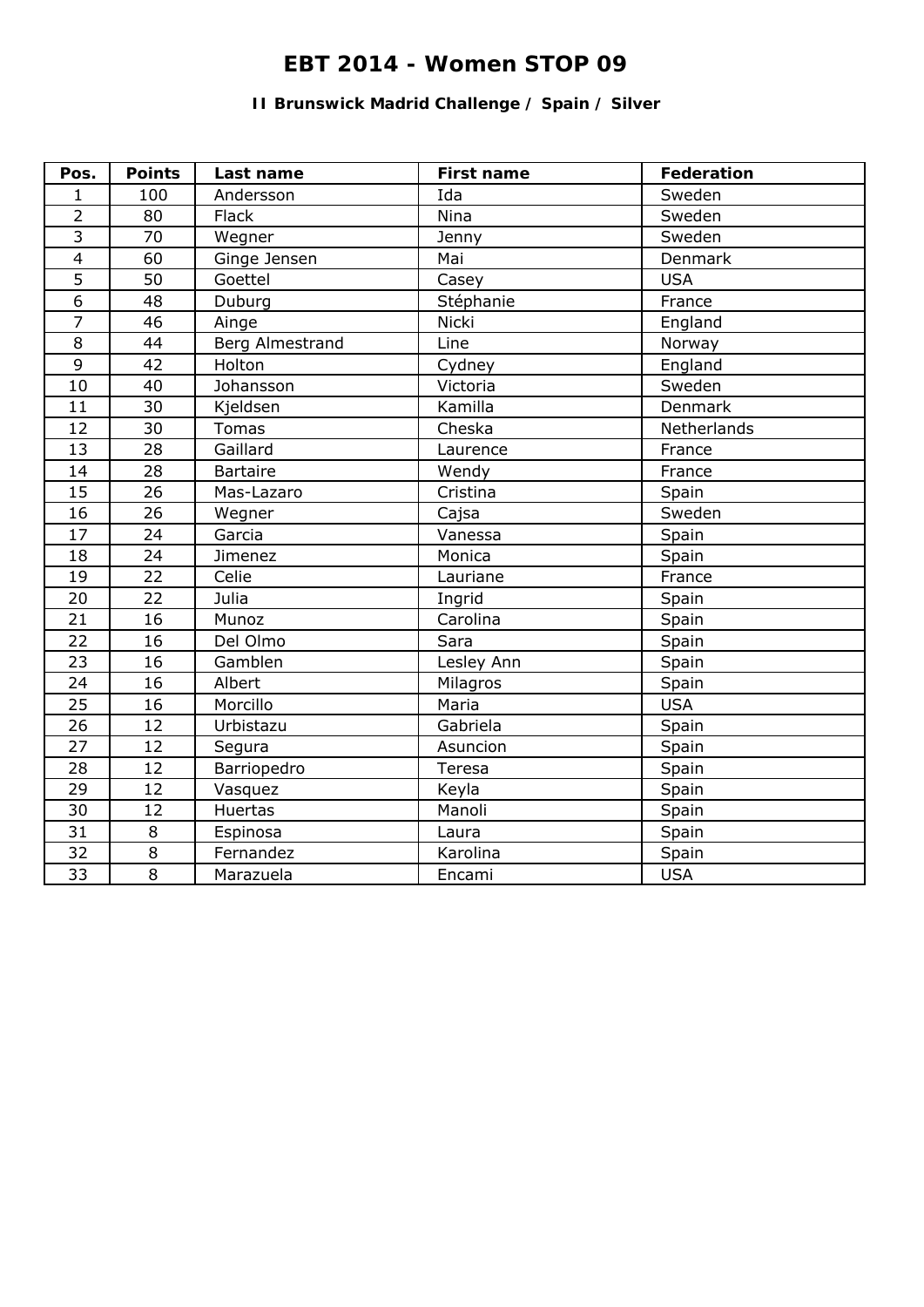# EBT 2014 - Women STOP 09

### II Brunswick Madrid Challenge / Spain / Silver

| Pos. | Points | Last name | First name | Federation |
|---|---|---|---|---|
| 1 | 100 | Andersson | Ida | Sweden |
| 2 | 80 | Flack | Nina | Sweden |
| 3 | 70 | Wegner | Jenny | Sweden |
| 4 | 60 | Ginge Jensen | Mai | Denmark |
| 5 | 50 | Goettel | Casey | USA |
| 6 | 48 | Duburg | Stéphanie | France |
| 7 | 46 | Ainge | Nicki | England |
| 8 | 44 | Berg Almestrand | Line | Norway |
| 9 | 42 | Holton | Cydney | England |
| 10 | 40 | Johansson | Victoria | Sweden |
| 11 | 30 | Kjeldsen | Kamilla | Denmark |
| 12 | 30 | Tomas | Cheska | Netherlands |
| 13 | 28 | Gaillard | Laurence | France |
| 14 | 28 | Bartaire | Wendy | France |
| 15 | 26 | Mas-Lazaro | Cristina | Spain |
| 16 | 26 | Wegner | Cajsa | Sweden |
| 17 | 24 | Garcia | Vanessa | Spain |
| 18 | 24 | Jimenez | Monica | Spain |
| 19 | 22 | Celie | Lauriane | France |
| 20 | 22 | Julia | Ingrid | Spain |
| 21 | 16 | Munoz | Carolina | Spain |
| 22 | 16 | Del Olmo | Sara | Spain |
| 23 | 16 | Gamblen | Lesley Ann | Spain |
| 24 | 16 | Albert | Milagros | Spain |
| 25 | 16 | Morcillo | Maria | USA |
| 26 | 12 | Urbistazu | Gabriela | Spain |
| 27 | 12 | Segura | Asuncion | Spain |
| 28 | 12 | Barriopedro | Teresa | Spain |
| 29 | 12 | Vasquez | Keyla | Spain |
| 30 | 12 | Huertas | Manoli | Spain |
| 31 | 8 | Espinosa | Laura | Spain |
| 32 | 8 | Fernandez | Karolina | Spain |
| 33 | 8 | Marazuela | Encami | USA |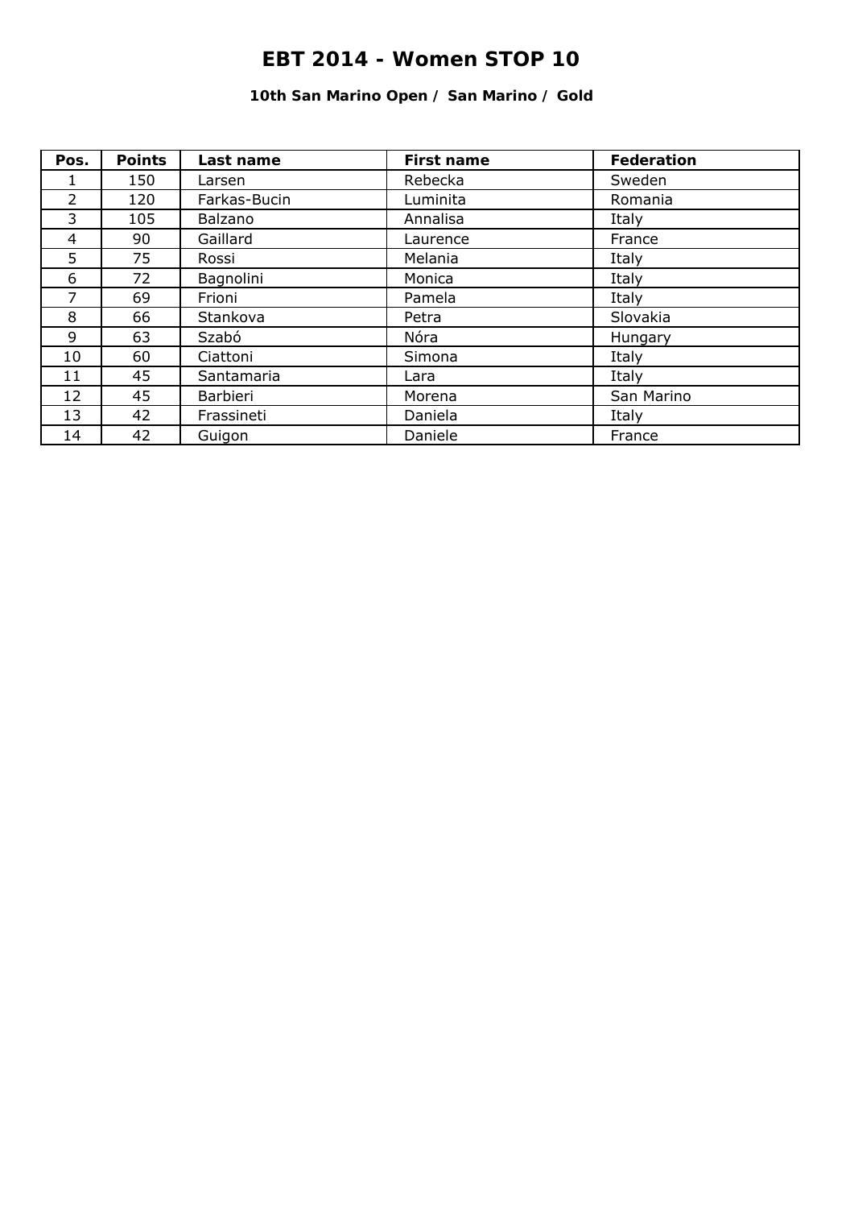# EBT 2014 - Women STOP 10

### 10th San Marino Open / San Marino / Gold

| Pos. | Points | Last name | First name | Federation |
|---|---|---|---|---|
| 1 | 150 | Larsen | Rebecka | Sweden |
| 2 | 120 | Farkas-Bucin | Luminita | Romania |
| 3 | 105 | Balzano | Annalisa | Italy |
| 4 | 90 | Gaillard | Laurence | France |
| 5 | 75 | Rossi | Melania | Italy |
| 6 | 72 | Bagnolini | Monica | Italy |
| 7 | 69 | Frioni | Pamela | Italy |
| 8 | 66 | Stankova | Petra | Slovakia |
| 9 | 63 | Szabó | Nóra | Hungary |
| 10 | 60 | Ciattoni | Simona | Italy |
| 11 | 45 | Santamaria | Lara | Italy |
| 12 | 45 | Barbieri | Morena | San Marino |
| 13 | 42 | Frassineti | Daniela | Italy |
| 14 | 42 | Guigon | Daniele | France |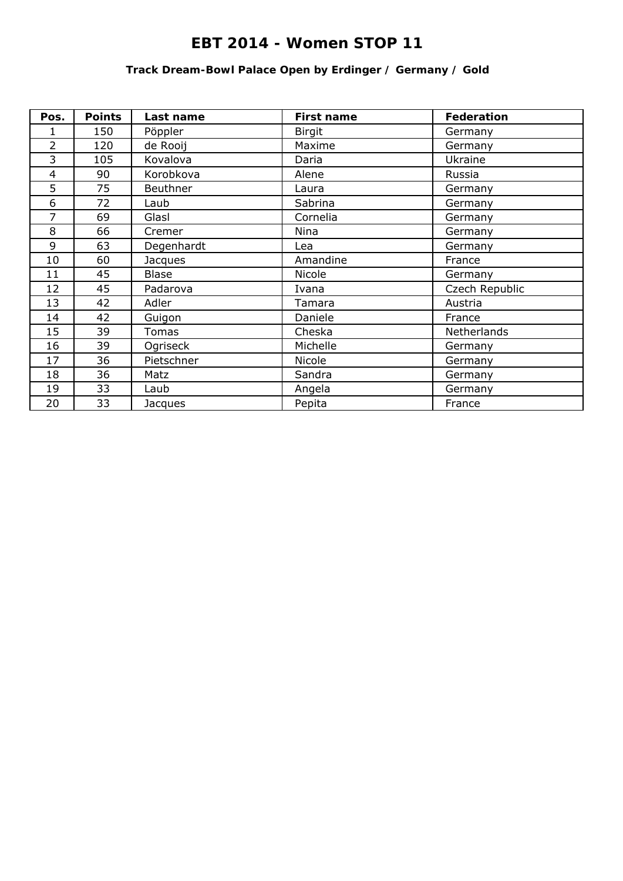# EBT 2014 - Women STOP 11

### Track Dream-Bowl Palace Open by Erdinger / Germany / Gold

| Pos. | Points | Last name | First name | Federation |
|---|---|---|---|---|
| 1 | 150 | Pöppler | Birgit | Germany |
| 2 | 120 | de Rooij | Maxime | Germany |
| 3 | 105 | Kovalova | Daria | Ukraine |
| 4 | 90 | Korobkova | Alene | Russia |
| 5 | 75 | Beuthner | Laura | Germany |
| 6 | 72 | Laub | Sabrina | Germany |
| 7 | 69 | Glasl | Cornelia | Germany |
| 8 | 66 | Cremer | Nina | Germany |
| 9 | 63 | Degenhardt | Lea | Germany |
| 10 | 60 | Jacques | Amandine | France |
| 11 | 45 | Blase | Nicole | Germany |
| 12 | 45 | Padarova | Ivana | Czech Republic |
| 13 | 42 | Adler | Tamara | Austria |
| 14 | 42 | Guigon | Daniele | France |
| 15 | 39 | Tomas | Cheska | Netherlands |
| 16 | 39 | Ogriseck | Michelle | Germany |
| 17 | 36 | Pietschner | Nicole | Germany |
| 18 | 36 | Matz | Sandra | Germany |
| 19 | 33 | Laub | Angela | Germany |
| 20 | 33 | Jacques | Pepita | France |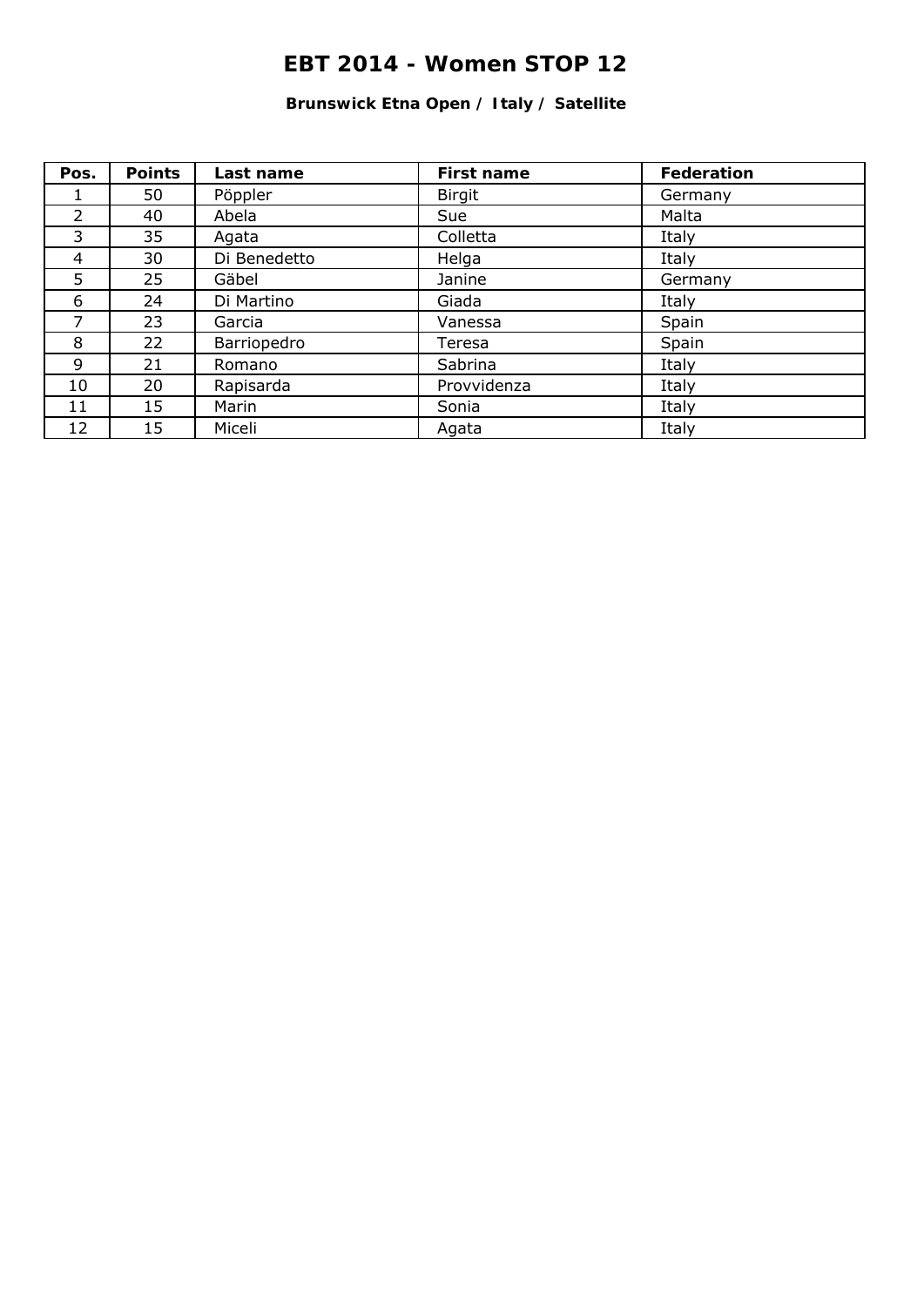# EBT 2014 - Women STOP 12

**Brunswick Etna Open / Italy / Satellite**

| Pos. | Points | Last name | First name | Federation |
|---|---|---|---|---|
| 1 | 50 | Pöppler | Birgit | Germany |
| 2 | 40 | Abela | Sue | Malta |
| 3 | 35 | Agata | Colletta | Italy |
| 4 | 30 | Di Benedetto | Helga | Italy |
| 5 | 25 | Gäbel | Janine | Germany |
| 6 | 24 | Di Martino | Giada | Italy |
| 7 | 23 | Garcia | Vanessa | Spain |
| 8 | 22 | Barriopedro | Teresa | Spain |
| 9 | 21 | Romano | Sabrina | Italy |
| 10 | 20 | Rapisarda | Provvidenza | Italy |
| 11 | 15 | Marin | Sonia | Italy |
| 12 | 15 | Miceli | Agata | Italy |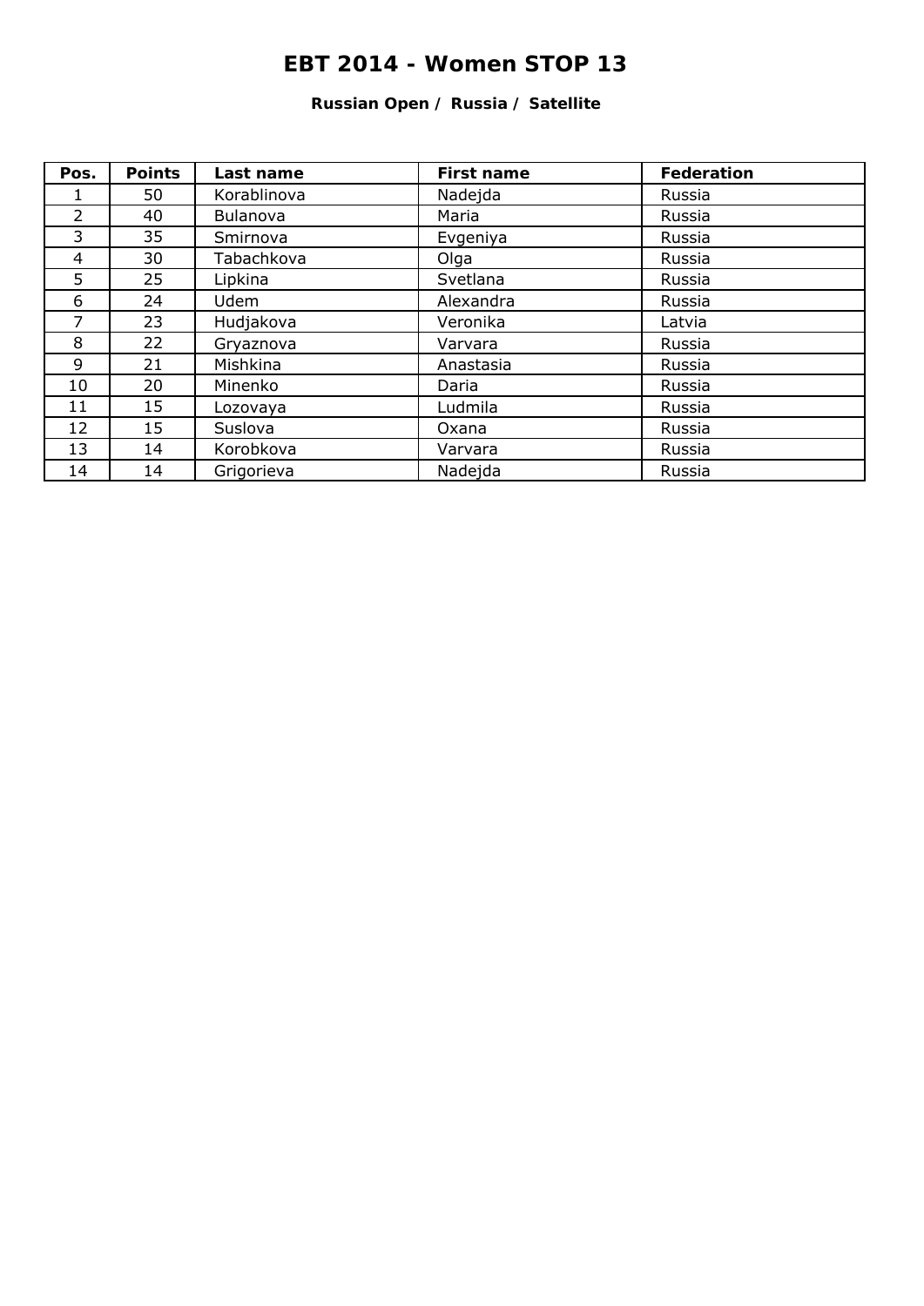# EBT 2014 - Women STOP 13

### Russian Open / Russia / Satellite

| Pos. | Points | Last name | First name | Federation |
|---|---|---|---|---|
| 1 | 50 | Korablinova | Nadejda | Russia |
| 2 | 40 | Bulanova | Maria | Russia |
| 3 | 35 | Smirnova | Evgeniya | Russia |
| 4 | 30 | Tabachkova | Olga | Russia |
| 5 | 25 | Lipkina | Svetlana | Russia |
| 6 | 24 | Udem | Alexandra | Russia |
| 7 | 23 | Hudjakova | Veronika | Latvia |
| 8 | 22 | Gryaznova | Varvara | Russia |
| 9 | 21 | Mishkina | Anastasia | Russia |
| 10 | 20 | Minenko | Daria | Russia |
| 11 | 15 | Lozovaya | Ludmila | Russia |
| 12 | 15 | Suslova | Oxana | Russia |
| 13 | 14 | Korobkova | Varvara | Russia |
| 14 | 14 | Grigorieva | Nadejda | Russia |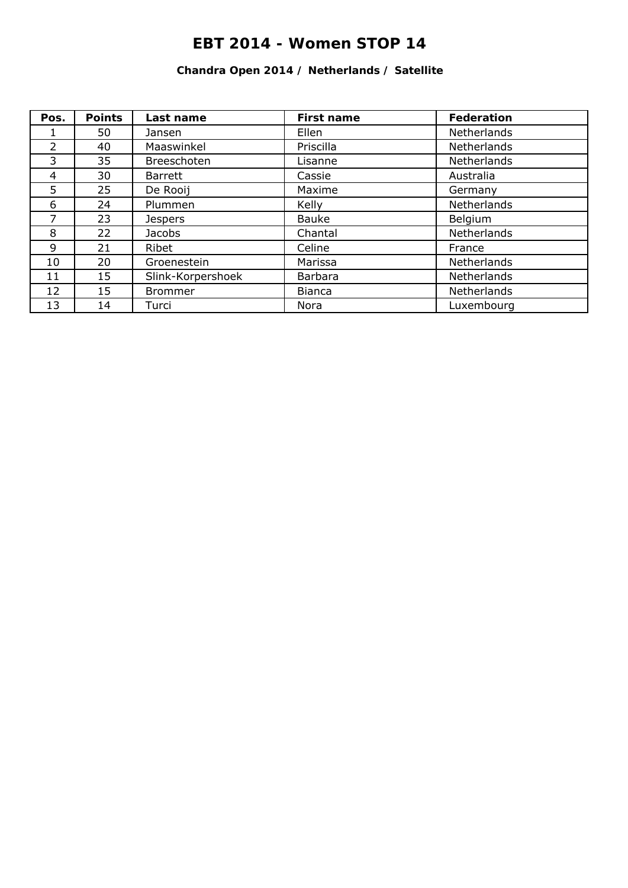# EBT 2014 - Women STOP 14

### Chandra Open 2014 / Netherlands / Satellite

| Pos. | Points | Last name | First name | Federation |
|---|---|---|---|---|
| 1 | 50 | Jansen | Ellen | Netherlands |
| 2 | 40 | Maaswinkel | Priscilla | Netherlands |
| 3 | 35 | Breeschoten | Lisanne | Netherlands |
| 4 | 30 | Barrett | Cassie | Australia |
| 5 | 25 | De Rooij | Maxime | Germany |
| 6 | 24 | Plummen | Kelly | Netherlands |
| 7 | 23 | Jespers | Bauke | Belgium |
| 8 | 22 | Jacobs | Chantal | Netherlands |
| 9 | 21 | Ribet | Celine | France |
| 10 | 20 | Groenestein | Marissa | Netherlands |
| 11 | 15 | Slink-Korpershoek | Barbara | Netherlands |
| 12 | 15 | Brommer | Bianca | Netherlands |
| 13 | 14 | Turci | Nora | Luxembourg |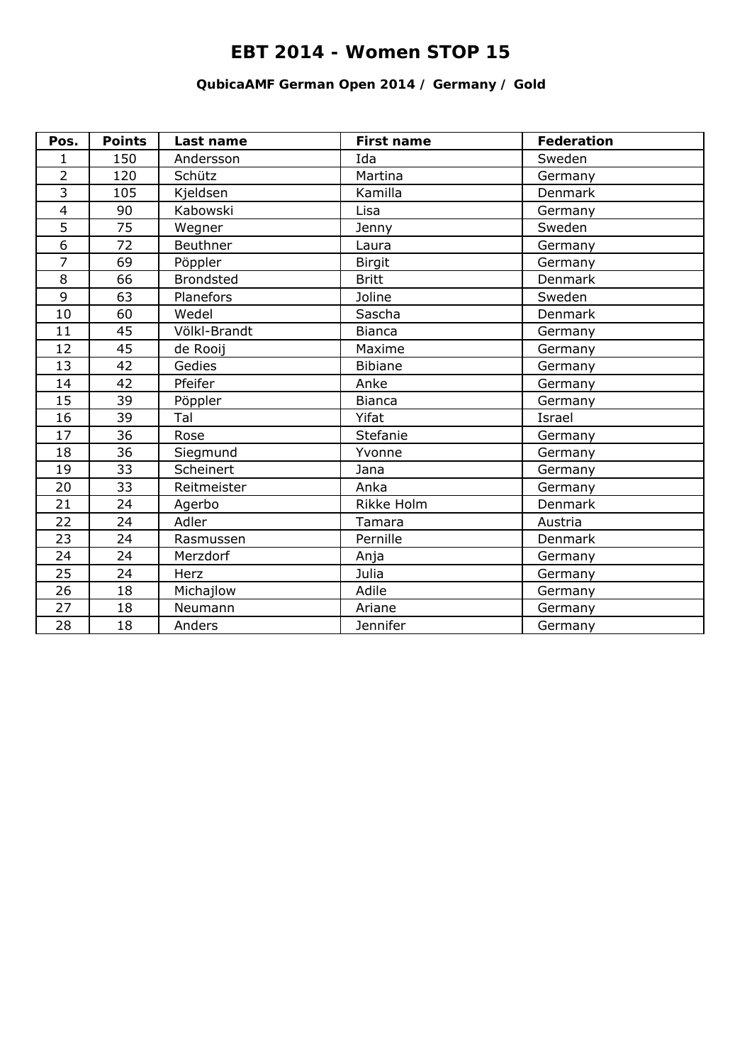# EBT 2014 - Women STOP 15

### QubicaAMF German Open 2014 / Germany / Gold

| Pos. | Points | Last name | First name | Federation |
|---|---|---|---|---|
| 1 | 150 | Andersson | Ida | Sweden |
| 2 | 120 | Schütz | Martina | Germany |
| 3 | 105 | Kjeldsen | Kamilla | Denmark |
| 4 | 90 | Kabowski | Lisa | Germany |
| 5 | 75 | Wegner | Jenny | Sweden |
| 6 | 72 | Beuthner | Laura | Germany |
| 7 | 69 | Pöppler | Birgit | Germany |
| 8 | 66 | Brondsted | Britt | Denmark |
| 9 | 63 | Planefors | Joline | Sweden |
| 10 | 60 | Wedel | Sascha | Denmark |
| 11 | 45 | Völkl-Brandt | Bianca | Germany |
| 12 | 45 | de Rooij | Maxime | Germany |
| 13 | 42 | Gedies | Bibiane | Germany |
| 14 | 42 | Pfeifer | Anke | Germany |
| 15 | 39 | Pöppler | Bianca | Germany |
| 16 | 39 | Tal | Yifat | Israel |
| 17 | 36 | Rose | Stefanie | Germany |
| 18 | 36 | Siegmund | Yvonne | Germany |
| 19 | 33 | Scheinert | Jana | Germany |
| 20 | 33 | Reitmeister | Anka | Germany |
| 21 | 24 | Agerbo | Rikke Holm | Denmark |
| 22 | 24 | Adler | Tamara | Austria |
| 23 | 24 | Rasmussen | Pernille | Denmark |
| 24 | 24 | Merzdorf | Anja | Germany |
| 25 | 24 | Herz | Julia | Germany |
| 26 | 18 | Michajlow | Adile | Germany |
| 27 | 18 | Neumann | Ariane | Germany |
| 28 | 18 | Anders | Jennifer | Germany |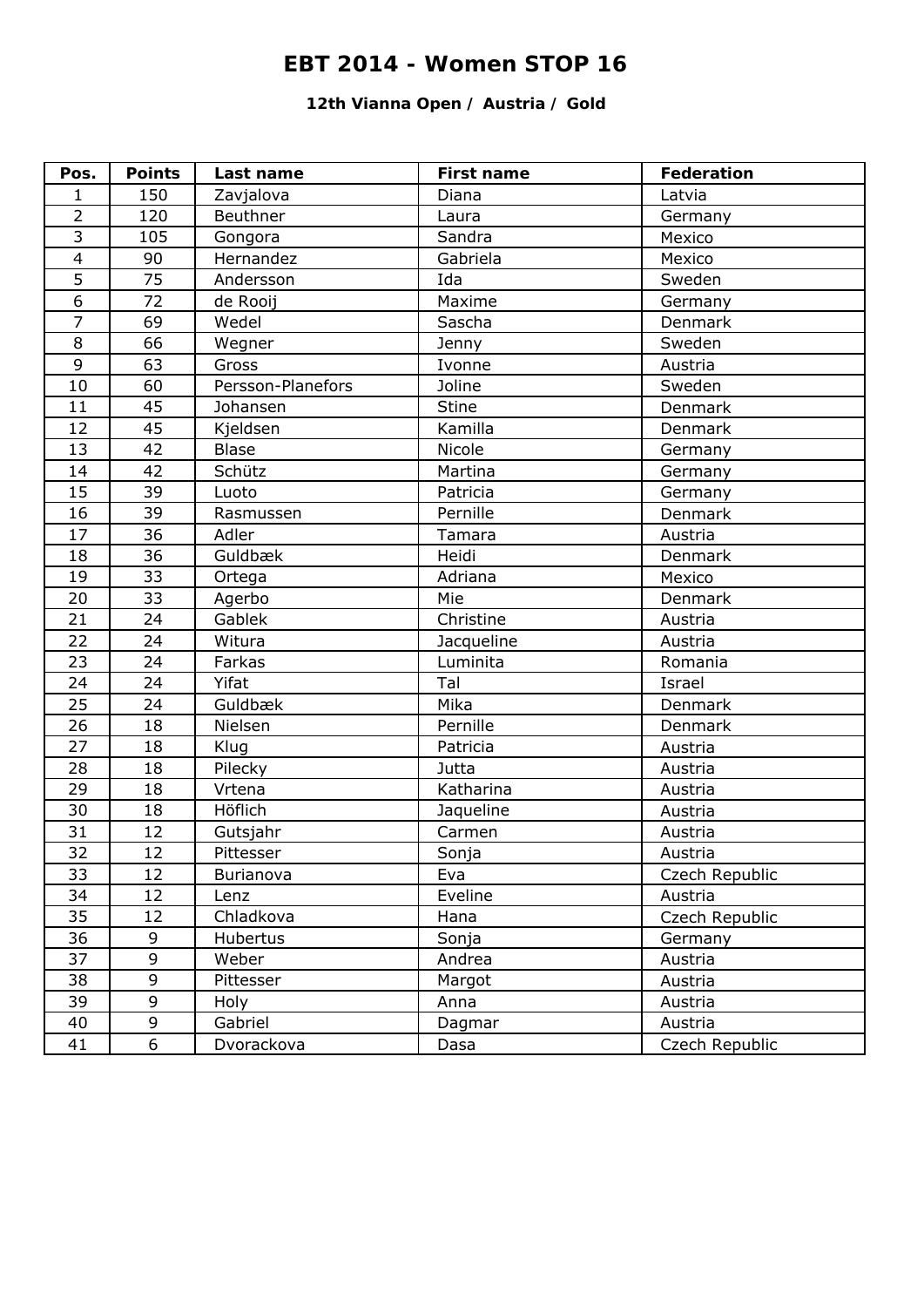# EBT 2014 - Women STOP 16

### 12th Vianna Open / Austria / Gold

| Pos. | Points | Last name | First name | Federation |
|---|---|---|---|---|
| 1 | 150 | Zavjalova | Diana | Latvia |
| 2 | 120 | Beuthner | Laura | Germany |
| 3 | 105 | Gongora | Sandra | Mexico |
| 4 | 90 | Hernandez | Gabriela | Mexico |
| 5 | 75 | Andersson | Ida | Sweden |
| 6 | 72 | de Rooij | Maxime | Germany |
| 7 | 69 | Wedel | Sascha | Denmark |
| 8 | 66 | Wegner | Jenny | Sweden |
| 9 | 63 | Gross | Ivonne | Austria |
| 10 | 60 | Persson-Planefors | Joline | Sweden |
| 11 | 45 | Johansen | Stine | Denmark |
| 12 | 45 | Kjeldsen | Kamilla | Denmark |
| 13 | 42 | Blase | Nicole | Germany |
| 14 | 42 | Schütz | Martina | Germany |
| 15 | 39 | Luoto | Patricia | Germany |
| 16 | 39 | Rasmussen | Pernille | Denmark |
| 17 | 36 | Adler | Tamara | Austria |
| 18 | 36 | Guldbæk | Heidi | Denmark |
| 19 | 33 | Ortega | Adriana | Mexico |
| 20 | 33 | Agerbo | Mie | Denmark |
| 21 | 24 | Gablek | Christine | Austria |
| 22 | 24 | Witura | Jacqueline | Austria |
| 23 | 24 | Farkas | Luminita | Romania |
| 24 | 24 | Yifat | Tal | Israel |
| 25 | 24 | Guldbæk | Mika | Denmark |
| 26 | 18 | Nielsen | Pernille | Denmark |
| 27 | 18 | Klug | Patricia | Austria |
| 28 | 18 | Pilecky | Jutta | Austria |
| 29 | 18 | Vrtena | Katharina | Austria |
| 30 | 18 | Höflich | Jaqueline | Austria |
| 31 | 12 | Gutsjahr | Carmen | Austria |
| 32 | 12 | Pittesser | Sonja | Austria |
| 33 | 12 | Burianova | Eva | Czech Republic |
| 34 | 12 | Lenz | Eveline | Austria |
| 35 | 12 | Chladkova | Hana | Czech Republic |
| 36 | 9 | Hubertus | Sonja | Germany |
| 37 | 9 | Weber | Andrea | Austria |
| 38 | 9 | Pittesser | Margot | Austria |
| 39 | 9 | Holy | Anna | Austria |
| 40 | 9 | Gabriel | Dagmar | Austria |
| 41 | 6 | Dvorackova | Dasa | Czech Republic |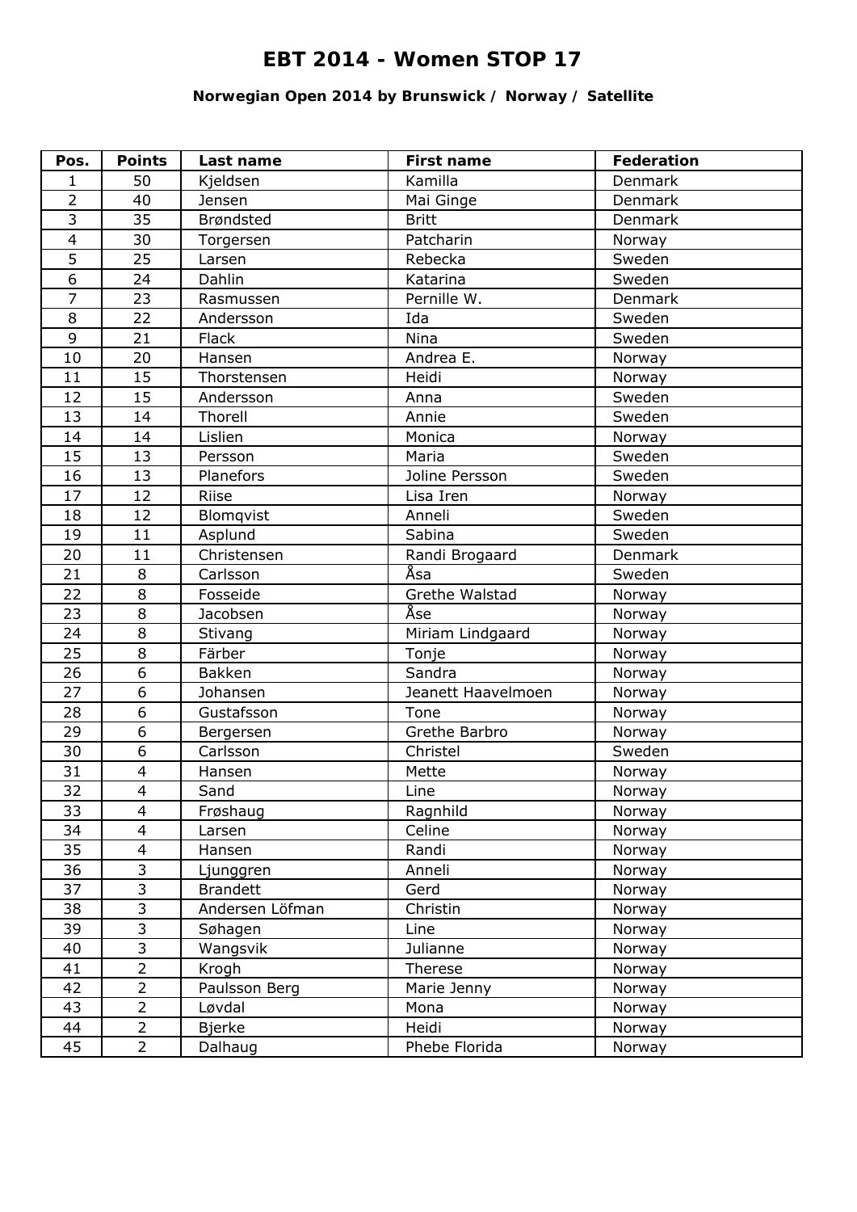# EBT 2014 - Women STOP 17

### Norwegian Open 2014 by Brunswick / Norway / Satellite

| Pos. | Points | Last name | First name | Federation |
|---|---|---|---|---|
| 1 | 50 | Kjeldsen | Kamilla | Denmark |
| 2 | 40 | Jensen | Mai Ginge | Denmark |
| 3 | 35 | Brøndsted | Britt | Denmark |
| 4 | 30 | Torgersen | Patcharin | Norway |
| 5 | 25 | Larsen | Rebecka | Sweden |
| 6 | 24 | Dahlin | Katarina | Sweden |
| 7 | 23 | Rasmussen | Pernille W. | Denmark |
| 8 | 22 | Andersson | Ida | Sweden |
| 9 | 21 | Flack | Nina | Sweden |
| 10 | 20 | Hansen | Andrea E. | Norway |
| 11 | 15 | Thorstensen | Heidi | Norway |
| 12 | 15 | Andersson | Anna | Sweden |
| 13 | 14 | Thorell | Annie | Sweden |
| 14 | 14 | Lislien | Monica | Norway |
| 15 | 13 | Persson | Maria | Sweden |
| 16 | 13 | Planefors | Joline Persson | Sweden |
| 17 | 12 | Riise | Lisa Iren | Norway |
| 18 | 12 | Blomqvist | Anneli | Sweden |
| 19 | 11 | Asplund | Sabina | Sweden |
| 20 | 11 | Christensen | Randi Brogaard | Denmark |
| 21 | 8 | Carlsson | Åsa | Sweden |
| 22 | 8 | Fosseide | Grethe Walstad | Norway |
| 23 | 8 | Jacobsen | Åse | Norway |
| 24 | 8 | Stivang | Miriam Lindgaard | Norway |
| 25 | 8 | Färber | Tonje | Norway |
| 26 | 6 | Bakken | Sandra | Norway |
| 27 | 6 | Johansen | Jeanett Haavelmoen | Norway |
| 28 | 6 | Gustafsson | Tone | Norway |
| 29 | 6 | Bergersen | Grethe Barbro | Norway |
| 30 | 6 | Carlsson | Christel | Sweden |
| 31 | 4 | Hansen | Mette | Norway |
| 32 | 4 | Sand | Line | Norway |
| 33 | 4 | Frøshaug | Ragnhild | Norway |
| 34 | 4 | Larsen | Celine | Norway |
| 35 | 4 | Hansen | Randi | Norway |
| 36 | 3 | Ljunggren | Anneli | Norway |
| 37 | 3 | Brandett | Gerd | Norway |
| 38 | 3 | Andersen Löfman | Christin | Norway |
| 39 | 3 | Søhagen | Line | Norway |
| 40 | 3 | Wangsvik | Julianne | Norway |
| 41 | 2 | Krogh | Therese | Norway |
| 42 | 2 | Paulsson Berg | Marie Jenny | Norway |
| 43 | 2 | Løvdal | Mona | Norway |
| 44 | 2 | Bjerke | Heidi | Norway |
| 45 | 2 | Dalhaug | Phebe Florida | Norway |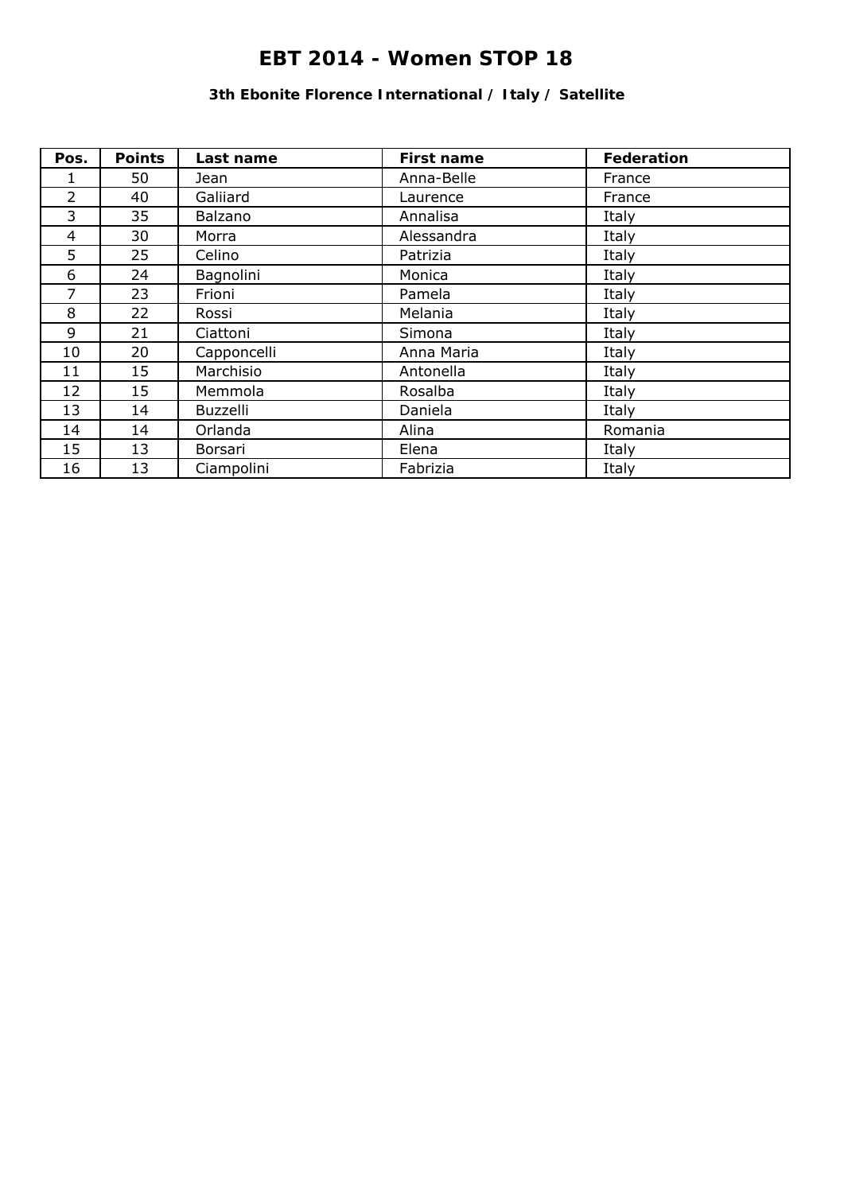# EBT 2014 - Women STOP 18

### 3th Ebonite Florence International / Italy / Satellite

| Pos. | Points | Last name | First name | Federation |
|---|---|---|---|---|
| 1 | 50 | Jean | Anna-Belle | France |
| 2 | 40 | Galiiard | Laurence | France |
| 3 | 35 | Balzano | Annalisa | Italy |
| 4 | 30 | Morra | Alessandra | Italy |
| 5 | 25 | Celino | Patrizia | Italy |
| 6 | 24 | Bagnolini | Monica | Italy |
| 7 | 23 | Frioni | Pamela | Italy |
| 8 | 22 | Rossi | Melania | Italy |
| 9 | 21 | Ciattoni | Simona | Italy |
| 10 | 20 | Capponcelli | Anna Maria | Italy |
| 11 | 15 | Marchisio | Antonella | Italy |
| 12 | 15 | Memmola | Rosalba | Italy |
| 13 | 14 | Buzzelli | Daniela | Italy |
| 14 | 14 | Orlanda | Alina | Romania |
| 15 | 13 | Borsari | Elena | Italy |
| 16 | 13 | Ciampolini | Fabrizia | Italy |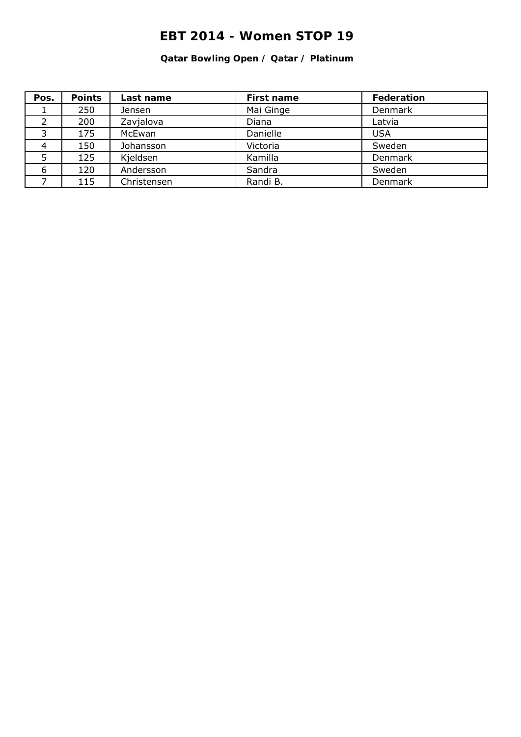# EBT 2014 - Women STOP 19

**Qatar Bowling Open / Qatar / Platinum**

| Pos. | Points | Last name | First name | Federation |
|---|---|---|---|---|
| 1 | 250 | Jensen | Mai Ginge | Denmark |
| 2 | 200 | Zavjalova | Diana | Latvia |
| 3 | 175 | McEwan | Danielle | USA |
| 4 | 150 | Johansson | Victoria | Sweden |
| 5 | 125 | Kjeldsen | Kamilla | Denmark |
| 6 | 120 | Andersson | Sandra | Sweden |
| 7 | 115 | Christensen | Randi B. | Denmark |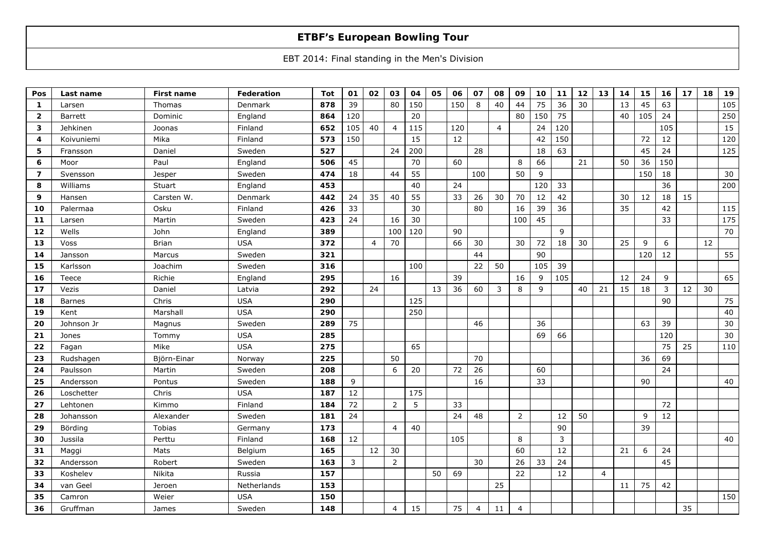# ETBF's European Bowling Tour

EBT 2014: Final standing in the Men's Division

| Pos | Last name | First name | Federation | Tot | 01 | 02 | 03 | 04 | 05 | 06 | 07 | 08 | 09 | 10 | 11 | 12 | 13 | 14 | 15 | 16 | 17 | 18 | 19 |
|---|---|---|---|---|---|---|---|---|---|---|---|---|---|---|---|---|---|---|---|---|---|---|---|
| 1 | Larsen | Thomas | Denmark | 878 | 39 | | 80 | 150 | | 150 | 8 | 40 | 44 | 75 | 36 | 30 | | 13 | 45 | 63 | | | 105 |
| 2 | Barrett | Dominic | England | 864 | 120 | | | 20 | | | | | 80 | 150 | 75 | | | 40 | 105 | 24 | | | 250 |
| 3 | Jehkinen | Joonas | Finland | 652 | 105 | 40 | 4 | 115 | | 120 | | 4 | | 24 | 120 | | | | | 105 | | | 15 |
| 4 | Koivuniemi | Mika | Finland | 573 | 150 | | | 15 | | 12 | | | | 42 | 150 | | | | 72 | 12 | | | 120 |
| 5 | Fransson | Daniel | Sweden | 527 | | | 24 | 200 | | | 28 | | | 18 | 63 | | | | 45 | 24 | | | 125 |
| 6 | Moor | Paul | England | 506 | 45 | | | 70 | | 60 | | | 8 | 66 | | 21 | | 50 | 36 | 150 | | | |
| 7 | Svensson | Jesper | Sweden | 474 | 18 | | 44 | 55 | | | 100 | | 50 | 9 | | | | | 150 | 18 | | | 30 |
| 8 | Williams | Stuart | England | 453 | | | | 40 | | 24 | | | | 120 | 33 | | | | | 36 | | | 200 |
| 9 | Hansen | Carsten W. | Denmark | 442 | 24 | 35 | 40 | 55 | | 33 | 26 | 30 | 70 | 12 | 42 | | | 30 | 12 | 18 | 15 | | |
| 10 | Palermaa | Osku | Finland | 426 | 33 | | | 30 | | | 80 | | 16 | 39 | 36 | | | 35 | | 42 | | | 115 |
| 11 | Larsen | Martin | Sweden | 423 | 24 | | 16 | 30 | | | | | 100 | 45 | | | | | | 33 | | | 175 |
| 12 | Wells | John | England | 389 | | | 100 | 120 | | 90 | | | | | 9 | | | | | | | | 70 |
| 13 | Voss | Brian | USA | 372 | | 4 | 70 | | | 66 | 30 | | 30 | 72 | 18 | 30 | | 25 | 9 | 6 | | 12 | |
| 14 | Jansson | Marcus | Sweden | 321 | | | | | | | 44 | | | 90 | | | | | 120 | 12 | | | 55 |
| 15 | Karlsson | Joachim | Sweden | 316 | | | | 100 | | | 22 | 50 | | 105 | 39 | | | | | | | | |
| 16 | Teece | Richie | England | 295 | | | 16 | | | 39 | | | 16 | 9 | 105 | | | 12 | 24 | 9 | | | 65 |
| 17 | Vezis | Daniel | Latvia | 292 | | 24 | | | 13 | 36 | 60 | 3 | 8 | 9 | | 40 | 21 | 15 | 18 | 3 | 12 | 30 | |
| 18 | Barnes | Chris | USA | 290 | | | | 125 | | | | | | | | | | | | 90 | | | 75 |
| 19 | Kent | Marshall | USA | 290 | | | | 250 | | | | | | | | | | | | | | | 40 |
| 20 | Johnson Jr | Magnus | Sweden | 289 | 75 | | | | | | 46 | | | 36 | | | | | 63 | 39 | | | 30 |
| 21 | Jones | Tommy | USA | 285 | | | | | | | | | | 69 | 66 | | | | | 120 | | | 30 |
| 22 | Fagan | Mike | USA | 275 | | | | 65 | | | | | | | | | | | | 75 | 25 | | 110 |
| 23 | Rudshagen | Björn-Einar | Norway | 225 | | | 50 | | | | 70 | | | | | | | | 36 | 69 | | | |
| 24 | Paulsson | Martin | Sweden | 208 | | | 6 | 20 | | 72 | 26 | | | 60 | | | | | | 24 | | | |
| 25 | Andersson | Pontus | Sweden | 188 | 9 | | | | | | 16 | | | 33 | | | | | 90 | | | | 40 |
| 26 | Loschetter | Chris | USA | 187 | 12 | | | 175 | | | | | | | | | | | | | | | |
| 27 | Lehtonen | Kimmo | Finland | 184 | 72 | | 2 | 5 | | 33 | | | | | | | | | | 72 | | | |
| 28 | Johansson | Alexander | Sweden | 181 | 24 | | | | | 24 | 48 | | 2 | | 12 | 50 | | | 9 | 12 | | | |
| 29 | Börding | Tobias | Germany | 173 | | | 4 | 40 | | | | | | | 90 | | | | 39 | | | | |
| 30 | Jussila | Perttu | Finland | 168 | 12 | | | | | 105 | | | 8 | | 3 | | | | | | | | 40 |
| 31 | Maggi | Mats | Belgium | 165 | | 12 | 30 | | | | | | 60 | | 12 | | | 21 | 6 | 24 | | | |
| 32 | Andersson | Robert | Sweden | 163 | 3 | | 2 | | | | 30 | | 26 | 33 | 24 | | | | | 45 | | | |
| 33 | Koshelev | Nikita | Russia | 157 | | | | | 50 | 69 | | | 22 | | 12 | | 4 | | | | | | |
| 34 | van Geel | Jeroen | Netherlands | 153 | | | | | | | | 25 | | | | | | 11 | 75 | 42 | | | |
| 35 | Camron | Weier | USA | 150 | | | | | | | | | | | | | | | | | | | 150 |
| 36 | Gruffman | James | Sweden | 148 | | | 4 | 15 | | 75 | 4 | 11 | 4 | | | | | | | | 35 | | |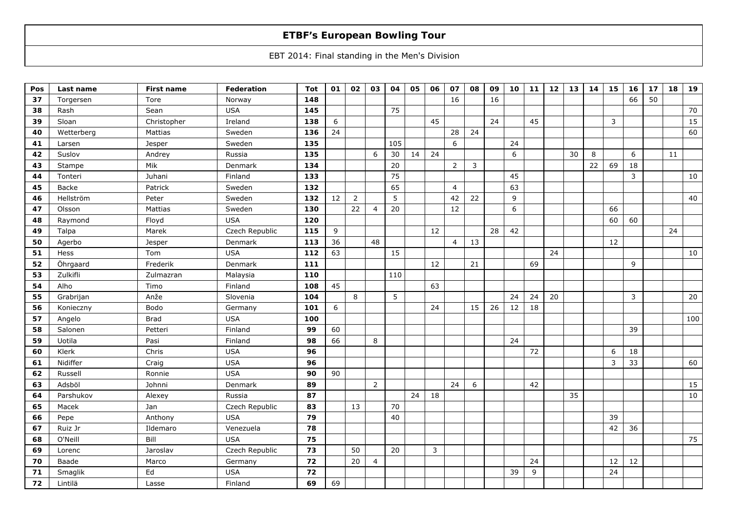# ETBF's European Bowling Tour

EBT 2014: Final standing in the Men's Division

| Pos | Last name | First name | Federation | Tot | 01 | 02 | 03 | 04 | 05 | 06 | 07 | 08 | 09 | 10 | 11 | 12 | 13 | 14 | 15 | 16 | 17 | 18 | 19 |
|---|---|---|---|---|---|---|---|---|---|---|---|---|---|---|---|---|---|---|---|---|---|---|---|
| 37 | Torgersen | Tore | Norway | 148 | | | | | | | 16 | | 16 | | | | | | | 66 | 50 | | |
| 38 | Rash | Sean | USA | 145 | | | | 75 | | | | | | | | | | | | | | | 70 |
| 39 | Sloan | Christopher | Ireland | 138 | 6 | | | | | 45 | | | 24 | | 45 | | | | 3 | | | | 15 |
| 40 | Wetterberg | Mattias | Sweden | 136 | 24 | | | | | | 28 | 24 | | | | | | | | | | | 60 |
| 41 | Larsen | Jesper | Sweden | 135 | | | | 105 | | | 6 | | | 24 | | | | | | | | | |
| 42 | Suslov | Andrey | Russia | 135 | | | 6 | 30 | 14 | 24 | | | | 6 | | | 30 | 8 | | 6 | | 11 | |
| 43 | Stampe | Mik | Denmark | 134 | | | | 20 | | | 2 | 3 | | | | | | 22 | 69 | 18 | | | |
| 44 | Tonteri | Juhani | Finland | 133 | | | | 75 | | | | | | 45 | | | | | | 3 | | | 10 |
| 45 | Backe | Patrick | Sweden | 132 | | | | 65 | | | 4 | | | 63 | | | | | | | | | |
| 46 | Hellström | Peter | Sweden | 132 | 12 | 2 | | 5 | | | 42 | 22 | | 9 | | | | | | | | | 40 |
| 47 | Olsson | Mattias | Sweden | 130 | | 22 | 4 | 20 | | | 12 | | | 6 | | | | | 66 | | | | |
| 48 | Raymond | Floyd | USA | 120 | | | | | | | | | | | | | | | 60 | 60 | | | |
| 49 | Talpa | Marek | Czech Republic | 115 | 9 | | | | | 12 | | | 28 | 42 | | | | | | | | 24 | |
| 50 | Agerbo | Jesper | Denmark | 113 | 36 | | 48 | | | | 4 | 13 | | | | | | | 12 | | | | |
| 51 | Hess | Tom | USA | 112 | 63 | | | 15 | | | | | | | | 24 | | | | | | | 10 |
| 52 | Öhrgaard | Frederik | Denmark | 111 | | | | | | 12 | | 21 | | | 69 | | | | | 9 | | | |
| 53 | Zulkifli | Zulmazran | Malaysia | 110 | | | | 110 | | | | | | | | | | | | | | | |
| 54 | Alho | Timo | Finland | 108 | 45 | | | | | 63 | | | | | | | | | | | | | |
| 55 | Grabrijan | Anže | Slovenia | 104 | | 8 | | 5 | | | | | | 24 | 24 | 20 | | | | 3 | | | 20 |
| 56 | Konieczny | Bodo | Germany | 101 | 6 | | | | | 24 | | 15 | 26 | 12 | 18 | | | | | | | | |
| 57 | Angelo | Brad | USA | 100 | | | | | | | | | | | | | | | | | | | 100 |
| 58 | Salonen | Petteri | Finland | 99 | 60 | | | | | | | | | | | | | | | 39 | | | |
| 59 | Uotila | Pasi | Finland | 98 | 66 | | 8 | | | | | | | 24 | | | | | | | | | |
| 60 | Klerk | Chris | USA | 96 | | | | | | | | | | | 72 | | | | 6 | 18 | | | |
| 61 | Nidiffer | Craig | USA | 96 | | | | | | | | | | | | | | | 3 | 33 | | | 60 |
| 62 | Russell | Ronnie | USA | 90 | 90 | | | | | | | | | | | | | | | | | | |
| 63 | Adsböl | Johnni | Denmark | 89 | | | 2 | | | | 24 | 6 | | | 42 | | | | | | | | 15 |
| 64 | Parshukov | Alexey | Russia | 87 | | | | | 24 | 18 | | | | | | | 35 | | | | | | 10 |
| 65 | Macek | Jan | Czech Republic | 83 | | 13 | | 70 | | | | | | | | | | | | | | | |
| 66 | Pepe | Anthony | USA | 79 | | | | 40 | | | | | | | | | | | 39 | | | | |
| 67 | Ruiz Jr | Ildemaro | Venezuela | 78 | | | | | | | | | | | | | | | 42 | 36 | | | |
| 68 | O'Neill | Bill | USA | 75 | | | | | | | | | | | | | | | | | | | 75 |
| 69 | Lorenc | Jaroslav | Czech Republic | 73 | | 50 | | 20 | | 3 | | | | | | | | | | | | | |
| 70 | Baade | Marco | Germany | 72 | | 20 | 4 | | | | | | | | 24 | | | | 12 | 12 | | | |
| 71 | Smaglik | Ed | USA | 72 | | | | | | | | | | 39 | 9 | | | | 24 | | | | |
| 72 | Lintilä | Lasse | Finland | 69 | 69 | | | | | | | | | | | | | | | | | | |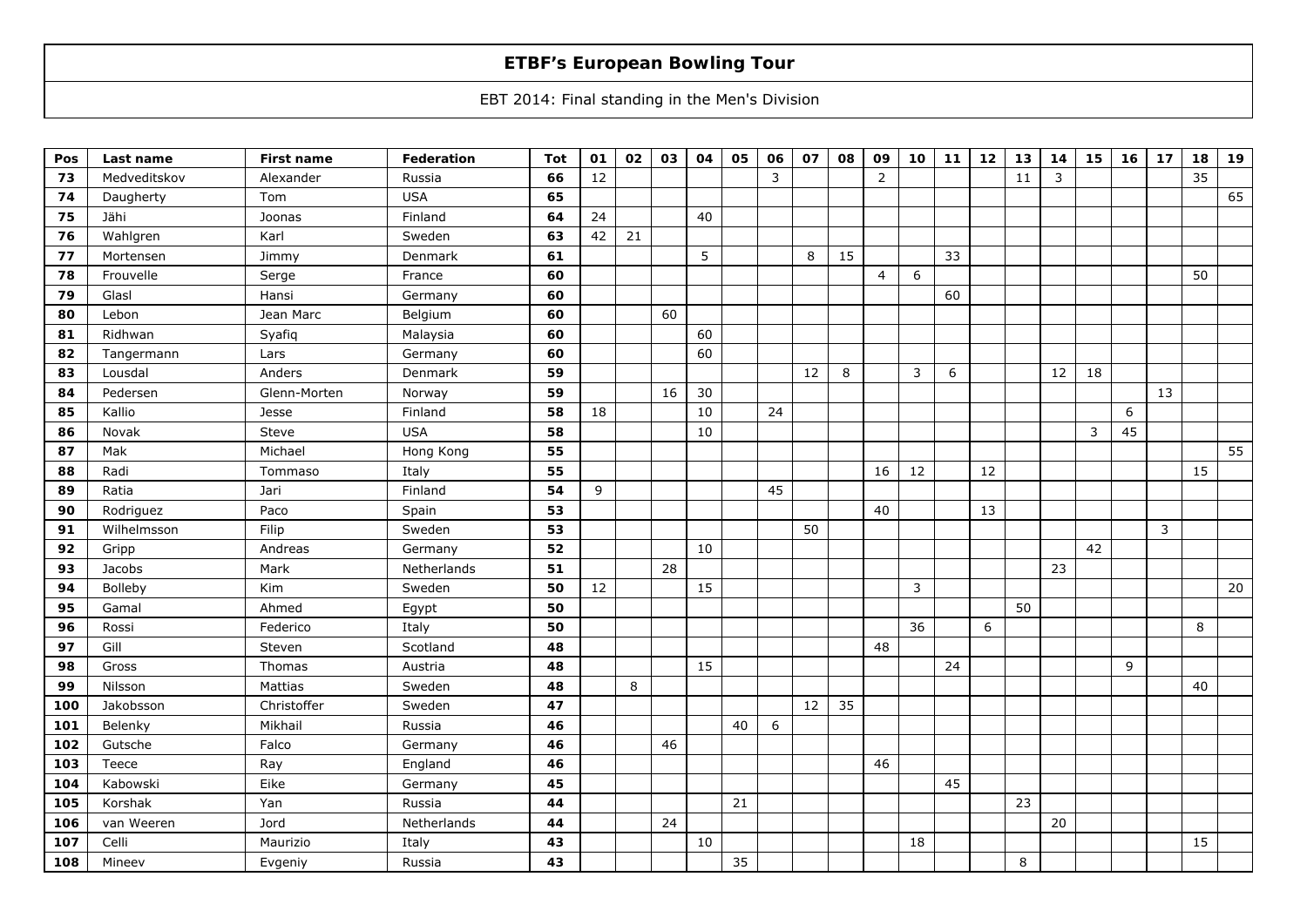# ETBF's European Bowling Tour

EBT 2014: Final standing in the Men's Division

| Pos | Last name | First name | Federation | Tot | 01 | 02 | 03 | 04 | 05 | 06 | 07 | 08 | 09 | 10 | 11 | 12 | 13 | 14 | 15 | 16 | 17 | 18 | 19 |
|---|---|---|---|---|---|---|---|---|---|---|---|---|---|---|---|---|---|---|---|---|---|---|---|
| 73 | Medveditskov | Alexander | Russia | 66 | 12 | | | | | 3 | | | 2 | | | | 11 | 3 | | | | 35 | |
| 74 | Daugherty | Tom | USA | 65 | | | | | | | | | | | | | | | | | | | 65 |
| 75 | Jähi | Joonas | Finland | 64 | 24 | | | 40 | | | | | | | | | | | | | | | |
| 76 | Wahlgren | Karl | Sweden | 63 | 42 | 21 | | | | | | | | | | | | | | | | | |
| 77 | Mortensen | Jimmy | Denmark | 61 | | | | 5 | | | 8 | 15 | | | 33 | | | | | | | | |
| 78 | Frouvelle | Serge | France | 60 | | | | | | | | | 4 | 6 | | | | | | | | 50 | |
| 79 | Glasl | Hansi | Germany | 60 | | | | | | | | | | | 60 | | | | | | | | |
| 80 | Lebon | Jean Marc | Belgium | 60 | | | 60 | | | | | | | | | | | | | | | | |
| 81 | Ridhwan | Syafiq | Malaysia | 60 | | | | 60 | | | | | | | | | | | | | | | |
| 82 | Tangermann | Lars | Germany | 60 | | | | 60 | | | | | | | | | | | | | | | |
| 83 | Lousdal | Anders | Denmark | 59 | | | | | | | 12 | 8 | | 3 | 6 | | | 12 | 18 | | | | |
| 84 | Pedersen | Glenn-Morten | Norway | 59 | | | 16 | 30 | | | | | | | | | | | | | 13 | | |
| 85 | Kallio | Jesse | Finland | 58 | 18 | | | 10 | | 24 | | | | | | | | | | 6 | | | |
| 86 | Novak | Steve | USA | 58 | | | | 10 | | | | | | | | | | | 3 | 45 | | | |
| 87 | Mak | Michael | Hong Kong | 55 | | | | | | | | | | | | | | | | | | | 55 |
| 88 | Radi | Tommaso | Italy | 55 | | | | | | | | | 16 | 12 | | 12 | | | | | | 15 | |
| 89 | Ratia | Jari | Finland | 54 | 9 | | | | | 45 | | | | | | | | | | | | | |
| 90 | Rodriguez | Paco | Spain | 53 | | | | | | | | | 40 | | | 13 | | | | | | | |
| 91 | Wilhelmsson | Filip | Sweden | 53 | | | | | | | 50 | | | | | | | | | | 3 | | |
| 92 | Gripp | Andreas | Germany | 52 | | | | 10 | | | | | | | | | | | 42 | | | | |
| 93 | Jacobs | Mark | Netherlands | 51 | | | 28 | | | | | | | | | | | 23 | | | | | |
| 94 | Bolleby | Kim | Sweden | 50 | 12 | | | 15 | | | | | | 3 | | | | | | | | | 20 |
| 95 | Gamal | Ahmed | Egypt | 50 | | | | | | | | | | | | | 50 | | | | | | |
| 96 | Rossi | Federico | Italy | 50 | | | | | | | | | | 36 | | 6 | | | | | | 8 | |
| 97 | Gill | Steven | Scotland | 48 | | | | | | | | | 48 | | | | | | | | | | |
| 98 | Gross | Thomas | Austria | 48 | | | | 15 | | | | | | | 24 | | | | | 9 | | | |
| 99 | Nilsson | Mattias | Sweden | 48 | | 8 | | | | | | | | | | | | | | | | 40 | |
| 100 | Jakobsson | Christoffer | Sweden | 47 | | | | | | | 12 | 35 | | | | | | | | | | | |
| 101 | Belenky | Mikhail | Russia | 46 | | | | | 40 | 6 | | | | | | | | | | | | | |
| 102 | Gutsche | Falco | Germany | 46 | | | 46 | | | | | | | | | | | | | | | | |
| 103 | Teece | Ray | England | 46 | | | | | | | | | 46 | | | | | | | | | | |
| 104 | Kabowski | Eike | Germany | 45 | | | | | | | | | | | 45 | | | | | | | | |
| 105 | Korshak | Yan | Russia | 44 | | | | | 21 | | | | | | | | 23 | | | | | | |
| 106 | van Weeren | Jord | Netherlands | 44 | | | 24 | | | | | | | | | | | 20 | | | | | |
| 107 | Celli | Maurizio | Italy | 43 | | | | 10 | | | | | | 18 | | | | | | | | 15 | |
| 108 | Mineev | Evgeniy | Russia | 43 | | | | | 35 | | | | | | | | 8 | | | | | | |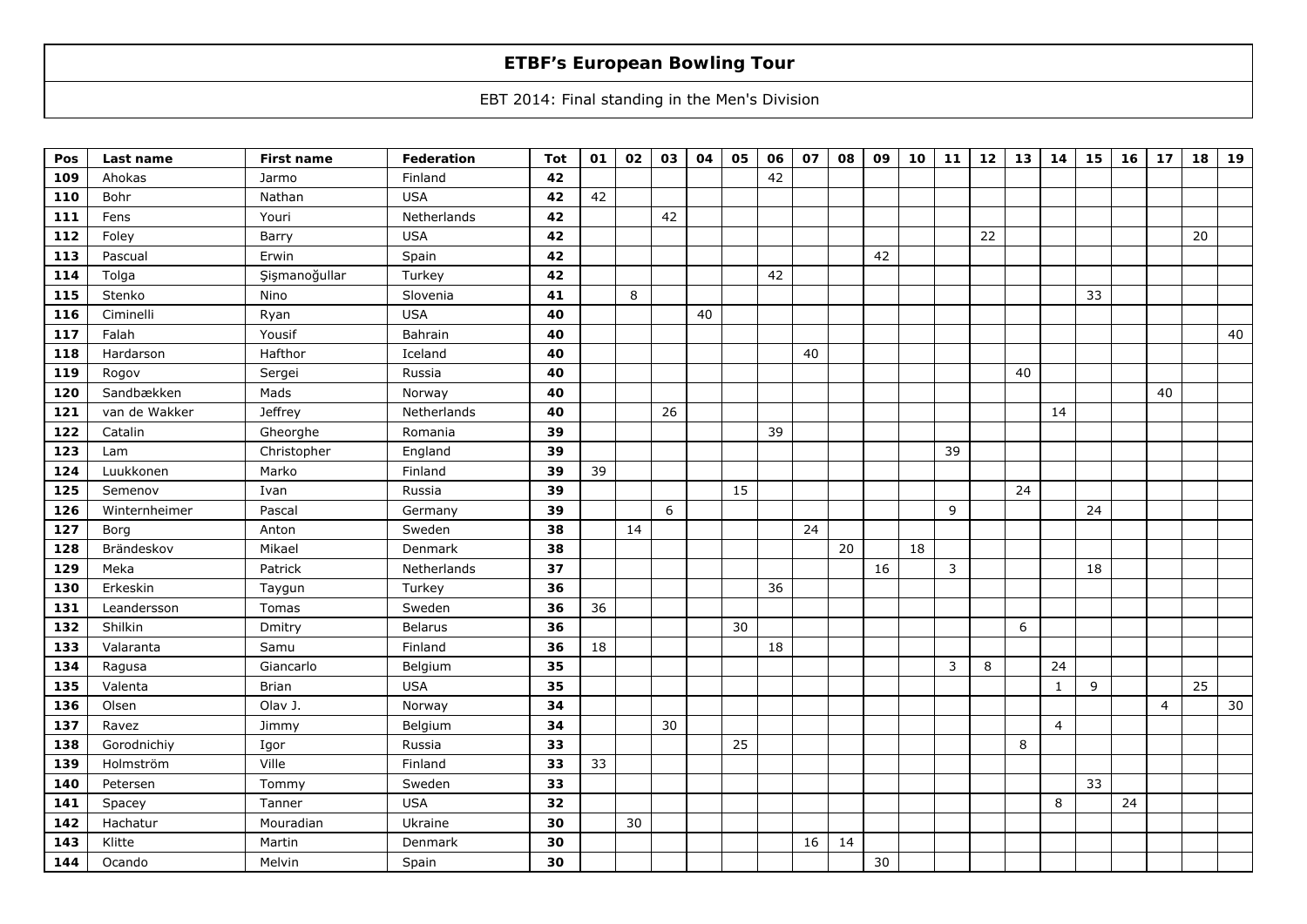# ETBF's European Bowling Tour

EBT 2014: Final standing in the Men's Division

| Pos | Last name | First name | Federation | Tot | 01 | 02 | 03 | 04 | 05 | 06 | 07 | 08 | 09 | 10 | 11 | 12 | 13 | 14 | 15 | 16 | 17 | 18 | 19 |
|---|---|---|---|---|---|---|---|---|---|---|---|---|---|---|---|---|---|---|---|---|---|---|---|
| 109 | Ahokas | Jarmo | Finland | 42 | | | | | | 42 | | | | | | | | | | | | | |
| 110 | Bohr | Nathan | USA | 42 | 42 | | | | | | | | | | | | | | | | | | |
| 111 | Fens | Youri | Netherlands | 42 | | | 42 | | | | | | | | | | | | | | | | |
| 112 | Foley | Barry | USA | 42 | | | | | | | | | | | | 22 | | | | | | 20 | |
| 113 | Pascual | Erwin | Spain | 42 | | | | | | | | | 42 | | | | | | | | | | |
| 114 | Tolga | Şişmanoğullar | Turkey | 42 | | | | | | 42 | | | | | | | | | | | | | |
| 115 | Stenko | Nino | Slovenia | 41 | | 8 | | | | | | | | | | | | | 33 | | | | |
| 116 | Ciminelli | Ryan | USA | 40 | | | | 40 | | | | | | | | | | | | | | | |
| 117 | Falah | Yousif | Bahrain | 40 | | | | | | | | | | | | | | | | | | | 40 |
| 118 | Hardarson | Hafthor | Iceland | 40 | | | | | | | 40 | | | | | | | | | | | | |
| 119 | Rogov | Sergei | Russia | 40 | | | | | | | | | | | | | 40 | | | | | | |
| 120 | Sandbækken | Mads | Norway | 40 | | | | | | | | | | | | | | | | | 40 | | |
| 121 | van de Wakker | Jeffrey | Netherlands | 40 | | | 26 | | | | | | | | | | | 14 | | | | | |
| 122 | Catalin | Gheorghe | Romania | 39 | | | | | | 39 | | | | | | | | | | | | | |
| 123 | Lam | Christopher | England | 39 | | | | | | | | | | | 39 | | | | | | | | |
| 124 | Luukkonen | Marko | Finland | 39 | 39 | | | | | | | | | | | | | | | | | | |
| 125 | Semenov | Ivan | Russia | 39 | | | | | 15 | | | | | | | | 24 | | | | | | |
| 126 | Winternheimer | Pascal | Germany | 39 | | | 6 | | | | | | | | 9 | | | | 24 | | | | |
| 127 | Borg | Anton | Sweden | 38 | | 14 | | | | | 24 | | | | | | | | | | | | |
| 128 | Brändeskov | Mikael | Denmark | 38 | | | | | | | | 20 | | 18 | | | | | | | | | |
| 129 | Meka | Patrick | Netherlands | 37 | | | | | | | | | 16 | | 3 | | | | 18 | | | | |
| 130 | Erkeskin | Taygun | Turkey | 36 | | | | | | 36 | | | | | | | | | | | | | |
| 131 | Leandersson | Tomas | Sweden | 36 | 36 | | | | | | | | | | | | | | | | | | |
| 132 | Shilkin | Dmitry | Belarus | 36 | | | | | 30 | | | | | | | | 6 | | | | | | |
| 133 | Valaranta | Samu | Finland | 36 | 18 | | | | | 18 | | | | | | | | | | | | | |
| 134 | Ragusa | Giancarlo | Belgium | 35 | | | | | | | | | | | 3 | 8 | | 24 | | | | | |
| 135 | Valenta | Brian | USA | 35 | | | | | | | | | | | | | | 1 | 9 | | | 25 | |
| 136 | Olsen | Olav J. | Norway | 34 | | | | | | | | | | | | | | | | | 4 | | 30 |
| 137 | Ravez | Jimmy | Belgium | 34 | | | 30 | | | | | | | | | | | 4 | | | | | |
| 138 | Gorodnichiy | Igor | Russia | 33 | | | | | 25 | | | | | | | | 8 | | | | | | |
| 139 | Holmström | Ville | Finland | 33 | 33 | | | | | | | | | | | | | | | | | | |
| 140 | Petersen | Tommy | Sweden | 33 | | | | | | | | | | | | | | | 33 | | | | |
| 141 | Spacey | Tanner | USA | 32 | | | | | | | | | | | | | | 8 | | 24 | | | |
| 142 | Hachatur | Mouradian | Ukraine | 30 | | 30 | | | | | | | | | | | | | | | | | |
| 143 | Klitte | Martin | Denmark | 30 | | | | | | | 16 | 14 | | | | | | | | | | | |
| 144 | Ocando | Melvin | Spain | 30 | | | | | | | | | 30 | | | | | | | | | | |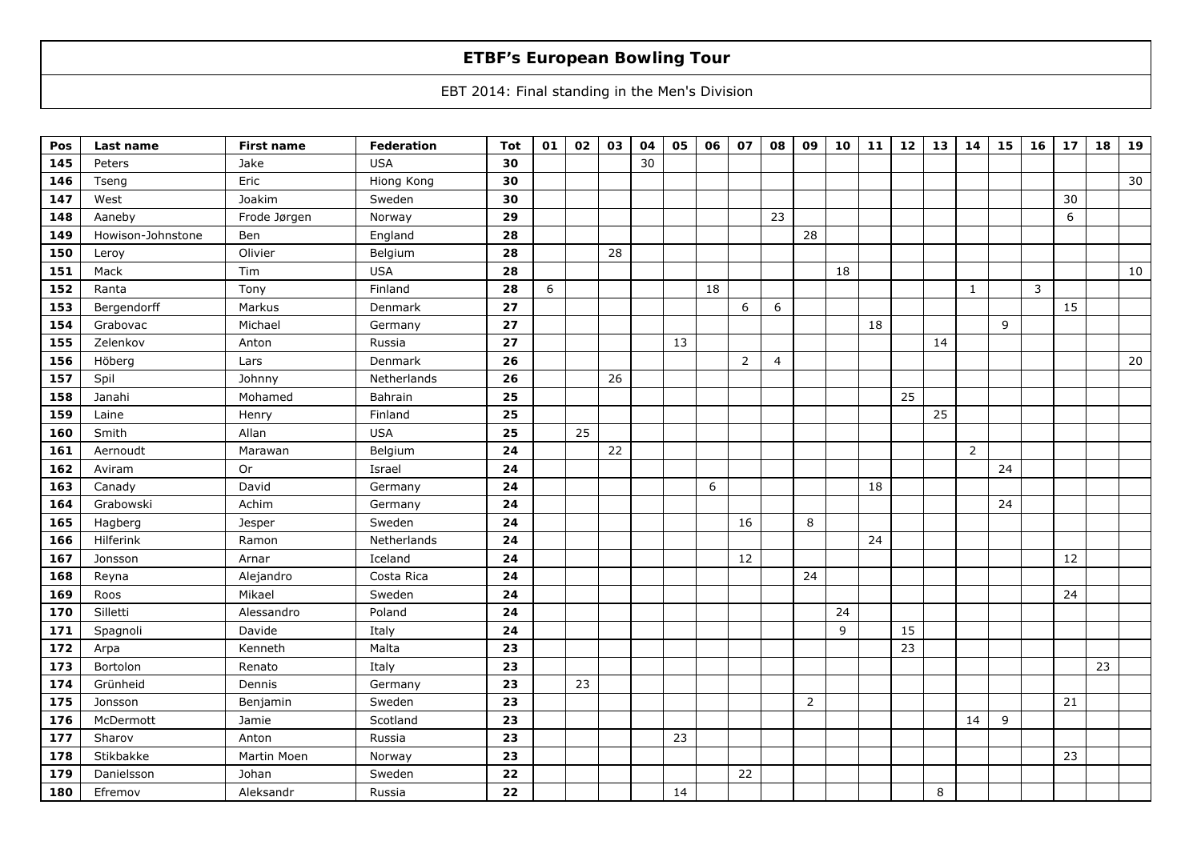# ETBF's European Bowling Tour

EBT 2014: Final standing in the Men's Division

| Pos | Last name | First name | Federation | Tot | 01 | 02 | 03 | 04 | 05 | 06 | 07 | 08 | 09 | 10 | 11 | 12 | 13 | 14 | 15 | 16 | 17 | 18 | 19 |
|---|---|---|---|---|---|---|---|---|---|---|---|---|---|---|---|---|---|---|---|---|---|---|---|
| **145** | Peters | Jake | USA | **30** | | | | 30 | | | | | | | | | | | | | | | |
| **146** | Tseng | Eric | Hiong Kong | **30** | | | | | | | | | | | | | | | | | | | 30 |
| **147** | West | Joakim | Sweden | **30** | | | | | | | | | | | | | | | | | 30 | | |
| **148** | Aaneby | Frode Jørgen | Norway | **29** | | | | | | | | 23 | | | | | | | | | 6 | | |
| **149** | Howison-Johnstone | Ben | England | **28** | | | | | | | | | 28 | | | | | | | | | | |
| **150** | Leroy | Olivier | Belgium | **28** | | | 28 | | | | | | | | | | | | | | | | |
| **151** | Mack | Tim | USA | **28** | | | | | | | | | | 18 | | | | | | | | | 10 |
| **152** | Ranta | Tony | Finland | **28** | 6 | | | | | 18 | | | | | | | | 1 | | 3 | | | |
| **153** | Bergendorff | Markus | Denmark | **27** | | | | | | | 6 | 6 | | | | | | | | | 15 | | |
| **154** | Grabovac | Michael | Germany | **27** | | | | | | | | | | | 18 | | | | 9 | | | | |
| **155** | Zelenkov | Anton | Russia | **27** | | | | | 13 | | | | | | | | 14 | | | | | | |
| **156** | Höberg | Lars | Denmark | **26** | | | | | | | 2 | 4 | | | | | | | | | | | 20 |
| **157** | Spil | Johnny | Netherlands | **26** | | | 26 | | | | | | | | | | | | | | | | |
| **158** | Janahi | Mohamed | Bahrain | **25** | | | | | | | | | | | | 25 | | | | | | | |
| **159** | Laine | Henry | Finland | **25** | | | | | | | | | | | | | 25 | | | | | | |
| **160** | Smith | Allan | USA | **25** | | 25 | | | | | | | | | | | | | | | | | |
| **161** | Aernoudt | Marawan | Belgium | **24** | | | 22 | | | | | | | | | | | 2 | | | | | |
| **162** | Aviram | Or | Israel | **24** | | | | | | | | | | | | | | | 24 | | | | |
| **163** | Canady | David | Germany | **24** | | | | | | 6 | | | | | 18 | | | | | | | | |
| **164** | Grabowski | Achim | Germany | **24** | | | | | | | | | | | | | | | 24 | | | | |
| **165** | Hagberg | Jesper | Sweden | **24** | | | | | | | 16 | | 8 | | | | | | | | | | |
| **166** | Hilferink | Ramon | Netherlands | **24** | | | | | | | | | | | 24 | | | | | | | | |
| **167** | Jonsson | Arnar | Iceland | **24** | | | | | | | 12 | | | | | | | | | | 12 | | |
| **168** | Reyna | Alejandro | Costa Rica | **24** | | | | | | | | | 24 | | | | | | | | | | |
| **169** | Roos | Mikael | Sweden | **24** | | | | | | | | | | | | | | | | | 24 | | |
| **170** | Silletti | Alessandro | Poland | **24** | | | | | | | | | | 24 | | | | | | | | | |
| **171** | Spagnoli | Davide | Italy | **24** | | | | | | | | | | 9 | | 15 | | | | | | | |
| **172** | Arpa | Kenneth | Malta | **23** | | | | | | | | | | | | 23 | | | | | | | |
| **173** | Bortolon | Renato | Italy | **23** | | | | | | | | | | | | | | | | | | 23 | |
| **174** | Grünheid | Dennis | Germany | **23** | | 23 | | | | | | | | | | | | | | | | | |
| **175** | Jonsson | Benjamin | Sweden | **23** | | | | | | | | | 2 | | | | | | | | 21 | | |
| **176** | McDermott | Jamie | Scotland | **23** | | | | | | | | | | | | | | 14 | 9 | | | | |
| **177** | Sharov | Anton | Russia | **23** | | | | | 23 | | | | | | | | | | | | | | |
| **178** | Stikbakke | Martin Moen | Norway | **23** | | | | | | | | | | | | | | | | | 23 | | |
| **179** | Danielsson | Johan | Sweden | **22** | | | | | | | 22 | | | | | | | | | | | | |
| **180** | Efremov | Aleksandr | Russia | **22** | | | | | 14 | | | | | | | | 8 | | | | | | |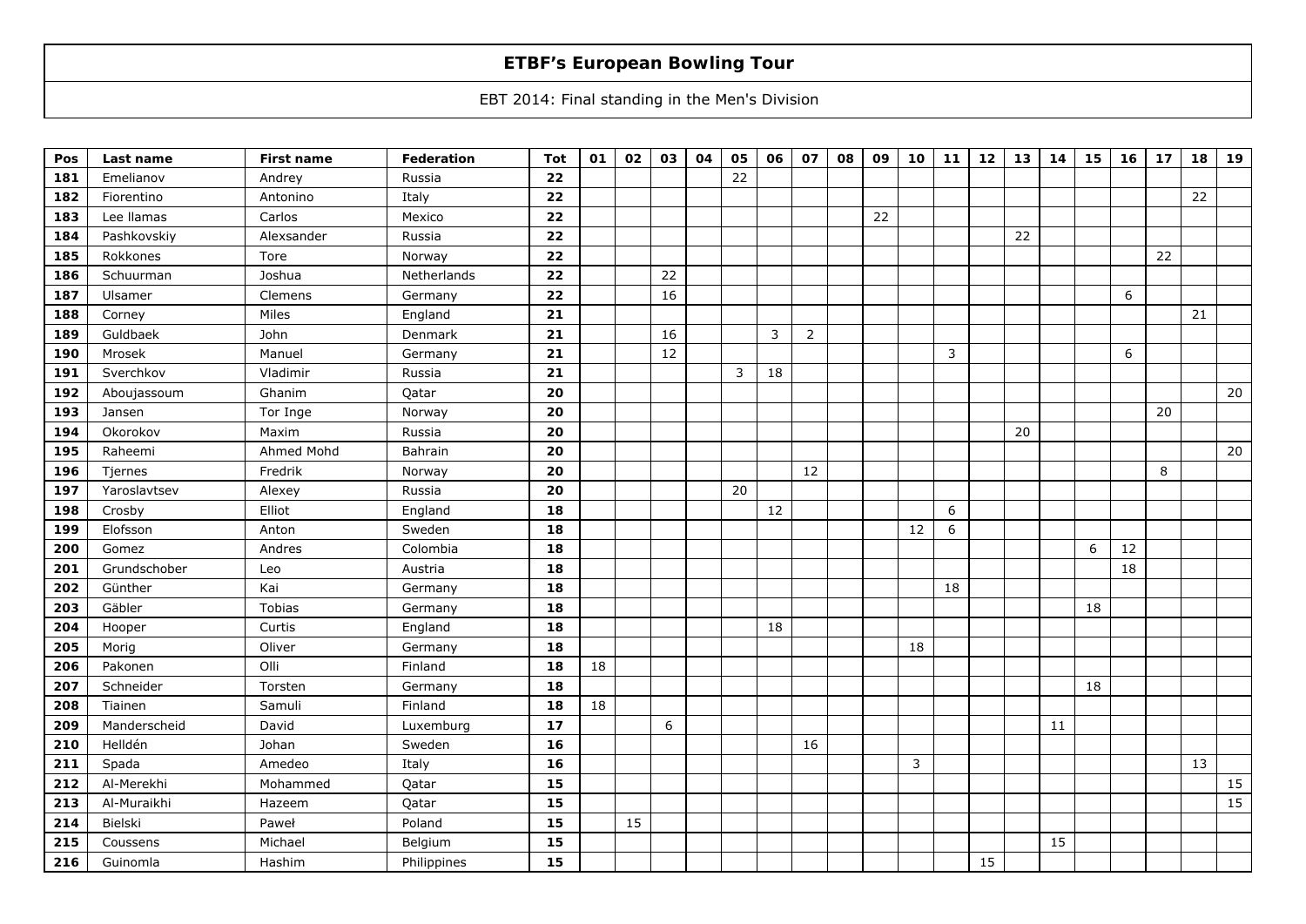# ETBF's European Bowling Tour

EBT 2014: Final standing in the Men's Division

| Pos | Last name | First name | Federation | Tot | 01 | 02 | 03 | 04 | 05 | 06 | 07 | 08 | 09 | 10 | 11 | 12 | 13 | 14 | 15 | 16 | 17 | 18 | 19 |
|---|---|---|---|---|---|---|---|---|---|---|---|---|---|---|---|---|---|---|---|---|---|---|---|
| 181 | Emelianov | Andrey | Russia | 22 | | | | | 22 | | | | | | | | | | | | | | |
| 182 | Fiorentino | Antonino | Italy | 22 | | | | | | | | | | | | | | | | | | 22 | |
| 183 | Lee llamas | Carlos | Mexico | 22 | | | | | | | | | 22 | | | | | | | | | | |
| 184 | Pashkovskiy | Alexsander | Russia | 22 | | | | | | | | | | | | | 22 | | | | | | |
| 185 | Rokkones | Tore | Norway | 22 | | | | | | | | | | | | | | | | | 22 | | |
| 186 | Schuurman | Joshua | Netherlands | 22 | | | 22 | | | | | | | | | | | | | | | | |
| 187 | Ulsamer | Clemens | Germany | 22 | | | 16 | | | | | | | | | | | | | 6 | | | |
| 188 | Corney | Miles | England | 21 | | | | | | | | | | | | | | | | | | 21 | |
| 189 | Guldbaek | John | Denmark | 21 | | | 16 | | | 3 | 2 | | | | | | | | | | | | |
| 190 | Mrosek | Manuel | Germany | 21 | | | 12 | | | | | | | | 3 | | | | | 6 | | | |
| 191 | Sverchkov | Vladimir | Russia | 21 | | | | | 3 | 18 | | | | | | | | | | | | | |
| 192 | Abouj assoum | Ghanim | Qatar | 20 | | | | | | | | | | | | | | | | | | | 20 |
| 193 | Jansen | Tor Inge | Norway | 20 | | | | | | | | | | | | | | | | | 20 | | |
| 194 | Okorokov | Maxim | Russia | 20 | | | | | | | | | | | | | 20 | | | | | | |
| 195 | Raheemi | Ahmed Mohd | Bahrain | 20 | | | | | | | | | | | | | | | | | | | 20 |
| 196 | Tjernes | Fredrik | Norway | 20 | | | | | | | 12 | | | | | | | | | | 8 | | |
| 197 | Yaroslavtsev | Alexey | Russia | 20 | | | | | 20 | | | | | | | | | | | | | | |
| 198 | Crosby | Elliot | England | 18 | | | | | | 12 | | | | | 6 | | | | | | | | |
| 199 | Elofsson | Anton | Sweden | 18 | | | | | | | | | | 12 | 6 | | | | | | | | |
| 200 | Gomez | Andres | Colombia | 18 | | | | | | | | | | | | | | | 6 | 12 | | | |
| 201 | Grundschober | Leo | Austria | 18 | | | | | | | | | | | | | | | | 18 | | | |
| 202 | Günther | Kai | Germany | 18 | | | | | | | | | | | 18 | | | | | | | | |
| 203 | Gäbler | Tobias | Germany | 18 | | | | | | | | | | | | | | | 18 | | | | |
| 204 | Hooper | Curtis | England | 18 | | | | | | 18 | | | | | | | | | | | | | |
| 205 | Morig | Oliver | Germany | 18 | | | | | | | | | | 18 | | | | | | | | | |
| 206 | Pakonen | Olli | Finland | 18 | 18 | | | | | | | | | | | | | | | | | | |
| 207 | Schneider | Torsten | Germany | 18 | | | | | | | | | | | | | | | 18 | | | | |
| 208 | Tiainen | Samuli | Finland | 18 | 18 | | | | | | | | | | | | | | | | | | |
| 209 | Manderscheid | David | Luxemburg | 17 | | | 6 | | | | | | | | | | | 11 | | | | | |
| 210 | Helldén | Johan | Sweden | 16 | | | | | | | 16 | | | | | | | | | | | | |
| 211 | Spada | Amedeo | Italy | 16 | | | | | | | | | | 3 | | | | | | | | 13 | |
| 212 | Al-Merekhi | Mohammed | Qatar | 15 | | | | | | | | | | | | | | | | | | | 15 |
| 213 | Al-Muraikhi | Hazeem | Qatar | 15 | | | | | | | | | | | | | | | | | | | 15 |
| 214 | Bielski | Paweł | Poland | 15 | | 15 | | | | | | | | | | | | | | | | | |
| 215 | Coussens | Michael | Belgium | 15 | | | | | | | | | | | | | | 15 | | | | | |
| 216 | Guinomla | Hashim | Philippines | 15 | | | | | | | | | | | | 15 | | | | | | | |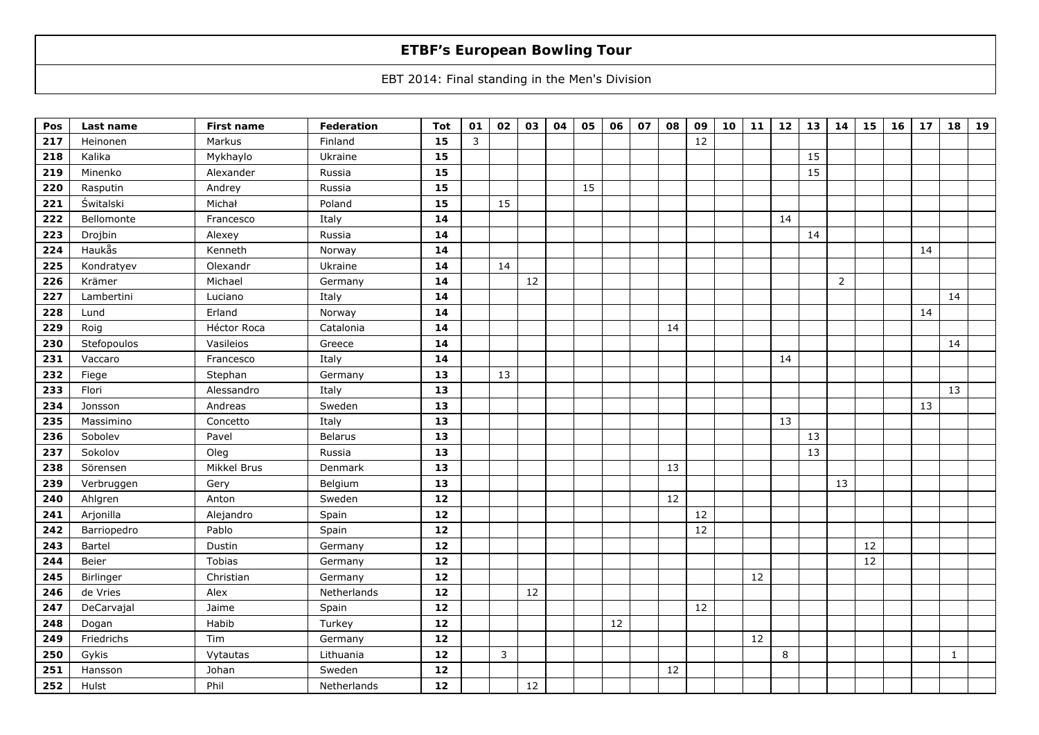# ETBF's European Bowling Tour

EBT 2014: Final standing in the Men's Division

| Pos | Last name | First name | Federation | Tot | 01 | 02 | 03 | 04 | 05 | 06 | 07 | 08 | 09 | 10 | 11 | 12 | 13 | 14 | 15 | 16 | 17 | 18 | 19 |
|---|---|---|---|---|---|---|---|---|---|---|---|---|---|---|---|---|---|---|---|---|---|---|---|
| 217 | Heinonen | Markus | Finland | 15 | 3 | | | | | | | | 12 | | | | | | | | | | |
| 218 | Kalika | Mykhaylo | Ukraine | 15 | | | | | | | | | | | | | 15 | | | | | | |
| 219 | Minenko | Alexander | Russia | 15 | | | | | | | | | | | | | 15 | | | | | | |
| 220 | Rasputin | Andrey | Russia | 15 | | | | | 15 | | | | | | | | | | | | | | |
| 221 | Świtalski | Michał | Poland | 15 | | 15 | | | | | | | | | | | | | | | | | |
| 222 | Bellomonte | Francesco | Italy | 14 | | | | | | | | | | | | 14 | | | | | | | |
| 223 | Drojbin | Alexey | Russia | 14 | | | | | | | | | | | | | 14 | | | | | | |
| 224 | Haukås | Kenneth | Norway | 14 | | | | | | | | | | | | | | | | | 14 | | |
| 225 | Kondratyev | Olexandr | Ukraine | 14 | | 14 | | | | | | | | | | | | | | | | | |
| 226 | Krämer | Michael | Germany | 14 | | | 12 | | | | | | | | | | | 2 | | | | | |
| 227 | Lambertini | Luciano | Italy | 14 | | | | | | | | | | | | | | | | | | 14 | |
| 228 | Lund | Erland | Norway | 14 | | | | | | | | | | | | | | | | | 14 | | |
| 229 | Roig | Héctor Roca | Catalonia | 14 | | | | | | | | 14 | | | | | | | | | | | |
| 230 | Stefopoulos | Vasileios | Greece | 14 | | | | | | | | | | | | | | | | | | 14 | |
| 231 | Vaccaro | Francesco | Italy | 14 | | | | | | | | | | | | 14 | | | | | | | |
| 232 | Fiege | Stephan | Germany | 13 | | 13 | | | | | | | | | | | | | | | | | |
| 233 | Flori | Alessandro | Italy | 13 | | | | | | | | | | | | | | | | | | 13 | |
| 234 | Jonsson | Andreas | Sweden | 13 | | | | | | | | | | | | | | | | | 13 | | |
| 235 | Massimino | Concetto | Italy | 13 | | | | | | | | | | | | 13 | | | | | | | |
| 236 | Sobolev | Pavel | Belarus | 13 | | | | | | | | | | | | | 13 | | | | | | |
| 237 | Sokolov | Oleg | Russia | 13 | | | | | | | | | | | | | 13 | | | | | | |
| 238 | Sörensen | Mikkel Brus | Denmark | 13 | | | | | | | | 13 | | | | | | | | | | | |
| 239 | Verbruggen | Gery | Belgium | 13 | | | | | | | | | | | | | | 13 | | | | | |
| 240 | Ahlgren | Anton | Sweden | 12 | | | | | | | | 12 | | | | | | | | | | | |
| 241 | Arjonilla | Alejandro | Spain | 12 | | | | | | | | | 12 | | | | | | | | | | |
| 242 | Barriopedro | Pablo | Spain | 12 | | | | | | | | | 12 | | | | | | | | | | |
| 243 | Bartel | Dustin | Germany | 12 | | | | | | | | | | | | | | | 12 | | | | |
| 244 | Beier | Tobias | Germany | 12 | | | | | | | | | | | | | | | 12 | | | | |
| 245 | Birlinger | Christian | Germany | 12 | | | | | | | | | | | 12 | | | | | | | | |
| 246 | de Vries | Alex | Netherlands | 12 | | | 12 | | | | | | | | | | | | | | | | |
| 247 | DeCarvajal | Jaime | Spain | 12 | | | | | | | | | 12 | | | | | | | | | | |
| 248 | Dogan | Habib | Turkey | 12 | | | | | | 12 | | | | | | | | | | | | | |
| 249 | Friedrichs | Tim | Germany | 12 | | | | | | | | | | | 12 | | | | | | | | |
| 250 | Gykis | Vytautas | Lithuania | 12 | | 3 | | | | | | | | | | 8 | | | | | | 1 | |
| 251 | Hansson | Johan | Sweden | 12 | | | | | | | | 12 | | | | | | | | | | | |
| 252 | Hulst | Phil | Netherlands | 12 | | | 12 | | | | | | | | | | | | | | | | |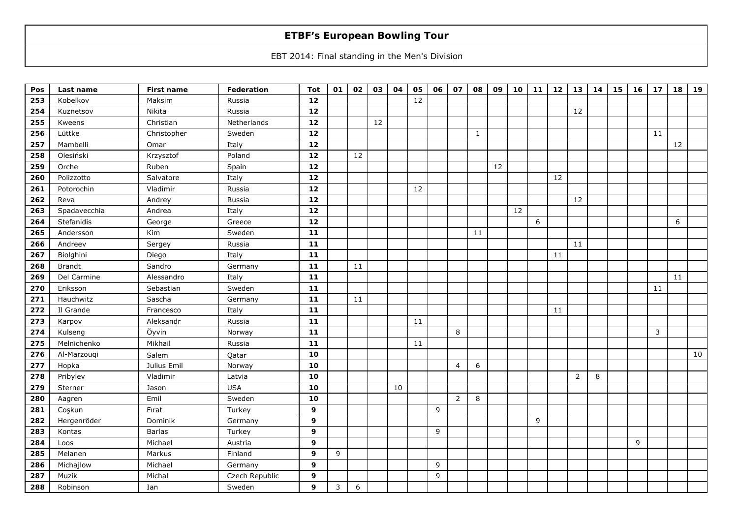# ETBF's European Bowling Tour

EBT 2014: Final standing in the Men's Division

| Pos | Last name | First name | Federation | Tot | 01 | 02 | 03 | 04 | 05 | 06 | 07 | 08 | 09 | 10 | 11 | 12 | 13 | 14 | 15 | 16 | 17 | 18 | 19 |
|---|---|---|---|---|---|---|---|---|---|---|---|---|---|---|---|---|---|---|---|---|---|---|---|
| 253 | Kobelkov | Maksim | Russia | 12 | | | | | 12 | | | | | | | | | | | | | | |
| 254 | Kuznetsov | Nikita | Russia | 12 | | | | | | | | | | | | | 12 | | | | | | |
| 255 | Kweens | Christian | Netherlands | 12 | | | 12 | | | | | | | | | | | | | | | | |
| 256 | Lüttke | Christopher | Sweden | 12 | | | | | | | | 1 | | | | | | | | | 11 | | |
| 257 | Mambelli | Omar | Italy | 12 | | | | | | | | | | | | | | | | | | 12 | |
| 258 | Olesiński | Krzysztof | Poland | 12 | | 12 | | | | | | | | | | | | | | | | | |
| 259 | Orche | Ruben | Spain | 12 | | | | | | | | | 12 | | | | | | | | | | |
| 260 | Polizzotto | Salvatore | Italy | 12 | | | | | | | | | | | | 12 | | | | | | | |
| 261 | Potorochin | Vladimir | Russia | 12 | | | | | 12 | | | | | | | | | | | | | | |
| 262 | Reva | Andrey | Russia | 12 | | | | | | | | | | | | | 12 | | | | | | |
| 263 | Spadavecchia | Andrea | Italy | 12 | | | | | | | | | | 12 | | | | | | | | | |
| 264 | Stefanidis | George | Greece | 12 | | | | | | | | | | | 6 | | | | | | | 6 | |
| 265 | Andersson | Kim | Sweden | 11 | | | | | | | | 11 | | | | | | | | | | | |
| 266 | Andreev | Sergey | Russia | 11 | | | | | | | | | | | | | 11 | | | | | | |
| 267 | Biolghini | Diego | Italy | 11 | | | | | | | | | | | | 11 | | | | | | | |
| 268 | Brandt | Sandro | Germany | 11 | | 11 | | | | | | | | | | | | | | | | | |
| 269 | Del Carmine | Alessandro | Italy | 11 | | | | | | | | | | | | | | | | | | 11 | |
| 270 | Eriksson | Sebastian | Sweden | 11 | | | | | | | | | | | | | | | | | 11 | | |
| 271 | Hauchwitz | Sascha | Germany | 11 | | 11 | | | | | | | | | | | | | | | | | |
| 272 | Il Grande | Francesco | Italy | 11 | | | | | | | | | | | | 11 | | | | | | | |
| 273 | Karpov | Aleksandr | Russia | 11 | | | | | 11 | | | | | | | | | | | | | | |
| 274 | Kulseng | Öyvin | Norway | 11 | | | | | | | 8 | | | | | | | | | | 3 | | |
| 275 | Melnichenko | Mikhail | Russia | 11 | | | | | 11 | | | | | | | | | | | | | | |
| 276 | Al-Marzouqi | Salem | Qatar | 10 | | | | | | | | | | | | | | | | | | | 10 |
| 277 | Hopka | Julius Emil | Norway | 10 | | | | | | | 4 | 6 | | | | | | | | | | | |
| 278 | Pribylev | Vladimir | Latvia | 10 | | | | | | | | | | | | | 2 | 8 | | | | | |
| 279 | Sterner | Jason | USA | 10 | | | | 10 | | | | | | | | | | | | | | | |
| 280 | Aagren | Emil | Sweden | 10 | | | | | | | 2 | 8 | | | | | | | | | | | |
| 281 | Coşkun | Firat | Turkey | 9 | | | | | | 9 | | | | | | | | | | | | | |
| 282 | Hergenröder | Dominik | Germany | 9 | | | | | | | | | | | 9 | | | | | | | | |
| 283 | Kontas | Barlas | Turkey | 9 | | | | | | 9 | | | | | | | | | | | | | |
| 284 | Loos | Michael | Austria | 9 | | | | | | | | | | | | | | | | 9 | | | |
| 285 | Melanen | Markus | Finland | 9 | 9 | | | | | | | | | | | | | | | | | | |
| 286 | Michajlow | Michael | Germany | 9 | | | | | | 9 | | | | | | | | | | | | | |
| 287 | Muzik | Michal | Czech Republic | 9 | | | | | | 9 | | | | | | | | | | | | | |
| 288 | Robinson | Ian | Sweden | 9 | 3 | 6 | | | | | | | | | | | | | | | | | |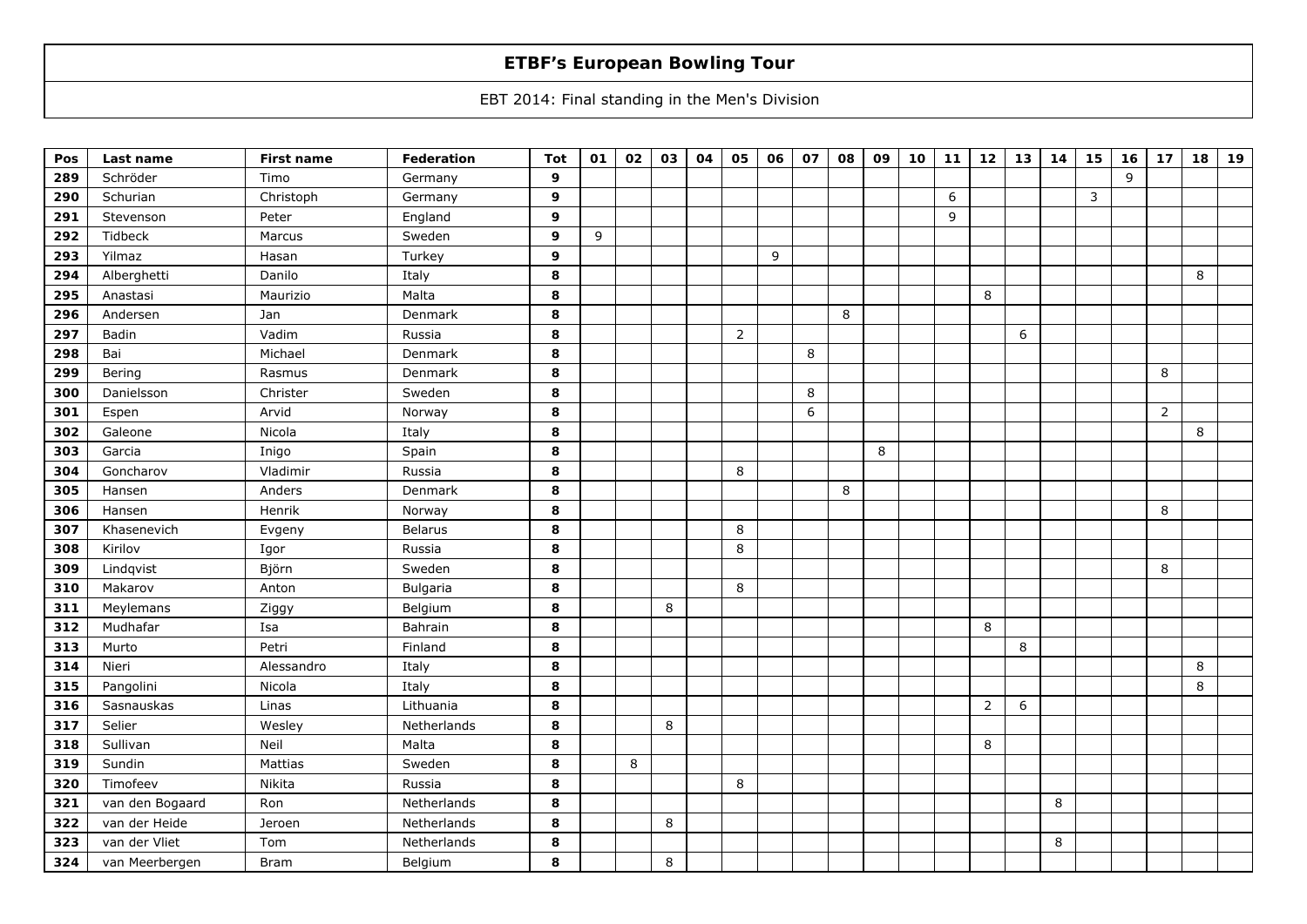# ETBF's European Bowling Tour

EBT 2014: Final standing in the Men's Division

| Pos | Last name | First name | Federation | Tot | 01 | 02 | 03 | 04 | 05 | 06 | 07 | 08 | 09 | 10 | 11 | 12 | 13 | 14 | 15 | 16 | 17 | 18 | 19 |
|---|---|---|---|---|---|---|---|---|---|---|---|---|---|---|---|---|---|---|---|---|---|---|---|
| 289 | Schröder | Timo | Germany | **9** | | | | | | | | | | | | | | | | 9 | | | |
| 290 | Schurian | Christoph | Germany | **9** | | | | | | | | | | | 6 | | | | 3 | | | | |
| 291 | Stevenson | Peter | England | **9** | | | | | | | | | | | 9 | | | | | | | | |
| 292 | Tidbeck | Marcus | Sweden | **9** | 9 | | | | | | | | | | | | | | | | | | |
| 293 | Yilmaz | Hasan | Turkey | **9** | | | | | | 9 | | | | | | | | | | | | | |
| 294 | Alberghetti | Danilo | Italy | **8** | | | | | | | | | | | | | | | | | | 8 | |
| 295 | Anastasi | Maurizio | Malta | **8** | | | | | | | | | | | | 8 | | | | | | | |
| 296 | Andersen | Jan | Denmark | **8** | | | | | | | | 8 | | | | | | | | | | | |
| 297 | Badin | Vadim | Russia | **8** | | | | | 2 | | | | | | | | 6 | | | | | | |
| 298 | Bai | Michael | Denmark | **8** | | | | | | | 8 | | | | | | | | | | | | |
| 299 | Bering | Rasmus | Denmark | **8** | | | | | | | | | | | | | | | | | 8 | | |
| 300 | Danielsson | Christer | Sweden | **8** | | | | | | | 8 | | | | | | | | | | | | |
| 301 | Espen | Arvid | Norway | **8** | | | | | | | 6 | | | | | | | | | | 2 | | |
| 302 | Galeone | Nicola | Italy | **8** | | | | | | | | | | | | | | | | | | 8 | |
| 303 | Garcia | Inigo | Spain | **8** | | | | | | | | | 8 | | | | | | | | | | |
| 304 | Goncharov | Vladimir | Russia | **8** | | | | | 8 | | | | | | | | | | | | | | |
| 305 | Hansen | Anders | Denmark | **8** | | | | | | | | 8 | | | | | | | | | | | |
| 306 | Hansen | Henrik | Norway | **8** | | | | | | | | | | | | | | | | | 8 | | |
| 307 | Khasenevich | Evgeny | Belarus | **8** | | | | | 8 | | | | | | | | | | | | | | |
| 308 | Kirilov | Igor | Russia | **8** | | | | | 8 | | | | | | | | | | | | | | |
| 309 | Lindqvist | Björn | Sweden | **8** | | | | | | | | | | | | | | | | | 8 | | |
| 310 | Makarov | Anton | Bulgaria | **8** | | | | | 8 | | | | | | | | | | | | | | |
| 311 | Meylemans | Ziggy | Belgium | **8** | | | 8 | | | | | | | | | | | | | | | | |
| 312 | Mudhafar | Isa | Bahrain | **8** | | | | | | | | | | | | 8 | | | | | | | |
| 313 | Murto | Petri | Finland | **8** | | | | | | | | | | | | | 8 | | | | | | |
| 314 | Nieri | Alessandro | Italy | **8** | | | | | | | | | | | | | | | | | | 8 | |
| 315 | Pangolini | Nicola | Italy | **8** | | | | | | | | | | | | | | | | | | 8 | |
| 316 | Sasnauskas | Linas | Lithuania | **8** | | | | | | | | | | | | 2 | 6 | | | | | | |
| 317 | Selier | Wesley | Netherlands | **8** | | | 8 | | | | | | | | | | | | | | | | |
| 318 | Sullivan | Neil | Malta | **8** | | | | | | | | | | | | 8 | | | | | | | |
| 319 | Sundin | Mattias | Sweden | **8** | | 8 | | | | | | | | | | | | | | | | | |
| 320 | Timofeev | Nikita | Russia | **8** | | | | | 8 | | | | | | | | | | | | | | |
| 321 | van den Bogaard | Ron | Netherlands | **8** | | | | | | | | | | | | | | 8 | | | | | |
| 322 | van der Heide | Jeroen | Netherlands | **8** | | | 8 | | | | | | | | | | | | | | | | |
| 323 | van der Vliet | Tom | Netherlands | **8** | | | | | | | | | | | | | | 8 | | | | | |
| 324 | van Meerbergen | Bram | Belgium | **8** | | | 8 | | | | | | | | | | | | | | | | |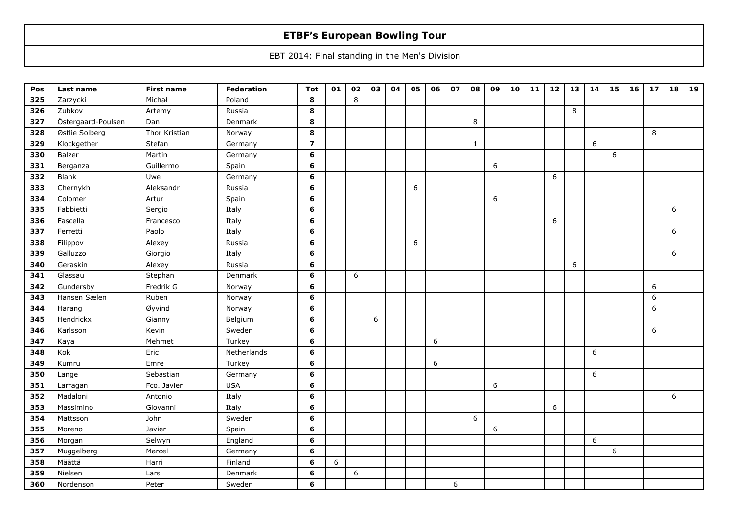# ETBF's European Bowling Tour

EBT 2014: Final standing in the Men's Division

| Pos | Last name | First name | Federation | Tot | 01 | 02 | 03 | 04 | 05 | 06 | 07 | 08 | 09 | 10 | 11 | 12 | 13 | 14 | 15 | 16 | 17 | 18 | 19 |
|---|---|---|---|---|---|---|---|---|---|---|---|---|---|---|---|---|---|---|---|---|---|---|---|
| **325** | Zarzycki | Michał | Poland | **8** | | 8 | | | | | | | | | | | | | | | | | |
| **326** | Zubkov | Artemy | Russia | **8** | | | | | | | | | | | | | 8 | | | | | | |
| **327** | Östergaard-Poulsen | Dan | Denmark | **8** | | | | | | | | 8 | | | | | | | | | | | |
| **328** | Østlie Solberg | Thor Kristian | Norway | **8** | | | | | | | | | | | | | | | | | 8 | | |
| **329** | Klockgether | Stefan | Germany | **7** | | | | | | | | 1 | | | | | | 6 | | | | | |
| **330** | Balzer | Martin | Germany | **6** | | | | | | | | | | | | | | | 6 | | | | |
| **331** | Berganza | Guillermo | Spain | **6** | | | | | | | | | 6 | | | | | | | | | | |
| **332** | Blank | Uwe | Germany | **6** | | | | | | | | | | | | 6 | | | | | | | |
| **333** | Chernykh | Aleksandr | Russia | **6** | | | | | 6 | | | | | | | | | | | | | | |
| **334** | Colomer | Artur | Spain | **6** | | | | | | | | | 6 | | | | | | | | | | |
| **335** | Fabbietti | Sergio | Italy | **6** | | | | | | | | | | | | | | | | | | 6 | |
| **336** | Fascella | Francesco | Italy | **6** | | | | | | | | | | | | 6 | | | | | | | |
| **337** | Ferretti | Paolo | Italy | **6** | | | | | | | | | | | | | | | | | | 6 | |
| **338** | Filippov | Alexey | Russia | **6** | | | | | 6 | | | | | | | | | | | | | | |
| **339** | Galluzzo | Giorgio | Italy | **6** | | | | | | | | | | | | | | | | | | 6 | |
| **340** | Geraskin | Alexey | Russia | **6** | | | | | | | | | | | | | 6 | | | | | | |
| **341** | Glassau | Stephan | Denmark | **6** | | 6 | | | | | | | | | | | | | | | | | |
| **342** | Gundersby | Fredrik G | Norway | **6** | | | | | | | | | | | | | | | | | 6 | | |
| **343** | Hansen Sælen | Ruben | Norway | **6** | | | | | | | | | | | | | | | | | 6 | | |
| **344** | Harang | Øyvind | Norway | **6** | | | | | | | | | | | | | | | | | 6 | | |
| **345** | Hendrickx | Gianny | Belgium | **6** | | | 6 | | | | | | | | | | | | | | | | |
| **346** | Karlsson | Kevin | Sweden | **6** | | | | | | | | | | | | | | | | | 6 | | |
| **347** | Kaya | Mehmet | Turkey | **6** | | | | | | 6 | | | | | | | | | | | | | |
| **348** | Kok | Eric | Netherlands | **6** | | | | | | | | | | | | | | 6 | | | | | |
| **349** | Kumru | Emre | Turkey | **6** | | | | | | 6 | | | | | | | | | | | | | |
| **350** | Lange | Sebastian | Germany | **6** | | | | | | | | | | | | | | 6 | | | | | |
| **351** | Larragan | Fco. Javier | USA | **6** | | | | | | | | | 6 | | | | | | | | | | |
| **352** | Madaloni | Antonio | Italy | **6** | | | | | | | | | | | | | | | | | | 6 | |
| **353** | Massimino | Giovanni | Italy | **6** | | | | | | | | | | | | 6 | | | | | | | |
| **354** | Mattsson | John | Sweden | **6** | | | | | | | | 6 | | | | | | | | | | | |
| **355** | Moreno | Javier | Spain | **6** | | | | | | | | | 6 | | | | | | | | | | |
| **356** | Morgan | Selwyn | England | **6** | | | | | | | | | | | | | | 6 | | | | | |
| **357** | Muggelberg | Marcel | Germany | **6** | | | | | | | | | | | | | | | 6 | | | | |
| **358** | Määttä | Harri | Finland | **6** | 6 | | | | | | | | | | | | | | | | | | |
| **359** | Nielsen | Lars | Denmark | **6** | | 6 | | | | | | | | | | | | | | | | | |
| **360** | Nordenson | Peter | Sweden | **6** | | | | | | | 6 | | | | | | | | | | | | |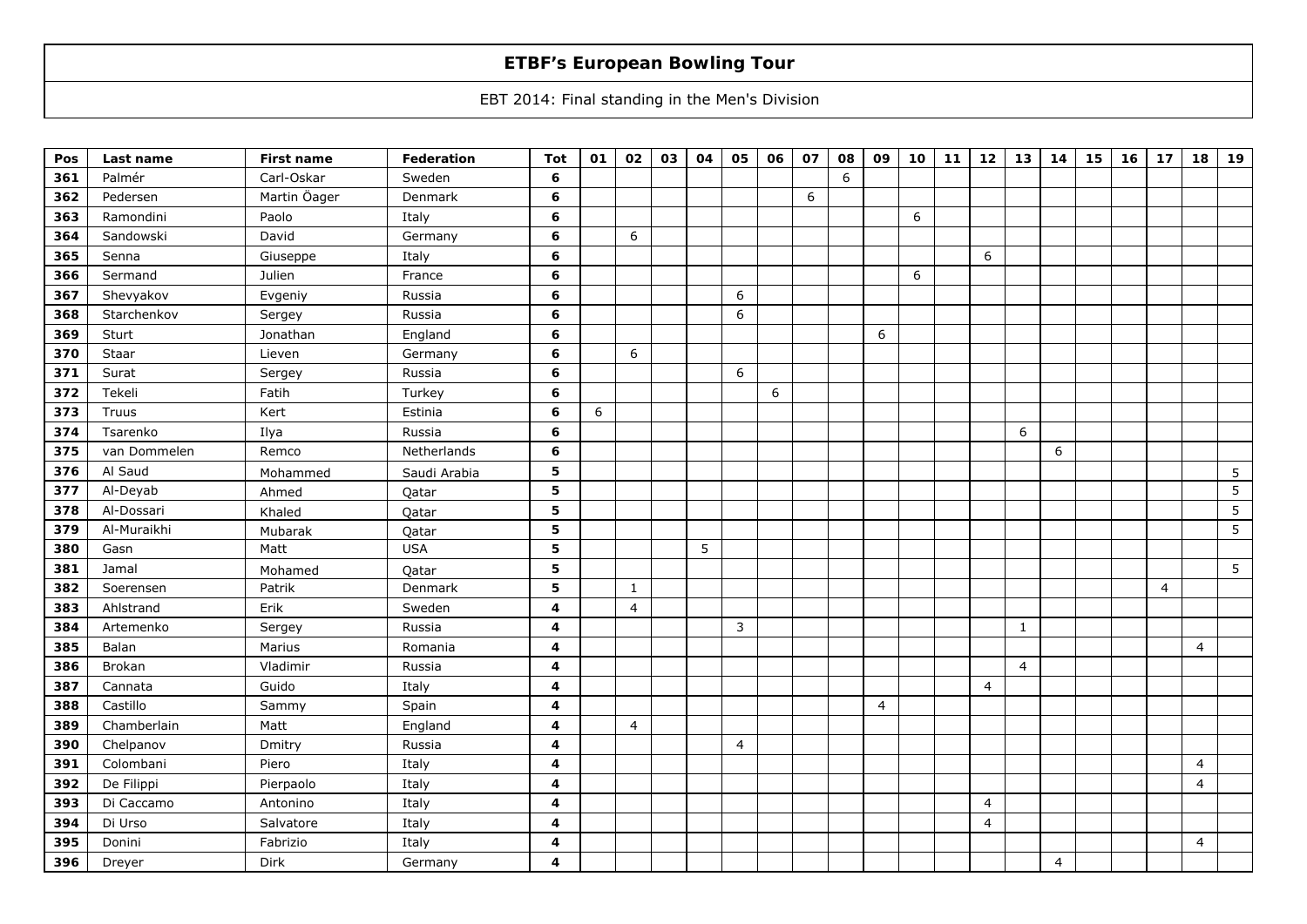# ETBF's European Bowling Tour

EBT 2014: Final standing in the Men's Division

| Pos | Last name | First name | Federation | Tot | 01 | 02 | 03 | 04 | 05 | 06 | 07 | 08 | 09 | 10 | 11 | 12 | 13 | 14 | 15 | 16 | 17 | 18 | 19 |
|---|---|---|---|---|---|---|---|---|---|---|---|---|---|---|---|---|---|---|---|---|---|---|---|
| **361** | Palmér | Carl-Oskar | Sweden | **6** | | | | | | | | 6 | | | | | | | | | | | |
| **362** | Pedersen | Martin Öager | Denmark | **6** | | | | | | | 6 | | | | | | | | | | | | |
| **363** | Ramondini | Paolo | Italy | **6** | | | | | | | | | | 6 | | | | | | | | | |
| **364** | Sandowski | David | Germany | **6** | | 6 | | | | | | | | | | | | | | | | | |
| **365** | Senna | Giuseppe | Italy | **6** | | | | | | | | | | | | 6 | | | | | | | |
| **366** | Sermand | Julien | France | **6** | | | | | | | | | | 6 | | | | | | | | | |
| **367** | Shevyakov | Evgeniy | Russia | **6** | | | | | 6 | | | | | | | | | | | | | | |
| **368** | Starchenkov | Sergey | Russia | **6** | | | | | 6 | | | | | | | | | | | | | | |
| **369** | Sturt | Jonathan | England | **6** | | | | | | | | | 6 | | | | | | | | | | |
| **370** | Staar | Lieven | Germany | **6** | | 6 | | | | | | | | | | | | | | | | | |
| **371** | Surat | Sergey | Russia | **6** | | | | | 6 | | | | | | | | | | | | | | |
| **372** | Tekeli | Fatih | Turkey | **6** | | | | | | 6 | | | | | | | | | | | | | |
| **373** | Truus | Kert | Estinia | **6** | 6 | | | | | | | | | | | | | | | | | | |
| **374** | Tsarenko | Ilya | Russia | **6** | | | | | | | | | | | | | 6 | | | | | | |
| **375** | van Dommelen | Remco | Netherlands | **6** | | | | | | | | | | | | | | 6 | | | | | |
| **376** | Al Saud | Mohammed | Saudi Arabia | **5** | | | | | | | | | | | | | | | | | | | 5 |
| **377** | Al-Deyab | Ahmed | Qatar | **5** | | | | | | | | | | | | | | | | | | | 5 |
| **378** | Al-Dossari | Khaled | Qatar | **5** | | | | | | | | | | | | | | | | | | | 5 |
| **379** | Al-Muraikhi | Mubarak | Qatar | **5** | | | | | | | | | | | | | | | | | | | 5 |
| **380** | Gasn | Matt | USA | **5** | | | | 5 | | | | | | | | | | | | | | | |
| **381** | Jamal | Mohamed | Qatar | **5** | | | | | | | | | | | | | | | | | | | 5 |
| **382** | Soerensen | Patrik | Denmark | **5** | | 1 | | | | | | | | | | | | | | | 4 | | |
| **383** | Ahlstrand | Erik | Sweden | **4** | | 4 | | | | | | | | | | | | | | | | | |
| **384** | Artemenko | Sergey | Russia | **4** | | | | | 3 | | | | | | | | 1 | | | | | | |
| **385** | Balan | Marius | Romania | **4** | | | | | | | | | | | | | | | | | | 4 | |
| **386** | Brokan | Vladimir | Russia | **4** | | | | | | | | | | | | | 4 | | | | | | |
| **387** | Cannata | Guido | Italy | **4** | | | | | | | | | | | | 4 | | | | | | | |
| **388** | Castillo | Sammy | Spain | **4** | | | | | | | | | 4 | | | | | | | | | | |
| **389** | Chamberlain | Matt | England | **4** | | 4 | | | | | | | | | | | | | | | | | |
| **390** | Chelpanov | Dmitry | Russia | **4** | | | | | 4 | | | | | | | | | | | | | | |
| **391** | Colombani | Piero | Italy | **4** | | | | | | | | | | | | | | | | | | 4 | |
| **392** | De Filippi | Pierpaolo | Italy | **4** | | | | | | | | | | | | | | | | | | 4 | |
| **393** | Di Caccamo | Antonino | Italy | **4** | | | | | | | | | | | | 4 | | | | | | | |
| **394** | Di Urso | Salvatore | Italy | **4** | | | | | | | | | | | | 4 | | | | | | | |
| **395** | Donini | Fabrizio | Italy | **4** | | | | | | | | | | | | | | | | | | 4 | |
| **396** | Dreyer | Dirk | Germany | **4** | | | | | | | | | | | | | | 4 | | | | | |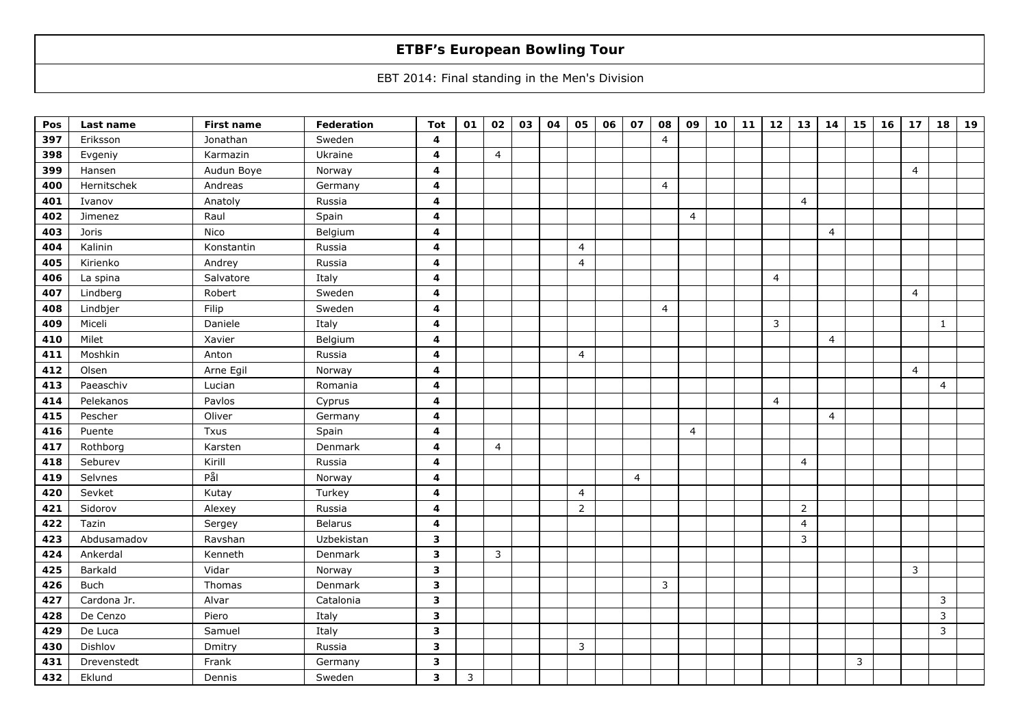# ETBF's European Bowling Tour

EBT 2014: Final standing in the Men's Division

| Pos | Last name | First name | Federation | Tot | 01 | 02 | 03 | 04 | 05 | 06 | 07 | 08 | 09 | 10 | 11 | 12 | 13 | 14 | 15 | 16 | 17 | 18 | 19 |
|---|---|---|---|---|---|---|---|---|---|---|---|---|---|---|---|---|---|---|---|---|---|---|---|
| **397** | Eriksson | Jonathan | Sweden | **4** | | | | | | | | 4 | | | | | | | | | | | |
| **398** | Evgeniy | Karmazin | Ukraine | **4** | | 4 | | | | | | | | | | | | | | | | | |
| **399** | Hansen | Audun Boye | Norway | **4** | | | | | | | | | | | | | | | | | 4 | | |
| **400** | Hernitschek | Andreas | Germany | **4** | | | | | | | | 4 | | | | | | | | | | | |
| **401** | Ivanov | Anatoly | Russia | **4** | | | | | | | | | | | | | 4 | | | | | | |
| **402** | Jimenez | Raul | Spain | **4** | | | | | | | | | 4 | | | | | | | | | | |
| **403** | Joris | Nico | Belgium | **4** | | | | | | | | | | | | | | 4 | | | | | |
| **404** | Kalinin | Konstantin | Russia | **4** | | | | | 4 | | | | | | | | | | | | | | |
| **405** | Kirienko | Andrey | Russia | **4** | | | | | 4 | | | | | | | | | | | | | | |
| **406** | La spina | Salvatore | Italy | **4** | | | | | | | | | | | | 4 | | | | | | | |
| **407** | Lindberg | Robert | Sweden | **4** | | | | | | | | | | | | | | | | | 4 | | |
| **408** | Lindbjer | Filip | Sweden | **4** | | | | | | | | 4 | | | | | | | | | | | |
| **409** | Miceli | Daniele | Italy | **4** | | | | | | | | | | | | 3 | | | | | | 1 | |
| **410** | Milet | Xavier | Belgium | **4** | | | | | | | | | | | | | | 4 | | | | | |
| **411** | Moshkin | Anton | Russia | **4** | | | | | 4 | | | | | | | | | | | | | | |
| **412** | Olsen | Arne Egil | Norway | **4** | | | | | | | | | | | | | | | | | 4 | | |
| **413** | Paeaschiv | Lucian | Romania | **4** | | | | | | | | | | | | | | | | | | 4 | |
| **414** | Pelekanos | Pavlos | Cyprus | **4** | | | | | | | | | | | | 4 | | | | | | | |
| **415** | Pescher | Oliver | Germany | **4** | | | | | | | | | | | | | | 4 | | | | | |
| **416** | Puente | Txus | Spain | **4** | | | | | | | | | 4 | | | | | | | | | | |
| **417** | Rothborg | Karsten | Denmark | **4** | | 4 | | | | | | | | | | | | | | | | | |
| **418** | Seburev | Kirill | Russia | **4** | | | | | | | | | | | | | 4 | | | | | | |
| **419** | Selvnes | Pål | Norway | **4** | | | | | | | 4 | | | | | | | | | | | | |
| **420** | Sevket | Kutay | Turkey | **4** | | | | | 4 | | | | | | | | | | | | | | |
| **421** | Sidorov | Alexey | Russia | **4** | | | | | 2 | | | | | | | | 2 | | | | | | |
| **422** | Tazin | Sergey | Belarus | **4** | | | | | | | | | | | | | 4 | | | | | | |
| **423** | Abdusamadov | Ravshan | Uzbekistan | **3** | | | | | | | | | | | | | 3 | | | | | | |
| **424** | Ankerdal | Kenneth | Denmark | **3** | | 3 | | | | | | | | | | | | | | | | | |
| **425** | Barkald | Vidar | Norway | **3** | | | | | | | | | | | | | | | | | 3 | | |
| **426** | Buch | Thomas | Denmark | **3** | | | | | | | | 3 | | | | | | | | | | | |
| **427** | Cardona Jr. | Alvar | Catalonia | **3** | | | | | | | | | | | | | | | | | | 3 | |
| **428** | De Cenzo | Piero | Italy | **3** | | | | | | | | | | | | | | | | | | 3 | |
| **429** | De Luca | Samuel | Italy | **3** | | | | | | | | | | | | | | | | | | 3 | |
| **430** | Dishlov | Dmitry | Russia | **3** | | | | | 3 | | | | | | | | | | | | | | |
| **431** | Drevenstedt | Frank | Germany | **3** | | | | | | | | | | | | | | | 3 | | | | |
| **432** | Eklund | Dennis | Sweden | **3** | 3 | | | | | | | | | | | | | | | | | | |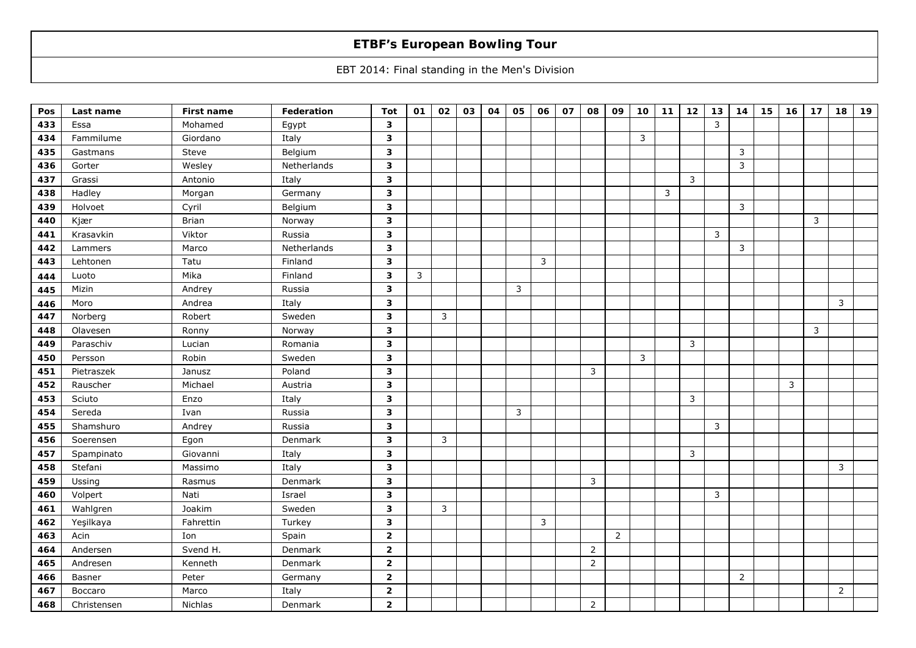# ETBF's European Bowling Tour

EBT 2014: Final standing in the Men's Division

| Pos | Last name | First name | Federation | Tot | 01 | 02 | 03 | 04 | 05 | 06 | 07 | 08 | 09 | 10 | 11 | 12 | 13 | 14 | 15 | 16 | 17 | 18 | 19 |
|---|---|---|---|---|---|---|---|---|---|---|---|---|---|---|---|---|---|---|---|---|---|---|---|
| **433** | Essa | Mohamed | Egypt | **3** | | | | | | | | | | | | | 3 | | | | | | |
| **434** | Fammilume | Giordano | Italy | **3** | | | | | | | | | | 3 | | | | | | | | | |
| **435** | Gastmans | Steve | Belgium | **3** | | | | | | | | | | | | | | 3 | | | | | |
| **436** | Gorter | Wesley | Netherlands | **3** | | | | | | | | | | | | | | 3 | | | | | |
| **437** | Grassi | Antonio | Italy | **3** | | | | | | | | | | | | 3 | | | | | | | |
| **438** | Hadley | Morgan | Germany | **3** | | | | | | | | | | | 3 | | | | | | | | |
| **439** | Holvoet | Cyril | Belgium | **3** | | | | | | | | | | | | | | 3 | | | | | |
| **440** | Kjær | Brian | Norway | **3** | | | | | | | | | | | | | | | | | 3 | | |
| **441** | Krasavkin | Viktor | Russia | **3** | | | | | | | | | | | | | 3 | | | | | | |
| **442** | Lammers | Marco | Netherlands | **3** | | | | | | | | | | | | | | 3 | | | | | |
| **443** | Lehtonen | Tatu | Finland | **3** | | | | | | 3 | | | | | | | | | | | | | |
| **444** | Luoto | Mika | Finland | **3** | 3 | | | | | | | | | | | | | | | | | | |
| **445** | Mizin | Andrey | Russia | **3** | | | | | 3 | | | | | | | | | | | | | | |
| **446** | Moro | Andrea | Italy | **3** | | | | | | | | | | | | | | | | | | 3 | |
| **447** | Norberg | Robert | Sweden | **3** | | 3 | | | | | | | | | | | | | | | | | |
| **448** | Olavesen | Ronny | Norway | **3** | | | | | | | | | | | | | | | | | 3 | | |
| **449** | Paraschiv | Lucian | Romania | **3** | | | | | | | | | | | | 3 | | | | | | | |
| **450** | Persson | Robin | Sweden | **3** | | | | | | | | | | 3 | | | | | | | | | |
| **451** | Pietraszek | Janusz | Poland | **3** | | | | | | | | 3 | | | | | | | | | | | |
| **452** | Rauscher | Michael | Austria | **3** | | | | | | | | | | | | | | | | 3 | | | |
| **453** | Sciuto | Enzo | Italy | **3** | | | | | | | | | | | | 3 | | | | | | | |
| **454** | Sereda | Ivan | Russia | **3** | | | | | 3 | | | | | | | | | | | | | | |
| **455** | Shamshuro | Andrey | Russia | **3** | | | | | | | | | | | | | 3 | | | | | | |
| **456** | Soerensen | Egon | Denmark | **3** | | 3 | | | | | | | | | | | | | | | | | |
| **457** | Spampinato | Giovanni | Italy | **3** | | | | | | | | | | | | 3 | | | | | | | |
| **458** | Stefani | Massimo | Italy | **3** | | | | | | | | | | | | | | | | | | 3 | |
| **459** | Ussing | Rasmus | Denmark | **3** | | | | | | | | 3 | | | | | | | | | | | |
| **460** | Volpert | Nati | Israel | **3** | | | | | | | | | | | | | 3 | | | | | | |
| **461** | Wahlgren | Joakim | Sweden | **3** | | 3 | | | | | | | | | | | | | | | | | |
| **462** | Yeşilkaya | Fahrettin | Turkey | **3** | | | | | | 3 | | | | | | | | | | | | | |
| **463** | Acin | Ion | Spain | **2** | | | | | | | | | 2 | | | | | | | | | | |
| **464** | Andersen | Svend H. | Denmark | **2** | | | | | | | | 2 | | | | | | | | | | | |
| **465** | Andresen | Kenneth | Denmark | **2** | | | | | | | | 2 | | | | | | | | | | | |
| **466** | Basner | Peter | Germany | **2** | | | | | | | | | | | | | | 2 | | | | | |
| **467** | Boccaro | Marco | Italy | **2** | | | | | | | | | | | | | | | | | | 2 | |
| **468** | Christensen | Nichlas | Denmark | **2** | | | | | | | | 2 | | | | | | | | | | | |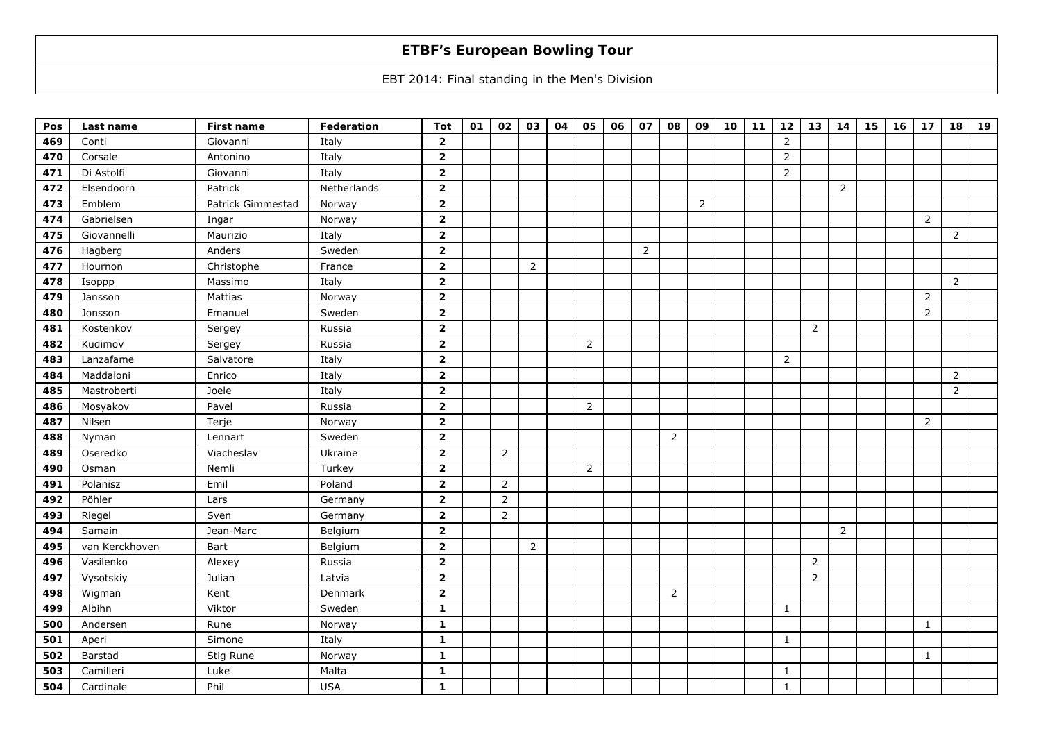# ETBF's European Bowling Tour

EBT 2014: Final standing in the Men's Division

| Pos | Last name | First name | Federation | Tot | 01 | 02 | 03 | 04 | 05 | 06 | 07 | 08 | 09 | 10 | 11 | 12 | 13 | 14 | 15 | 16 | 17 | 18 | 19 |
|---|---|---|---|---|---|---|---|---|---|---|---|---|---|---|---|---|---|---|---|---|---|---|---|
| **469** | Conti | Giovanni | Italy | **2** | | | | | | | | | | | | 2 | | | | | | | |
| **470** | Corsale | Antonino | Italy | **2** | | | | | | | | | | | | 2 | | | | | | | |
| **471** | Di Astolfi | Giovanni | Italy | **2** | | | | | | | | | | | | 2 | | | | | | | |
| **472** | Elsendoorn | Patrick | Netherlands | **2** | | | | | | | | | | | | | | 2 | | | | | |
| **473** | Emblem | Patrick Gimmestad | Norway | **2** | | | | | | | | | 2 | | | | | | | | | | |
| **474** | Gabrielsen | Ingar | Norway | **2** | | | | | | | | | | | | | | | | | 2 | | |
| **475** | Giovannelli | Maurizio | Italy | **2** | | | | | | | | | | | | | | | | | | 2 | |
| **476** | Hagberg | Anders | Sweden | **2** | | | | | | | 2 | | | | | | | | | | | | |
| **477** | Hournon | Christophe | France | **2** | | | 2 | | | | | | | | | | | | | | | | |
| **478** | Isoppp | Massimo | Italy | **2** | | | | | | | | | | | | | | | | | | 2 | |
| **479** | Jansson | Mattias | Norway | **2** | | | | | | | | | | | | | | | | | 2 | | |
| **480** | Jonsson | Emanuel | Sweden | **2** | | | | | | | | | | | | | | | | | 2 | | |
| **481** | Kostenkov | Sergey | Russia | **2** | | | | | | | | | | | | | 2 | | | | | | |
| **482** | Kudimov | Sergey | Russia | **2** | | | | | 2 | | | | | | | | | | | | | | |
| **483** | Lanzafame | Salvatore | Italy | **2** | | | | | | | | | | | | 2 | | | | | | | |
| **484** | Maddaloni | Enrico | Italy | **2** | | | | | | | | | | | | | | | | | | 2 | |
| **485** | Mastroberti | Joele | Italy | **2** | | | | | | | | | | | | | | | | | | 2 | |
| **486** | Mosyakov | Pavel | Russia | **2** | | | | | 2 | | | | | | | | | | | | | | |
| **487** | Nilsen | Terje | Norway | **2** | | | | | | | | | | | | | | | | | 2 | | |
| **488** | Nyman | Lennart | Sweden | **2** | | | | | | | | 2 | | | | | | | | | | | |
| **489** | Oseredko | Viacheslav | Ukraine | **2** | | 2 | | | | | | | | | | | | | | | | | |
| **490** | Osman | Nemli | Turkey | **2** | | | | | 2 | | | | | | | | | | | | | | |
| **491** | Polanisz | Emil | Poland | **2** | | 2 | | | | | | | | | | | | | | | | | |
| **492** | Pöhler | Lars | Germany | **2** | | 2 | | | | | | | | | | | | | | | | | |
| **493** | Riegel | Sven | Germany | **2** | | 2 | | | | | | | | | | | | | | | | | |
| **494** | Samain | Jean-Marc | Belgium | **2** | | | | | | | | | | | | | | 2 | | | | | |
| **495** | van Kerckhoven | Bart | Belgium | **2** | | | 2 | | | | | | | | | | | | | | | | |
| **496** | Vasilenko | Alexey | Russia | **2** | | | | | | | | | | | | | 2 | | | | | | |
| **497** | Vysotskiy | Julian | Latvia | **2** | | | | | | | | | | | | | 2 | | | | | | |
| **498** | Wigman | Kent | Denmark | **2** | | | | | | | | 2 | | | | | | | | | | | |
| **499** | Albihn | Viktor | Sweden | **1** | | | | | | | | | | | | 1 | | | | | | | |
| **500** | Andersen | Rune | Norway | **1** | | | | | | | | | | | | | | | | | 1 | | |
| **501** | Aperi | Simone | Italy | **1** | | | | | | | | | | | | 1 | | | | | | | |
| **502** | Barstad | Stig Rune | Norway | **1** | | | | | | | | | | | | | | | | | 1 | | |
| **503** | Camilleri | Luke | Malta | **1** | | | | | | | | | | | | 1 | | | | | | | |
| **504** | Cardinale | Phil | USA | **1** | | | | | | | | | | | | 1 | | | | | | | |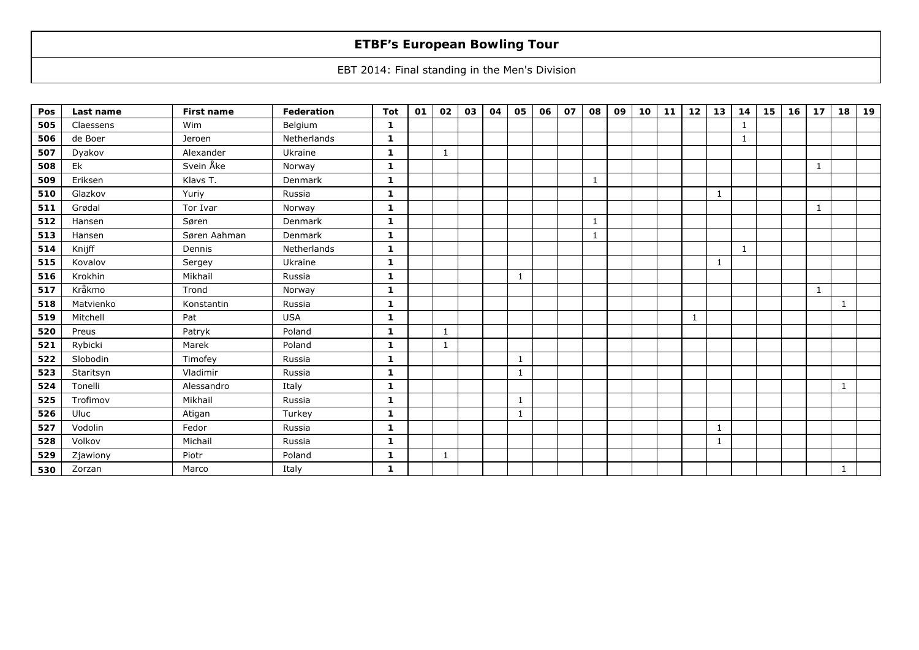# ETBF's European Bowling Tour

EBT 2014: Final standing in the Men's Division

| Pos | Last name | First name | Federation | Tot | 01 | 02 | 03 | 04 | 05 | 06 | 07 | 08 | 09 | 10 | 11 | 12 | 13 | 14 | 15 | 16 | 17 | 18 | 19 |
|---|---|---|---|---|---|---|---|---|---|---|---|---|---|---|---|---|---|---|---|---|---|---|---|
| 505 | Claessens | Wim | Belgium | 1 | | | | | | | | | | | | | | 1 | | | | | |
| 506 | de Boer | Jeroen | Netherlands | 1 | | | | | | | | | | | | | | 1 | | | | | |
| 507 | Dyakov | Alexander | Ukraine | 1 | | 1 | | | | | | | | | | | | | | | | | |
| 508 | Ek | Svein Åke | Norway | 1 | | | | | | | | | | | | | | | | | 1 | | |
| 509 | Eriksen | Klavs T. | Denmark | 1 | | | | | | | | 1 | | | | | | | | | | | |
| 510 | Glazkov | Yuriy | Russia | 1 | | | | | | | | | | | | | 1 | | | | | | |
| 511 | Grødal | Tor Ivar | Norway | 1 | | | | | | | | | | | | | | | | | 1 | | |
| 512 | Hansen | Søren | Denmark | 1 | | | | | | | | 1 | | | | | | | | | | | |
| 513 | Hansen | Søren Aahman | Denmark | 1 | | | | | | | | 1 | | | | | | | | | | | |
| 514 | Knijff | Dennis | Netherlands | 1 | | | | | | | | | | | | | | 1 | | | | | |
| 515 | Kovalov | Sergey | Ukraine | 1 | | | | | | | | | | | | | 1 | | | | | | |
| 516 | Krokhin | Mikhail | Russia | 1 | | | | | 1 | | | | | | | | | | | | | | |
| 517 | Kråkmo | Trond | Norway | 1 | | | | | | | | | | | | | | | | | 1 | | |
| 518 | Matvienko | Konstantin | Russia | 1 | | | | | | | | | | | | | | | | | | 1 | |
| 519 | Mitchell | Pat | USA | 1 | | | | | | | | | | | | 1 | | | | | | | |
| 520 | Preus | Patryk | Poland | 1 | | 1 | | | | | | | | | | | | | | | | | |
| 521 | Rybicki | Marek | Poland | 1 | | 1 | | | | | | | | | | | | | | | | | |
| 522 | Slobodin | Timofey | Russia | 1 | | | | | 1 | | | | | | | | | | | | | | |
| 523 | Staritsyn | Vladimir | Russia | 1 | | | | | 1 | | | | | | | | | | | | | | |
| 524 | Tonelli | Alessandro | Italy | 1 | | | | | | | | | | | | | | | | | | 1 | |
| 525 | Trofimov | Mikhail | Russia | 1 | | | | | 1 | | | | | | | | | | | | | | |
| 526 | Uluc | Atigan | Turkey | 1 | | | | | 1 | | | | | | | | | | | | | | |
| 527 | Vodolin | Fedor | Russia | 1 | | | | | | | | | | | | | 1 | | | | | | |
| 528 | Volkov | Michail | Russia | 1 | | | | | | | | | | | | | 1 | | | | | | |
| 529 | Zjawiony | Piotr | Poland | 1 | | 1 | | | | | | | | | | | | | | | | | |
| 530 | Zorzan | Marco | Italy | 1 | | | | | | | | | | | | | | | | | | 1 | |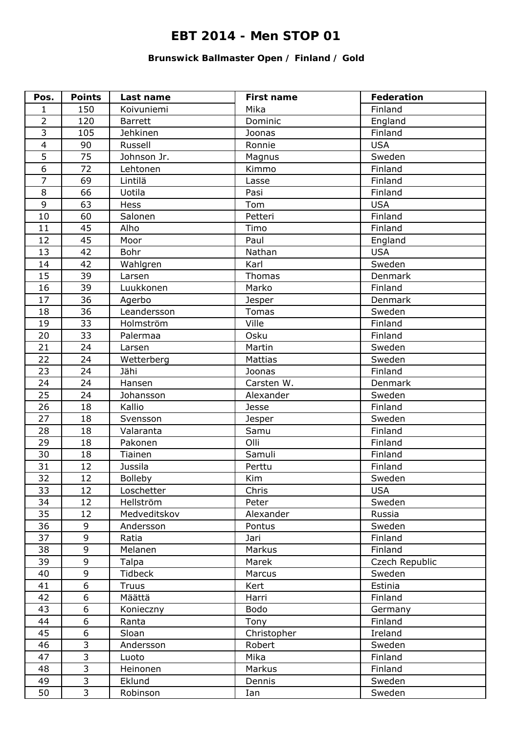# EBT 2014 - Men STOP 01

### Brunswick Ballmaster Open / Finland / Gold

| Pos. | Points | Last name | First name | Federation |
|---|---|---|---|---|
| 1 | 150 | Koivuniemi | Mika | Finland |
| 2 | 120 | Barrett | Dominic | England |
| 3 | 105 | Jehkinen | Joonas | Finland |
| 4 | 90 | Russell | Ronnie | USA |
| 5 | 75 | Johnson Jr. | Magnus | Sweden |
| 6 | 72 | Lehtonen | Kimmo | Finland |
| 7 | 69 | Lintilä | Lasse | Finland |
| 8 | 66 | Uotila | Pasi | Finland |
| 9 | 63 | Hess | Tom | USA |
| 10 | 60 | Salonen | Petteri | Finland |
| 11 | 45 | Alho | Timo | Finland |
| 12 | 45 | Moor | Paul | England |
| 13 | 42 | Bohr | Nathan | USA |
| 14 | 42 | Wahlgren | Karl | Sweden |
| 15 | 39 | Larsen | Thomas | Denmark |
| 16 | 39 | Luukkonen | Marko | Finland |
| 17 | 36 | Agerbo | Jesper | Denmark |
| 18 | 36 | Leandersson | Tomas | Sweden |
| 19 | 33 | Holmström | Ville | Finland |
| 20 | 33 | Palermaa | Osku | Finland |
| 21 | 24 | Larsen | Martin | Sweden |
| 22 | 24 | Wetterberg | Mattias | Sweden |
| 23 | 24 | Jähi | Joonas | Finland |
| 24 | 24 | Hansen | Carsten W. | Denmark |
| 25 | 24 | Johansson | Alexander | Sweden |
| 26 | 18 | Kallio | Jesse | Finland |
| 27 | 18 | Svensson | Jesper | Sweden |
| 28 | 18 | Valaranta | Samu | Finland |
| 29 | 18 | Pakonen | Olli | Finland |
| 30 | 18 | Tiainen | Samuli | Finland |
| 31 | 12 | Jussila | Perttu | Finland |
| 32 | 12 | Bolleby | Kim | Sweden |
| 33 | 12 | Loschetter | Chris | USA |
| 34 | 12 | Hellström | Peter | Sweden |
| 35 | 12 | Medveditskov | Alexander | Russia |
| 36 | 9 | Andersson | Pontus | Sweden |
| 37 | 9 | Ratia | Jari | Finland |
| 38 | 9 | Melanen | Markus | Finland |
| 39 | 9 | Talpa | Marek | Czech Republic |
| 40 | 9 | Tidbeck | Marcus | Sweden |
| 41 | 6 | Truus | Kert | Estinia |
| 42 | 6 | Määttä | Harri | Finland |
| 43 | 6 | Konieczny | Bodo | Germany |
| 44 | 6 | Ranta | Tony | Finland |
| 45 | 6 | Sloan | Christopher | Ireland |
| 46 | 3 | Andersson | Robert | Sweden |
| 47 | 3 | Luoto | Mika | Finland |
| 48 | 3 | Heinonen | Markus | Finland |
| 49 | 3 | Eklund | Dennis | Sweden |
| 50 | 3 | Robinson | Ian | Sweden |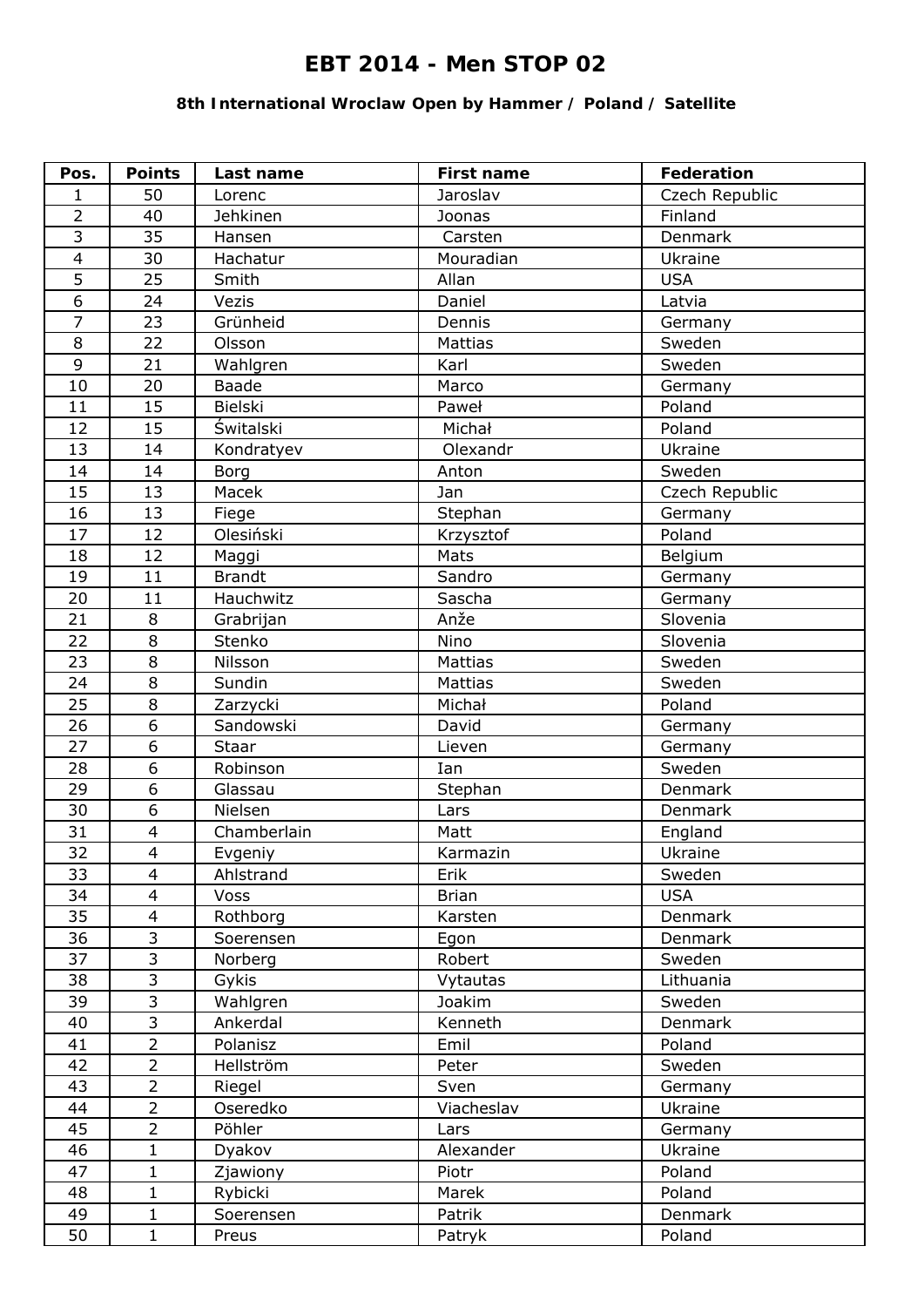# EBT 2014 - Men STOP 02

### 8th International Wroclaw Open by Hammer / Poland / Satellite

| Pos. | Points | Last name | First name | Federation |
|---|---|---|---|---|
| 1 | 50 | Lorenc | Jaroslav | Czech Republic |
| 2 | 40 | Jehkinen | Joonas | Finland |
| 3 | 35 | Hansen | Carsten | Denmark |
| 4 | 30 | Hachatur | Mouradian | Ukraine |
| 5 | 25 | Smith | Allan | USA |
| 6 | 24 | Vezis | Daniel | Latvia |
| 7 | 23 | Grünheid | Dennis | Germany |
| 8 | 22 | Olsson | Mattias | Sweden |
| 9 | 21 | Wahlgren | Karl | Sweden |
| 10 | 20 | Baade | Marco | Germany |
| 11 | 15 | Bielski | Paweł | Poland |
| 12 | 15 | Świtalski | Michał | Poland |
| 13 | 14 | Kondratyev | Olexandr | Ukraine |
| 14 | 14 | Borg | Anton | Sweden |
| 15 | 13 | Macek | Jan | Czech Republic |
| 16 | 13 | Fiege | Stephan | Germany |
| 17 | 12 | Olesiński | Krzysztof | Poland |
| 18 | 12 | Maggi | Mats | Belgium |
| 19 | 11 | Brandt | Sandro | Germany |
| 20 | 11 | Hauchwitz | Sascha | Germany |
| 21 | 8 | Grabrijan | Anže | Slovenia |
| 22 | 8 | Stenko | Nino | Slovenia |
| 23 | 8 | Nilsson | Mattias | Sweden |
| 24 | 8 | Sundin | Mattias | Sweden |
| 25 | 8 | Zarzycki | Michał | Poland |
| 26 | 6 | Sandowski | David | Germany |
| 27 | 6 | Staar | Lieven | Germany |
| 28 | 6 | Robinson | Ian | Sweden |
| 29 | 6 | Glassau | Stephan | Denmark |
| 30 | 6 | Nielsen | Lars | Denmark |
| 31 | 4 | Chamberlain | Matt | England |
| 32 | 4 | Evgeniy | Karmazin | Ukraine |
| 33 | 4 | Ahlstrand | Erik | Sweden |
| 34 | 4 | Voss | Brian | USA |
| 35 | 4 | Rothborg | Karsten | Denmark |
| 36 | 3 | Soerensen | Egon | Denmark |
| 37 | 3 | Norberg | Robert | Sweden |
| 38 | 3 | Gykis | Vytautas | Lithuania |
| 39 | 3 | Wahlgren | Joakim | Sweden |
| 40 | 3 | Ankerdal | Kenneth | Denmark |
| 41 | 2 | Polanisz | Emil | Poland |
| 42 | 2 | Hellström | Peter | Sweden |
| 43 | 2 | Riegel | Sven | Germany |
| 44 | 2 | Oseredko | Viacheslav | Ukraine |
| 45 | 2 | Pöhler | Lars | Germany |
| 46 | 1 | Dyakov | Alexander | Ukraine |
| 47 | 1 | Zjawiony | Piotr | Poland |
| 48 | 1 | Rybicki | Marek | Poland |
| 49 | 1 | Soerensen | Patrik | Denmark |
| 50 | 1 | Preus | Patryk | Poland |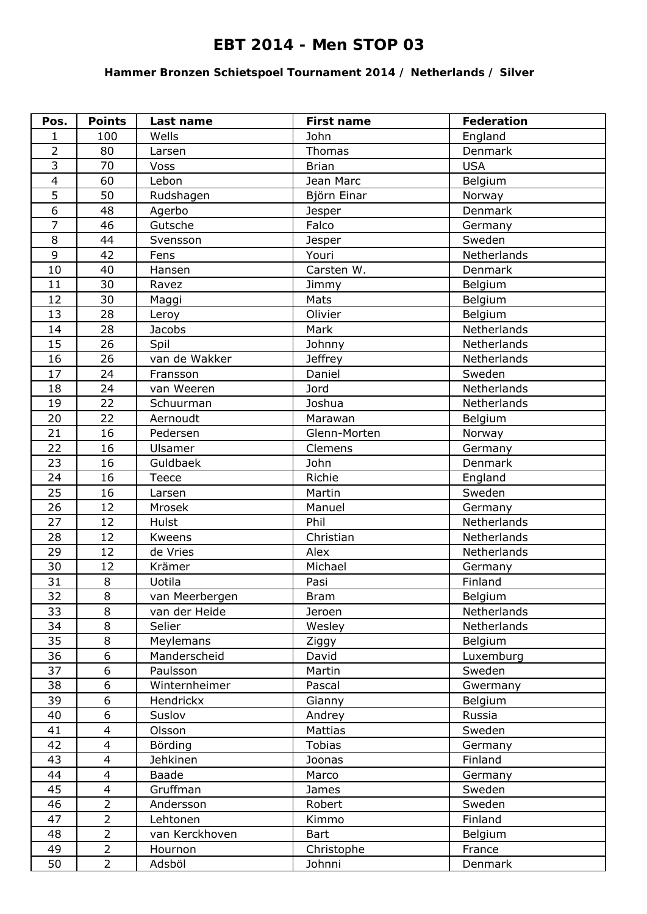# EBT 2014 - Men STOP 03

### Hammer Bronzen Schietspoel Tournament 2014 / Netherlands / Silver

| Pos. | Points | Last name | First name | Federation |
|---|---|---|---|---|
| 1 | 100 | Wells | John | England |
| 2 | 80 | Larsen | Thomas | Denmark |
| 3 | 70 | Voss | Brian | USA |
| 4 | 60 | Lebon | Jean Marc | Belgium |
| 5 | 50 | Rudshagen | Björn Einar | Norway |
| 6 | 48 | Agerbo | Jesper | Denmark |
| 7 | 46 | Gutsche | Falco | Germany |
| 8 | 44 | Svensson | Jesper | Sweden |
| 9 | 42 | Fens | Youri | Netherlands |
| 10 | 40 | Hansen | Carsten W. | Denmark |
| 11 | 30 | Ravez | Jimmy | Belgium |
| 12 | 30 | Maggi | Mats | Belgium |
| 13 | 28 | Leroy | Olivier | Belgium |
| 14 | 28 | Jacobs | Mark | Netherlands |
| 15 | 26 | Spil | Johnny | Netherlands |
| 16 | 26 | van de Wakker | Jeffrey | Netherlands |
| 17 | 24 | Fransson | Daniel | Sweden |
| 18 | 24 | van Weeren | Jord | Netherlands |
| 19 | 22 | Schuurman | Joshua | Netherlands |
| 20 | 22 | Aernoudt | Marawan | Belgium |
| 21 | 16 | Pedersen | Glenn-Morten | Norway |
| 22 | 16 | Ulsamer | Clemens | Germany |
| 23 | 16 | Guldbaek | John | Denmark |
| 24 | 16 | Teece | Richie | England |
| 25 | 16 | Larsen | Martin | Sweden |
| 26 | 12 | Mrosek | Manuel | Germany |
| 27 | 12 | Hulst | Phil | Netherlands |
| 28 | 12 | Kweens | Christian | Netherlands |
| 29 | 12 | de Vries | Alex | Netherlands |
| 30 | 12 | Krämer | Michael | Germany |
| 31 | 8 | Uotila | Pasi | Finland |
| 32 | 8 | van Meerbergen | Bram | Belgium |
| 33 | 8 | van der Heide | Jeroen | Netherlands |
| 34 | 8 | Selier | Wesley | Netherlands |
| 35 | 8 | Meylemans | Ziggy | Belgium |
| 36 | 6 | Manderscheid | David | Luxemburg |
| 37 | 6 | Paulsson | Martin | Sweden |
| 38 | 6 | Winternheimer | Pascal | Gwermany |
| 39 | 6 | Hendrickx | Gianny | Belgium |
| 40 | 6 | Suslov | Andrey | Russia |
| 41 | 4 | Olsson | Mattias | Sweden |
| 42 | 4 | Börding | Tobias | Germany |
| 43 | 4 | Jehkinen | Joonas | Finland |
| 44 | 4 | Baade | Marco | Germany |
| 45 | 4 | Gruffman | James | Sweden |
| 46 | 2 | Andersson | Robert | Sweden |
| 47 | 2 | Lehtonen | Kimmo | Finland |
| 48 | 2 | van Kerckhoven | Bart | Belgium |
| 49 | 2 | Hournon | Christophe | France |
| 50 | 2 | Adsböl | Johnni | Denmark |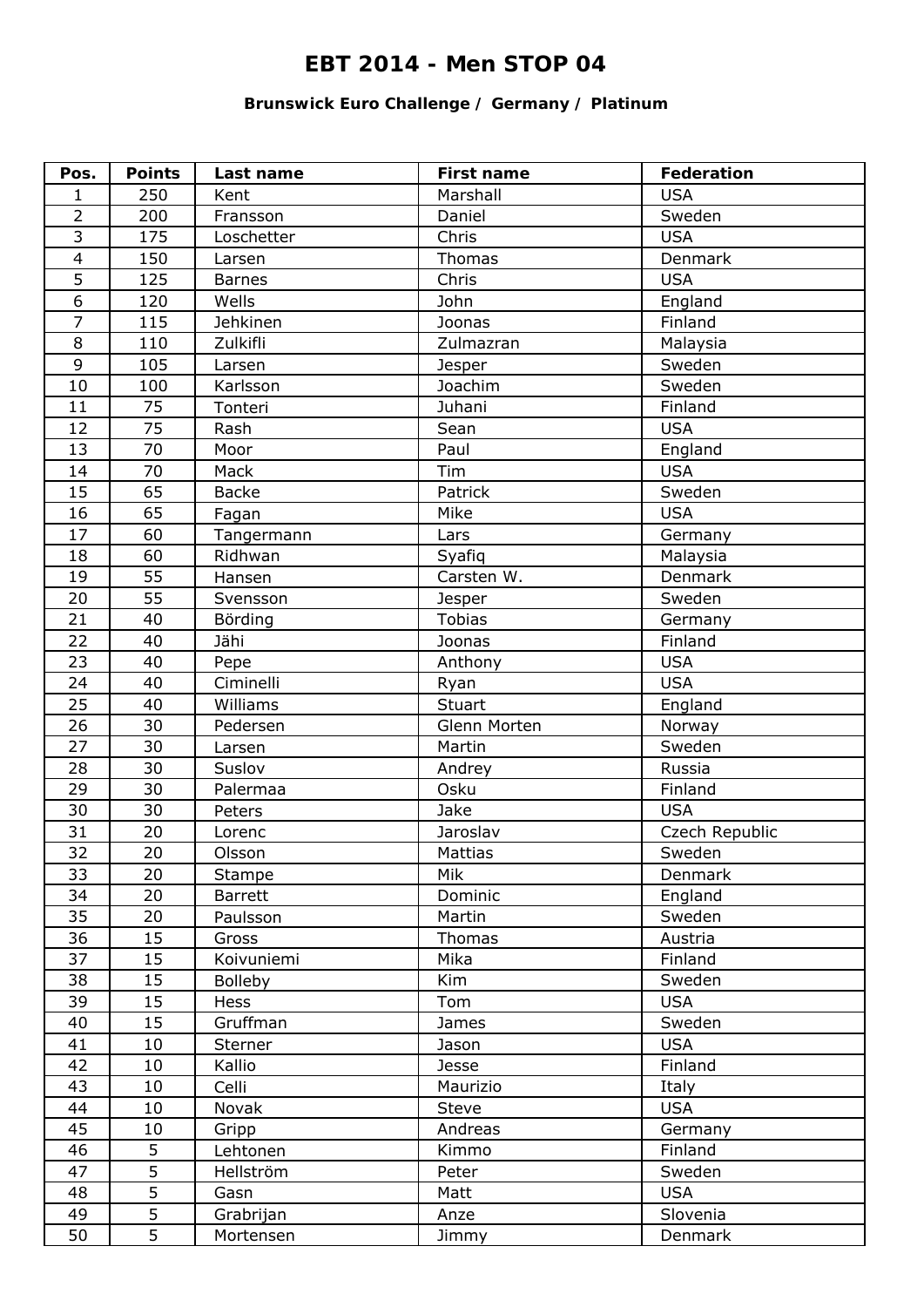# EBT 2014 - Men STOP 04

**Brunswick Euro Challenge / Germany / Platinum**

| Pos. | Points | Last name | First name | Federation |
|---|---|---|---|---|
| 1 | 250 | Kent | Marshall | USA |
| 2 | 200 | Fransson | Daniel | Sweden |
| 3 | 175 | Loschetter | Chris | USA |
| 4 | 150 | Larsen | Thomas | Denmark |
| 5 | 125 | Barnes | Chris | USA |
| 6 | 120 | Wells | John | England |
| 7 | 115 | Jehkinen | Joonas | Finland |
| 8 | 110 | Zulkifli | Zulmazran | Malaysia |
| 9 | 105 | Larsen | Jesper | Sweden |
| 10 | 100 | Karlsson | Joachim | Sweden |
| 11 | 75 | Tonteri | Juhani | Finland |
| 12 | 75 | Rash | Sean | USA |
| 13 | 70 | Moor | Paul | England |
| 14 | 70 | Mack | Tim | USA |
| 15 | 65 | Backe | Patrick | Sweden |
| 16 | 65 | Fagan | Mike | USA |
| 17 | 60 | Tangermann | Lars | Germany |
| 18 | 60 | Ridhwan | Syafiq | Malaysia |
| 19 | 55 | Hansen | Carsten W. | Denmark |
| 20 | 55 | Svensson | Jesper | Sweden |
| 21 | 40 | Börding | Tobias | Germany |
| 22 | 40 | Jähi | Joonas | Finland |
| 23 | 40 | Pepe | Anthony | USA |
| 24 | 40 | Ciminelli | Ryan | USA |
| 25 | 40 | Williams | Stuart | England |
| 26 | 30 | Pedersen | Glenn Morten | Norway |
| 27 | 30 | Larsen | Martin | Sweden |
| 28 | 30 | Suslov | Andrey | Russia |
| 29 | 30 | Palermaa | Osku | Finland |
| 30 | 30 | Peters | Jake | USA |
| 31 | 20 | Lorenc | Jaroslav | Czech Republic |
| 32 | 20 | Olsson | Mattias | Sweden |
| 33 | 20 | Stampe | Mik | Denmark |
| 34 | 20 | Barrett | Dominic | England |
| 35 | 20 | Paulsson | Martin | Sweden |
| 36 | 15 | Gross | Thomas | Austria |
| 37 | 15 | Koivuniemi | Mika | Finland |
| 38 | 15 | Bolleby | Kim | Sweden |
| 39 | 15 | Hess | Tom | USA |
| 40 | 15 | Gruffman | James | Sweden |
| 41 | 10 | Sterner | Jason | USA |
| 42 | 10 | Kallio | Jesse | Finland |
| 43 | 10 | Celli | Maurizio | Italy |
| 44 | 10 | Novak | Steve | USA |
| 45 | 10 | Gripp | Andreas | Germany |
| 46 | 5 | Lehtonen | Kimmo | Finland |
| 47 | 5 | Hellström | Peter | Sweden |
| 48 | 5 | Gasn | Matt | USA |
| 49 | 5 | Grabrijan | Anze | Slovenia |
| 50 | 5 | Mortensen | Jimmy | Denmark |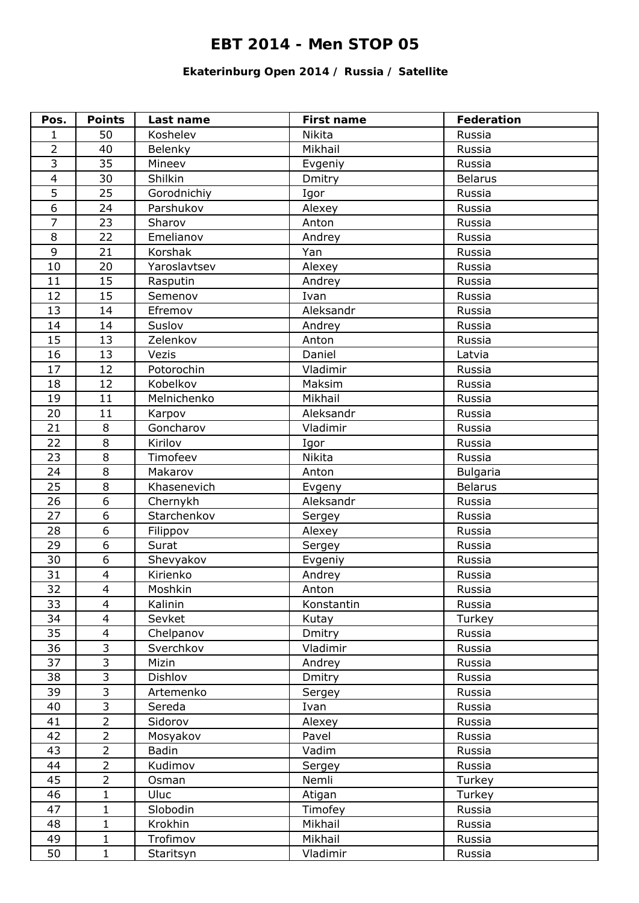# EBT 2014 - Men STOP 05

### Ekaterinburg Open 2014 / Russia / Satellite

| Pos. | Points | Last name | First name | Federation |
|---|---|---|---|---|
| 1 | 50 | Koshelev | Nikita | Russia |
| 2 | 40 | Belenky | Mikhail | Russia |
| 3 | 35 | Mineev | Evgeniy | Russia |
| 4 | 30 | Shilkin | Dmitry | Belarus |
| 5 | 25 | Gorodnichiy | Igor | Russia |
| 6 | 24 | Parshukov | Alexey | Russia |
| 7 | 23 | Sharov | Anton | Russia |
| 8 | 22 | Emelianov | Andrey | Russia |
| 9 | 21 | Korshak | Yan | Russia |
| 10 | 20 | Yaroslavtsev | Alexey | Russia |
| 11 | 15 | Rasputin | Andrey | Russia |
| 12 | 15 | Semenov | Ivan | Russia |
| 13 | 14 | Efremov | Aleksandr | Russia |
| 14 | 14 | Suslov | Andrey | Russia |
| 15 | 13 | Zelenkov | Anton | Russia |
| 16 | 13 | Vezis | Daniel | Latvia |
| 17 | 12 | Potorochin | Vladimir | Russia |
| 18 | 12 | Kobelkov | Maksim | Russia |
| 19 | 11 | Melnichenko | Mikhail | Russia |
| 20 | 11 | Karpov | Aleksandr | Russia |
| 21 | 8 | Goncharov | Vladimir | Russia |
| 22 | 8 | Kirilov | Igor | Russia |
| 23 | 8 | Timofeev | Nikita | Russia |
| 24 | 8 | Makarov | Anton | Bulgaria |
| 25 | 8 | Khasenevich | Evgeny | Belarus |
| 26 | 6 | Chernykh | Aleksandr | Russia |
| 27 | 6 | Starchenkov | Sergey | Russia |
| 28 | 6 | Filippov | Alexey | Russia |
| 29 | 6 | Surat | Sergey | Russia |
| 30 | 6 | Shevyakov | Evgeniy | Russia |
| 31 | 4 | Kirienko | Andrey | Russia |
| 32 | 4 | Moshkin | Anton | Russia |
| 33 | 4 | Kalinin | Konstantin | Russia |
| 34 | 4 | Sevket | Kutay | Turkey |
| 35 | 4 | Chelpanov | Dmitry | Russia |
| 36 | 3 | Sverchkov | Vladimir | Russia |
| 37 | 3 | Mizin | Andrey | Russia |
| 38 | 3 | Dishlov | Dmitry | Russia |
| 39 | 3 | Artemenko | Sergey | Russia |
| 40 | 3 | Sereda | Ivan | Russia |
| 41 | 2 | Sidorov | Alexey | Russia |
| 42 | 2 | Mosyakov | Pavel | Russia |
| 43 | 2 | Badin | Vadim | Russia |
| 44 | 2 | Kudimov | Sergey | Russia |
| 45 | 2 | Osman | Nemli | Turkey |
| 46 | 1 | Uluc | Atigan | Turkey |
| 47 | 1 | Slobodin | Timofey | Russia |
| 48 | 1 | Krokhin | Mikhail | Russia |
| 49 | 1 | Trofimov | Mikhail | Russia |
| 50 | 1 | Staritsyn | Vladimir | Russia |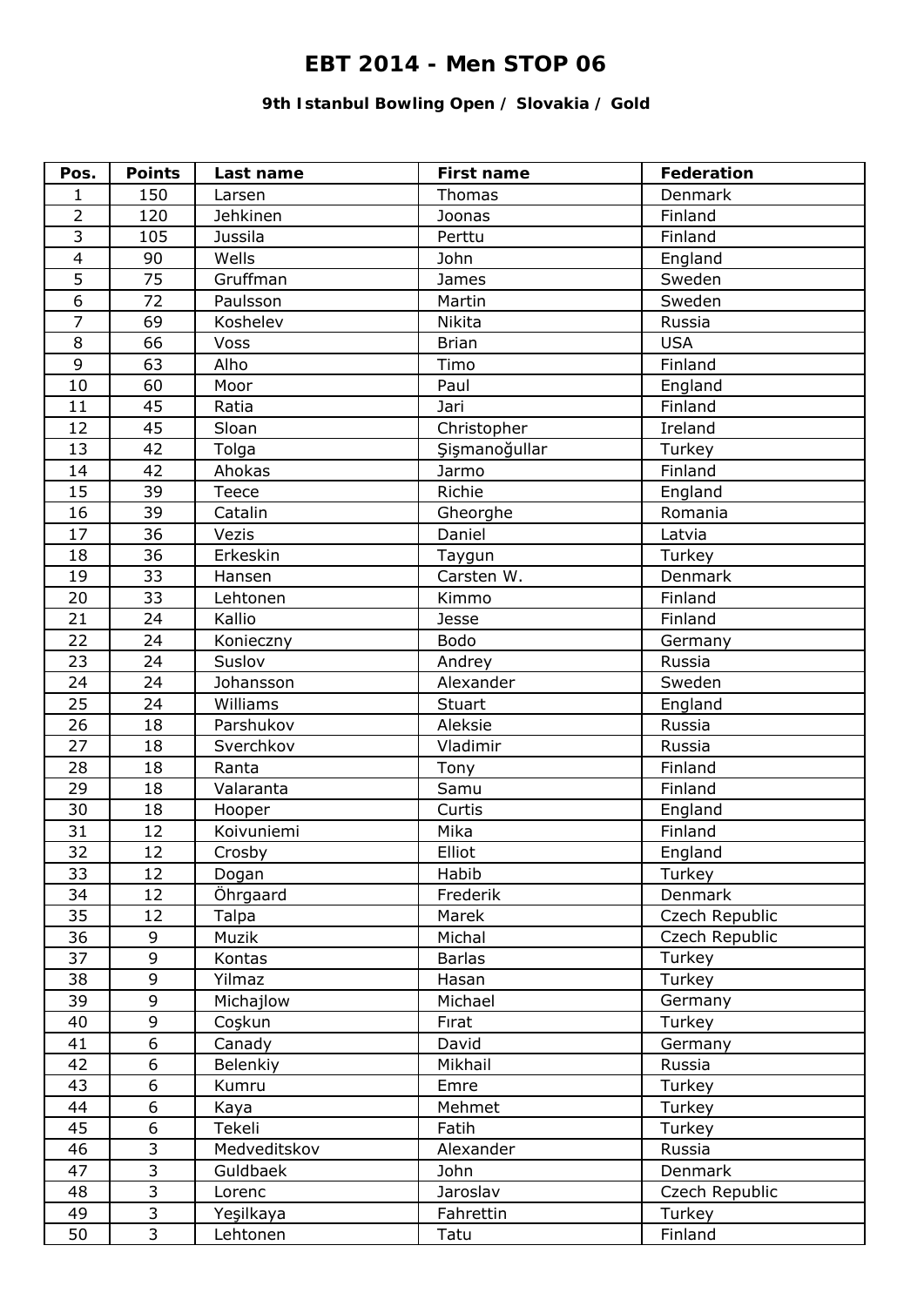# EBT 2014 - Men STOP 06

### 9th Istanbul Bowling Open / Slovakia / Gold

| Pos. | Points | Last name | First name | Federation |
|---|---|---|---|---|
| 1 | 150 | Larsen | Thomas | Denmark |
| 2 | 120 | Jehkinen | Joonas | Finland |
| 3 | 105 | Jussila | Perttu | Finland |
| 4 | 90 | Wells | John | England |
| 5 | 75 | Gruffman | James | Sweden |
| 6 | 72 | Paulsson | Martin | Sweden |
| 7 | 69 | Koshelev | Nikita | Russia |
| 8 | 66 | Voss | Brian | USA |
| 9 | 63 | Alho | Timo | Finland |
| 10 | 60 | Moor | Paul | England |
| 11 | 45 | Ratia | Jari | Finland |
| 12 | 45 | Sloan | Christopher | Ireland |
| 13 | 42 | Tolga | Şişmanoğullar | Turkey |
| 14 | 42 | Ahokas | Jarmo | Finland |
| 15 | 39 | Teece | Richie | England |
| 16 | 39 | Catalin | Gheorghe | Romania |
| 17 | 36 | Vezis | Daniel | Latvia |
| 18 | 36 | Erkeskin | Taygun | Turkey |
| 19 | 33 | Hansen | Carsten W. | Denmark |
| 20 | 33 | Lehtonen | Kimmo | Finland |
| 21 | 24 | Kallio | Jesse | Finland |
| 22 | 24 | Konieczny | Bodo | Germany |
| 23 | 24 | Suslov | Andrey | Russia |
| 24 | 24 | Johansson | Alexander | Sweden |
| 25 | 24 | Williams | Stuart | England |
| 26 | 18 | Parshukov | Aleksie | Russia |
| 27 | 18 | Sverchkov | Vladimir | Russia |
| 28 | 18 | Ranta | Tony | Finland |
| 29 | 18 | Valaranta | Samu | Finland |
| 30 | 18 | Hooper | Curtis | England |
| 31 | 12 | Koivuniemi | Mika | Finland |
| 32 | 12 | Crosby | Elliot | England |
| 33 | 12 | Dogan | Habib | Turkey |
| 34 | 12 | Öhrgaard | Frederik | Denmark |
| 35 | 12 | Talpa | Marek | Czech Republic |
| 36 | 9 | Muzik | Michal | Czech Republic |
| 37 | 9 | Kontas | Barlas | Turkey |
| 38 | 9 | Yilmaz | Hasan | Turkey |
| 39 | 9 | Michajlow | Michael | Germany |
| 40 | 9 | Coşkun | Fırat | Turkey |
| 41 | 6 | Canady | David | Germany |
| 42 | 6 | Belenkiy | Mikhail | Russia |
| 43 | 6 | Kumru | Emre | Turkey |
| 44 | 6 | Kaya | Mehmet | Turkey |
| 45 | 6 | Tekeli | Fatih | Turkey |
| 46 | 3 | Medveditskov | Alexander | Russia |
| 47 | 3 | Guldbaek | John | Denmark |
| 48 | 3 | Lorenc | Jaroslav | Czech Republic |
| 49 | 3 | Yeşilkaya | Fahrettin | Turkey |
| 50 | 3 | Lehtonen | Tatu | Finland |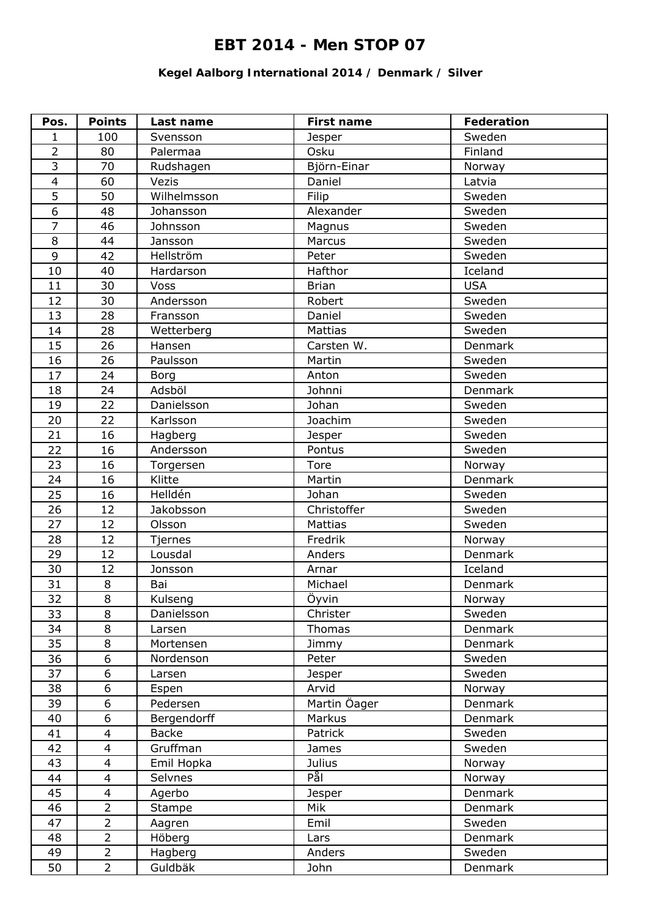# EBT 2014 - Men STOP 07

### Kegel Aalborg International 2014 / Denmark / Silver

| Pos. | Points | Last name | First name | Federation |
|---|---|---|---|---|
| 1 | 100 | Svensson | Jesper | Sweden |
| 2 | 80 | Palermaa | Osku | Finland |
| 3 | 70 | Rudshagen | Björn-Einar | Norway |
| 4 | 60 | Vezis | Daniel | Latvia |
| 5 | 50 | Wilhelmsson | Filip | Sweden |
| 6 | 48 | Johansson | Alexander | Sweden |
| 7 | 46 | Johnsson | Magnus | Sweden |
| 8 | 44 | Jansson | Marcus | Sweden |
| 9 | 42 | Hellström | Peter | Sweden |
| 10 | 40 | Hardarson | Hafthor | Iceland |
| 11 | 30 | Voss | Brian | USA |
| 12 | 30 | Andersson | Robert | Sweden |
| 13 | 28 | Fransson | Daniel | Sweden |
| 14 | 28 | Wetterberg | Mattias | Sweden |
| 15 | 26 | Hansen | Carsten W. | Denmark |
| 16 | 26 | Paulsson | Martin | Sweden |
| 17 | 24 | Borg | Anton | Sweden |
| 18 | 24 | Adsböl | Johnni | Denmark |
| 19 | 22 | Danielsson | Johan | Sweden |
| 20 | 22 | Karlsson | Joachim | Sweden |
| 21 | 16 | Hagberg | Jesper | Sweden |
| 22 | 16 | Andersson | Pontus | Sweden |
| 23 | 16 | Torgersen | Tore | Norway |
| 24 | 16 | Klitte | Martin | Denmark |
| 25 | 16 | Helldén | Johan | Sweden |
| 26 | 12 | Jakobsson | Christoffer | Sweden |
| 27 | 12 | Olsson | Mattias | Sweden |
| 28 | 12 | Tjernes | Fredrik | Norway |
| 29 | 12 | Lousdal | Anders | Denmark |
| 30 | 12 | Jonsson | Arnar | Iceland |
| 31 | 8 | Bai | Michael | Denmark |
| 32 | 8 | Kulseng | Öyvin | Norway |
| 33 | 8 | Danielsson | Christer | Sweden |
| 34 | 8 | Larsen | Thomas | Denmark |
| 35 | 8 | Mortensen | Jimmy | Denmark |
| 36 | 6 | Nordenson | Peter | Sweden |
| 37 | 6 | Larsen | Jesper | Sweden |
| 38 | 6 | Espen | Arvid | Norway |
| 39 | 6 | Pedersen | Martin Öager | Denmark |
| 40 | 6 | Bergendorff | Markus | Denmark |
| 41 | 4 | Backe | Patrick | Sweden |
| 42 | 4 | Gruffman | James | Sweden |
| 43 | 4 | Emil Hopka | Julius | Norway |
| 44 | 4 | Selvnes | Pål | Norway |
| 45 | 4 | Agerbo | Jesper | Denmark |
| 46 | 2 | Stampe | Mik | Denmark |
| 47 | 2 | Aagren | Emil | Sweden |
| 48 | 2 | Höberg | Lars | Denmark |
| 49 | 2 | Hagberg | Anders | Sweden |
| 50 | 2 | Guldbäk | John | Denmark |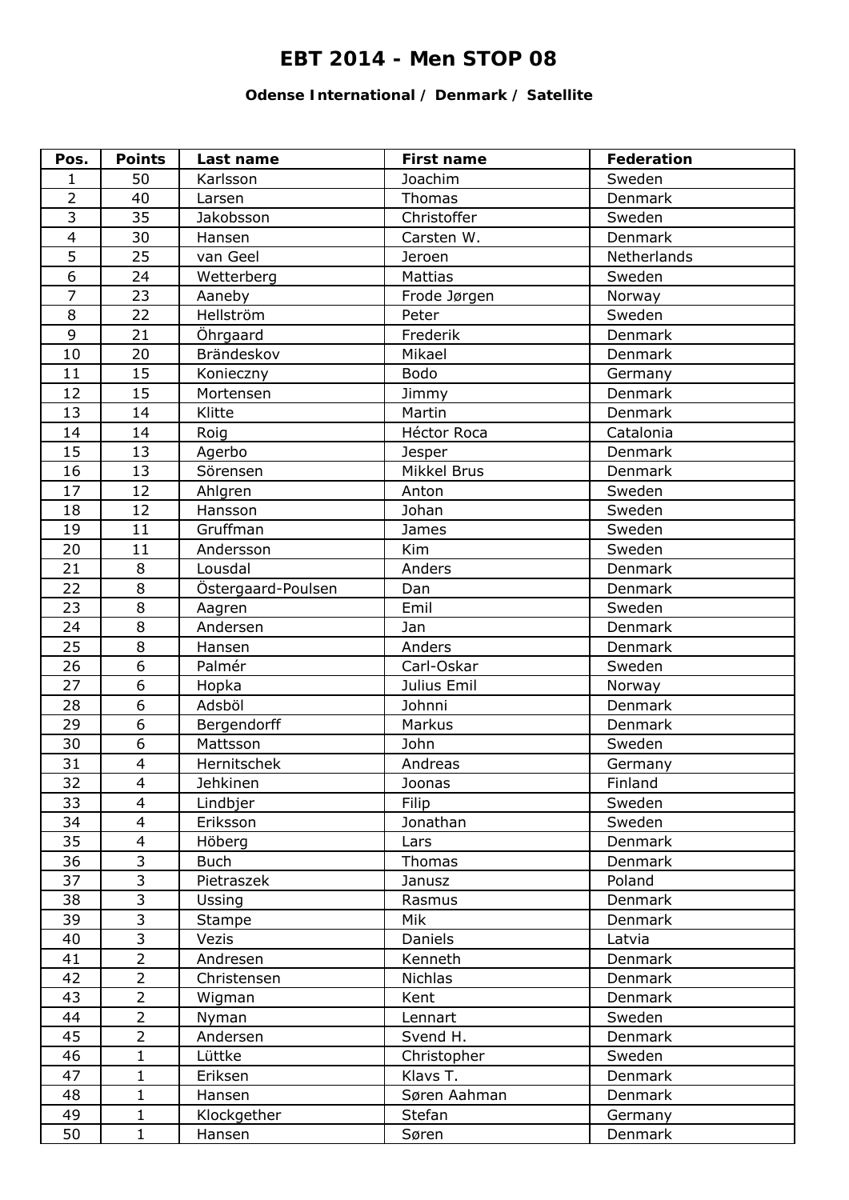# EBT 2014 - Men STOP 08

### Odense International / Denmark / Satellite

| Pos. | Points | Last name | First name | Federation |
|---|---|---|---|---|
| 1 | 50 | Karlsson | Joachim | Sweden |
| 2 | 40 | Larsen | Thomas | Denmark |
| 3 | 35 | Jakobsson | Christoffer | Sweden |
| 4 | 30 | Hansen | Carsten W. | Denmark |
| 5 | 25 | van Geel | Jeroen | Netherlands |
| 6 | 24 | Wetterberg | Mattias | Sweden |
| 7 | 23 | Aaneby | Frode Jørgen | Norway |
| 8 | 22 | Hellström | Peter | Sweden |
| 9 | 21 | Öhrgaard | Frederik | Denmark |
| 10 | 20 | Brändeskov | Mikael | Denmark |
| 11 | 15 | Konieczny | Bodo | Germany |
| 12 | 15 | Mortensen | Jimmy | Denmark |
| 13 | 14 | Klitte | Martin | Denmark |
| 14 | 14 | Roig | Héctor Roca | Catalonia |
| 15 | 13 | Agerbo | Jesper | Denmark |
| 16 | 13 | Sörensen | Mikkel Brus | Denmark |
| 17 | 12 | Ahlgren | Anton | Sweden |
| 18 | 12 | Hansson | Johan | Sweden |
| 19 | 11 | Gruffman | James | Sweden |
| 20 | 11 | Andersson | Kim | Sweden |
| 21 | 8 | Lousdal | Anders | Denmark |
| 22 | 8 | Östergaard-Poulsen | Dan | Denmark |
| 23 | 8 | Aagren | Emil | Sweden |
| 24 | 8 | Andersen | Jan | Denmark |
| 25 | 8 | Hansen | Anders | Denmark |
| 26 | 6 | Palmér | Carl-Oskar | Sweden |
| 27 | 6 | Hopka | Julius Emil | Norway |
| 28 | 6 | Adsböl | Johnni | Denmark |
| 29 | 6 | Bergendorff | Markus | Denmark |
| 30 | 6 | Mattsson | John | Sweden |
| 31 | 4 | Hernitschek | Andreas | Germany |
| 32 | 4 | Jehkinen | Joonas | Finland |
| 33 | 4 | Lindbjer | Filip | Sweden |
| 34 | 4 | Eriksson | Jonathan | Sweden |
| 35 | 4 | Höberg | Lars | Denmark |
| 36 | 3 | Buch | Thomas | Denmark |
| 37 | 3 | Pietraszek | Janusz | Poland |
| 38 | 3 | Ussing | Rasmus | Denmark |
| 39 | 3 | Stampe | Mik | Denmark |
| 40 | 3 | Vezis | Daniels | Latvia |
| 41 | 2 | Andresen | Kenneth | Denmark |
| 42 | 2 | Christensen | Nichlas | Denmark |
| 43 | 2 | Wigman | Kent | Denmark |
| 44 | 2 | Nyman | Lennart | Sweden |
| 45 | 2 | Andersen | Svend H. | Denmark |
| 46 | 1 | Lüttke | Christopher | Sweden |
| 47 | 1 | Eriksen | Klavs T. | Denmark |
| 48 | 1 | Hansen | Søren Aahman | Denmark |
| 49 | 1 | Klockgether | Stefan | Germany |
| 50 | 1 | Hansen | Søren | Denmark |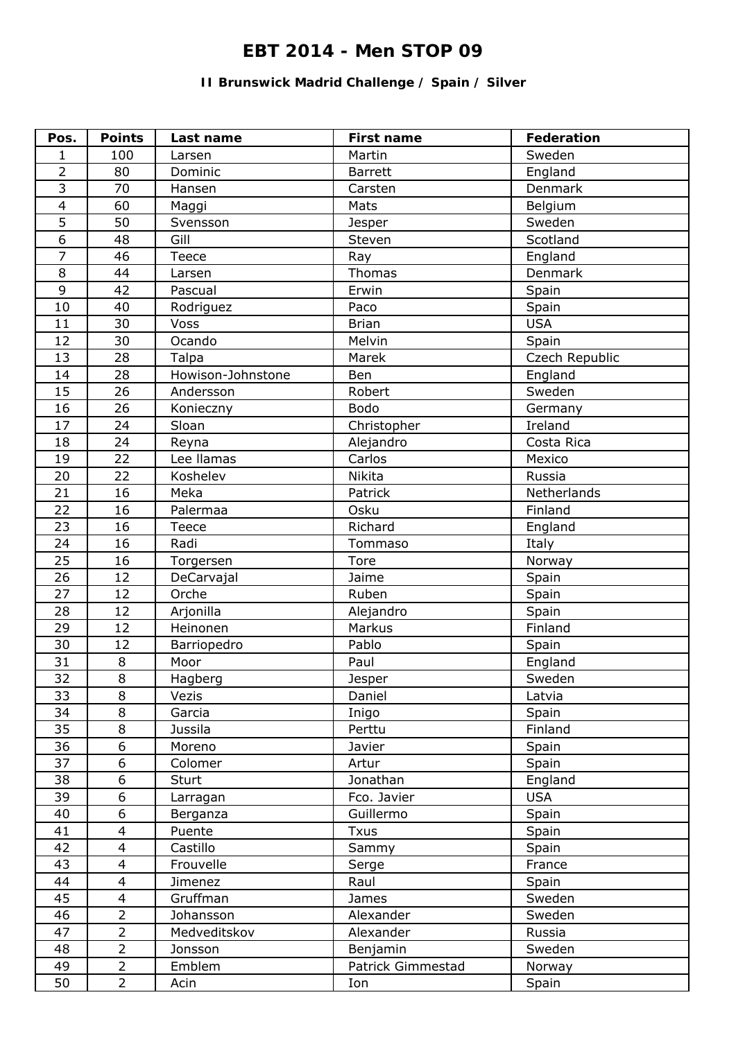# EBT 2014 - Men STOP 09

**II Brunswick Madrid Challenge / Spain / Silver**

| Pos. | Points | Last name | First name | Federation |
|---|---|---|---|---|
| 1 | 100 | Larsen | Martin | Sweden |
| 2 | 80 | Dominic | Barrett | England |
| 3 | 70 | Hansen | Carsten | Denmark |
| 4 | 60 | Maggi | Mats | Belgium |
| 5 | 50 | Svensson | Jesper | Sweden |
| 6 | 48 | Gill | Steven | Scotland |
| 7 | 46 | Teece | Ray | England |
| 8 | 44 | Larsen | Thomas | Denmark |
| 9 | 42 | Pascual | Erwin | Spain |
| 10 | 40 | Rodriguez | Paco | Spain |
| 11 | 30 | Voss | Brian | USA |
| 12 | 30 | Ocando | Melvin | Spain |
| 13 | 28 | Talpa | Marek | Czech Republic |
| 14 | 28 | Howison-Johnstone | Ben | England |
| 15 | 26 | Andersson | Robert | Sweden |
| 16 | 26 | Konieczny | Bodo | Germany |
| 17 | 24 | Sloan | Christopher | Ireland |
| 18 | 24 | Reyna | Alejandro | Costa Rica |
| 19 | 22 | Lee llamas | Carlos | Mexico |
| 20 | 22 | Koshelev | Nikita | Russia |
| 21 | 16 | Meka | Patrick | Netherlands |
| 22 | 16 | Palermaa | Osku | Finland |
| 23 | 16 | Teece | Richard | England |
| 24 | 16 | Radi | Tommaso | Italy |
| 25 | 16 | Torgersen | Tore | Norway |
| 26 | 12 | DeCarvajal | Jaime | Spain |
| 27 | 12 | Orche | Ruben | Spain |
| 28 | 12 | Arjonilla | Alejandro | Spain |
| 29 | 12 | Heinonen | Markus | Finland |
| 30 | 12 | Barriopedro | Pablo | Spain |
| 31 | 8 | Moor | Paul | England |
| 32 | 8 | Hagberg | Jesper | Sweden |
| 33 | 8 | Vezis | Daniel | Latvia |
| 34 | 8 | Garcia | Inigo | Spain |
| 35 | 8 | Jussila | Perttu | Finland |
| 36 | 6 | Moreno | Javier | Spain |
| 37 | 6 | Colomer | Artur | Spain |
| 38 | 6 | Sturt | Jonathan | England |
| 39 | 6 | Larragan | Fco. Javier | USA |
| 40 | 6 | Berganza | Guillermo | Spain |
| 41 | 4 | Puente | Txus | Spain |
| 42 | 4 | Castillo | Sammy | Spain |
| 43 | 4 | Frouvelle | Serge | France |
| 44 | 4 | Jimenez | Raul | Spain |
| 45 | 4 | Gruffman | James | Sweden |
| 46 | 2 | Johansson | Alexander | Sweden |
| 47 | 2 | Medveditskov | Alexander | Russia |
| 48 | 2 | Jonsson | Benjamin | Sweden |
| 49 | 2 | Emblem | Patrick Gimmestad | Norway |
| 50 | 2 | Acin | Ion | Spain |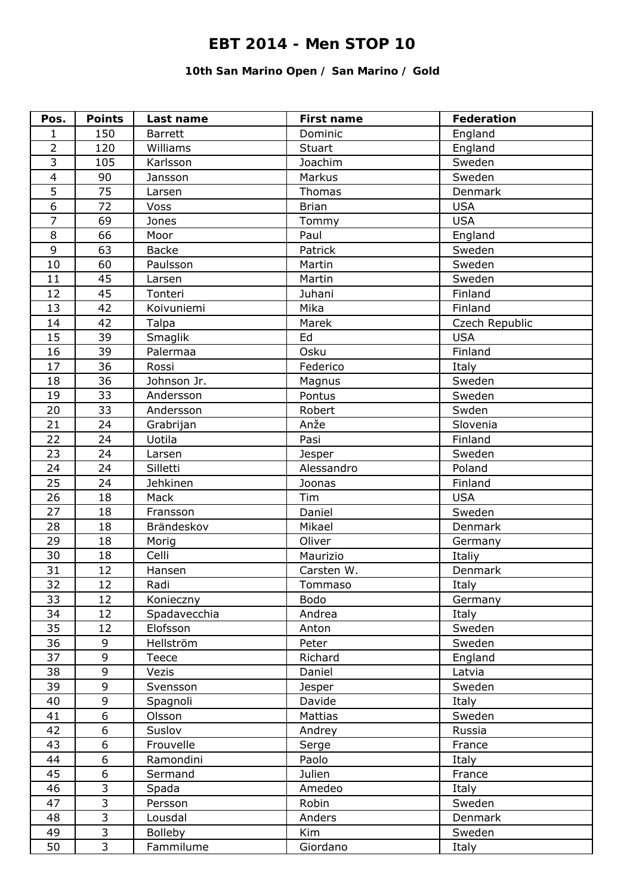# EBT 2014 - Men STOP 10

### 10th San Marino Open / San Marino / Gold

| Pos. | Points | Last name | First name | Federation |
|---|---|---|---|---|
| 1 | 150 | Barrett | Dominic | England |
| 2 | 120 | Williams | Stuart | England |
| 3 | 105 | Karlsson | Joachim | Sweden |
| 4 | 90 | Jansson | Markus | Sweden |
| 5 | 75 | Larsen | Thomas | Denmark |
| 6 | 72 | Voss | Brian | USA |
| 7 | 69 | Jones | Tommy | USA |
| 8 | 66 | Moor | Paul | England |
| 9 | 63 | Backe | Patrick | Sweden |
| 10 | 60 | Paulsson | Martin | Sweden |
| 11 | 45 | Larsen | Martin | Sweden |
| 12 | 45 | Tonteri | Juhani | Finland |
| 13 | 42 | Koivuniemi | Mika | Finland |
| 14 | 42 | Talpa | Marek | Czech Republic |
| 15 | 39 | Smaglik | Ed | USA |
| 16 | 39 | Palermaa | Osku | Finland |
| 17 | 36 | Rossi | Federico | Italy |
| 18 | 36 | Johnson Jr. | Magnus | Sweden |
| 19 | 33 | Andersson | Pontus | Sweden |
| 20 | 33 | Andersson | Robert | Swden |
| 21 | 24 | Grabrijan | Anže | Slovenia |
| 22 | 24 | Uotila | Pasi | Finland |
| 23 | 24 | Larsen | Jesper | Sweden |
| 24 | 24 | Silletti | Alessandro | Poland |
| 25 | 24 | Jehkinen | Joonas | Finland |
| 26 | 18 | Mack | Tim | USA |
| 27 | 18 | Fransson | Daniel | Sweden |
| 28 | 18 | Brändeskov | Mikael | Denmark |
| 29 | 18 | Morig | Oliver | Germany |
| 30 | 18 | Celli | Maurizio | Italiy |
| 31 | 12 | Hansen | Carsten W. | Denmark |
| 32 | 12 | Radi | Tommaso | Italy |
| 33 | 12 | Konieczny | Bodo | Germany |
| 34 | 12 | Spadavecchia | Andrea | Italy |
| 35 | 12 | Elofsson | Anton | Sweden |
| 36 | 9 | Hellström | Peter | Sweden |
| 37 | 9 | Teece | Richard | England |
| 38 | 9 | Vezis | Daniel | Latvia |
| 39 | 9 | Svensson | Jesper | Sweden |
| 40 | 9 | Spagnoli | Davide | Italy |
| 41 | 6 | Olsson | Mattias | Sweden |
| 42 | 6 | Suslov | Andrey | Russia |
| 43 | 6 | Frouvelle | Serge | France |
| 44 | 6 | Ramondini | Paolo | Italy |
| 45 | 6 | Sermand | Julien | France |
| 46 | 3 | Spada | Amedeo | Italy |
| 47 | 3 | Persson | Robin | Sweden |
| 48 | 3 | Lousdal | Anders | Denmark |
| 49 | 3 | Bolleby | Kim | Sweden |
| 50 | 3 | Fammilume | Giordano | Italy |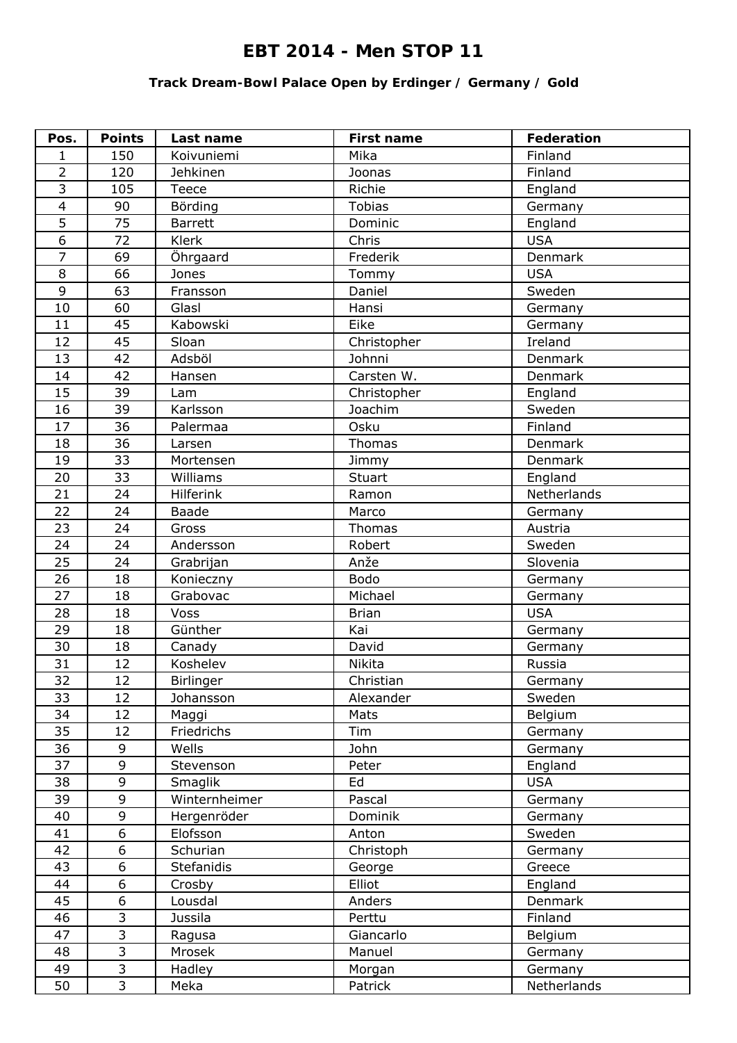# EBT 2014 - Men STOP 11

### Track Dream-Bowl Palace Open by Erdinger / Germany / Gold

| Pos. | Points | Last name | First name | Federation |
|---|---|---|---|---|
| 1 | 150 | Koivuniemi | Mika | Finland |
| 2 | 120 | Jehkinen | Joonas | Finland |
| 3 | 105 | Teece | Richie | England |
| 4 | 90 | Börding | Tobias | Germany |
| 5 | 75 | Barrett | Dominic | England |
| 6 | 72 | Klerk | Chris | USA |
| 7 | 69 | Öhrgaard | Frederik | Denmark |
| 8 | 66 | Jones | Tommy | USA |
| 9 | 63 | Fransson | Daniel | Sweden |
| 10 | 60 | Glasl | Hansi | Germany |
| 11 | 45 | Kabowski | Eike | Germany |
| 12 | 45 | Sloan | Christopher | Ireland |
| 13 | 42 | Adsböl | Johnni | Denmark |
| 14 | 42 | Hansen | Carsten W. | Denmark |
| 15 | 39 | Lam | Christopher | England |
| 16 | 39 | Karlsson | Joachim | Sweden |
| 17 | 36 | Palermaa | Osku | Finland |
| 18 | 36 | Larsen | Thomas | Denmark |
| 19 | 33 | Mortensen | Jimmy | Denmark |
| 20 | 33 | Williams | Stuart | England |
| 21 | 24 | Hilferink | Ramon | Netherlands |
| 22 | 24 | Baade | Marco | Germany |
| 23 | 24 | Gross | Thomas | Austria |
| 24 | 24 | Andersson | Robert | Sweden |
| 25 | 24 | Grabrijan | Anže | Slovenia |
| 26 | 18 | Konieczny | Bodo | Germany |
| 27 | 18 | Grabovac | Michael | Germany |
| 28 | 18 | Voss | Brian | USA |
| 29 | 18 | Günther | Kai | Germany |
| 30 | 18 | Canady | David | Germany |
| 31 | 12 | Koshelev | Nikita | Russia |
| 32 | 12 | Birlinger | Christian | Germany |
| 33 | 12 | Johansson | Alexander | Sweden |
| 34 | 12 | Maggi | Mats | Belgium |
| 35 | 12 | Friedrichs | Tim | Germany |
| 36 | 9 | Wells | John | Germany |
| 37 | 9 | Stevenson | Peter | England |
| 38 | 9 | Smaglik | Ed | USA |
| 39 | 9 | Winternheimer | Pascal | Germany |
| 40 | 9 | Hergenröder | Dominik | Germany |
| 41 | 6 | Elofsson | Anton | Sweden |
| 42 | 6 | Schurian | Christoph | Germany |
| 43 | 6 | Stefanidis | George | Greece |
| 44 | 6 | Crosby | Elliot | England |
| 45 | 6 | Lousdal | Anders | Denmark |
| 46 | 3 | Jussila | Perttu | Finland |
| 47 | 3 | Ragusa | Giancarlo | Belgium |
| 48 | 3 | Mrosek | Manuel | Germany |
| 49 | 3 | Hadley | Morgan | Germany |
| 50 | 3 | Meka | Patrick | Netherlands |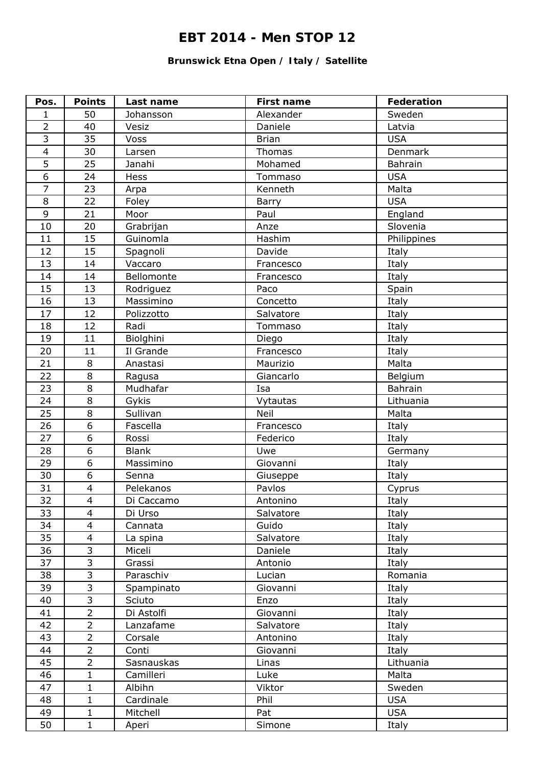# EBT 2014 - Men STOP 12

### Brunswick Etna Open / Italy / Satellite

| Pos. | Points | Last name | First name | Federation |
|---|---|---|---|---|
| 1 | 50 | Johansson | Alexander | Sweden |
| 2 | 40 | Vesiz | Daniele | Latvia |
| 3 | 35 | Voss | Brian | USA |
| 4 | 30 | Larsen | Thomas | Denmark |
| 5 | 25 | Janahi | Mohamed | Bahrain |
| 6 | 24 | Hess | Tommaso | USA |
| 7 | 23 | Arpa | Kenneth | Malta |
| 8 | 22 | Foley | Barry | USA |
| 9 | 21 | Moor | Paul | England |
| 10 | 20 | Grabrijan | Anze | Slovenia |
| 11 | 15 | Guinomla | Hashim | Philippines |
| 12 | 15 | Spagnoli | Davide | Italy |
| 13 | 14 | Vaccaro | Francesco | Italy |
| 14 | 14 | Bellomonte | Francesco | Italy |
| 15 | 13 | Rodriguez | Paco | Spain |
| 16 | 13 | Massimino | Concetto | Italy |
| 17 | 12 | Polizzotto | Salvatore | Italy |
| 18 | 12 | Radi | Tommaso | Italy |
| 19 | 11 | Biolghini | Diego | Italy |
| 20 | 11 | Il Grande | Francesco | Italy |
| 21 | 8 | Anastasi | Maurizio | Malta |
| 22 | 8 | Ragusa | Giancarlo | Belgium |
| 23 | 8 | Mudhafar | Isa | Bahrain |
| 24 | 8 | Gykis | Vytautas | Lithuania |
| 25 | 8 | Sullivan | Neil | Malta |
| 26 | 6 | Fascella | Francesco | Italy |
| 27 | 6 | Rossi | Federico | Italy |
| 28 | 6 | Blank | Uwe | Germany |
| 29 | 6 | Massimino | Giovanni | Italy |
| 30 | 6 | Senna | Giuseppe | Italy |
| 31 | 4 | Pelekanos | Pavlos | Cyprus |
| 32 | 4 | Di Caccamo | Antonino | Italy |
| 33 | 4 | Di Urso | Salvatore | Italy |
| 34 | 4 | Cannata | Guido | Italy |
| 35 | 4 | La spina | Salvatore | Italy |
| 36 | 3 | Miceli | Daniele | Italy |
| 37 | 3 | Grassi | Antonio | Italy |
| 38 | 3 | Paraschiv | Lucian | Romania |
| 39 | 3 | Spampinato | Giovanni | Italy |
| 40 | 3 | Sciuto | Enzo | Italy |
| 41 | 2 | Di Astolfi | Giovanni | Italy |
| 42 | 2 | Lanzafame | Salvatore | Italy |
| 43 | 2 | Corsale | Antonino | Italy |
| 44 | 2 | Conti | Giovanni | Italy |
| 45 | 2 | Sasnauskas | Linas | Lithuania |
| 46 | 1 | Camilleri | Luke | Malta |
| 47 | 1 | Albihn | Viktor | Sweden |
| 48 | 1 | Cardinale | Phil | USA |
| 49 | 1 | Mitchell | Pat | USA |
| 50 | 1 | Aperi | Simone | Italy |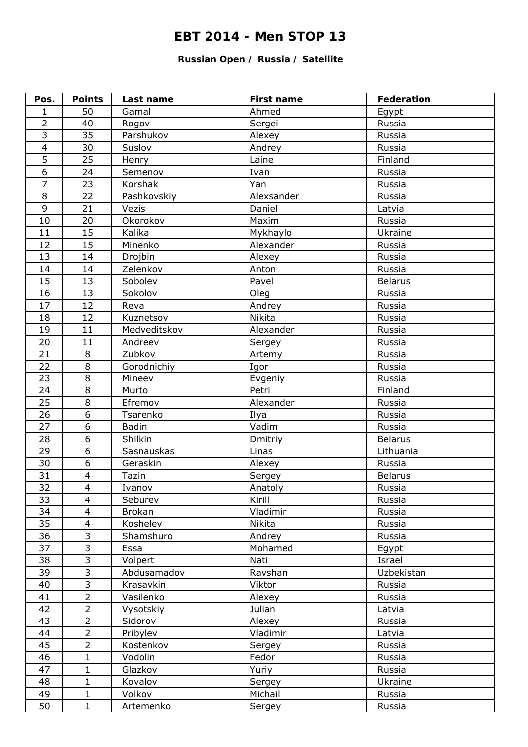# EBT 2014 - Men STOP 13

### Russian Open / Russia / Satellite

| Pos. | Points | Last name | First name | Federation |
|---|---|---|---|---|
| 1 | 50 | Gamal | Ahmed | Egypt |
| 2 | 40 | Rogov | Sergei | Russia |
| 3 | 35 | Parshukov | Alexey | Russia |
| 4 | 30 | Suslov | Andrey | Russia |
| 5 | 25 | Henry | Laine | Finland |
| 6 | 24 | Semenov | Ivan | Russia |
| 7 | 23 | Korshak | Yan | Russia |
| 8 | 22 | Pashkovskiy | Alexsander | Russia |
| 9 | 21 | Vezis | Daniel | Latvia |
| 10 | 20 | Okorokov | Maxim | Russia |
| 11 | 15 | Kalika | Mykhaylo | Ukraine |
| 12 | 15 | Minenko | Alexander | Russia |
| 13 | 14 | Drojbin | Alexey | Russia |
| 14 | 14 | Zelenkov | Anton | Russia |
| 15 | 13 | Sobolev | Pavel | Belarus |
| 16 | 13 | Sokolov | Oleg | Russia |
| 17 | 12 | Reva | Andrey | Russia |
| 18 | 12 | Kuznetsov | Nikita | Russia |
| 19 | 11 | Medveditskov | Alexander | Russia |
| 20 | 11 | Andreev | Sergey | Russia |
| 21 | 8 | Zubkov | Artemy | Russia |
| 22 | 8 | Gorodnichiy | Igor | Russia |
| 23 | 8 | Mineev | Evgeniy | Russia |
| 24 | 8 | Murto | Petri | Finland |
| 25 | 8 | Efremov | Alexander | Russia |
| 26 | 6 | Tsarenko | Ilya | Russia |
| 27 | 6 | Badin | Vadim | Russia |
| 28 | 6 | Shilkin | Dmitriy | Belarus |
| 29 | 6 | Sasnauskas | Linas | Lithuania |
| 30 | 6 | Geraskin | Alexey | Russia |
| 31 | 4 | Tazin | Sergey | Belarus |
| 32 | 4 | Ivanov | Anatoly | Russia |
| 33 | 4 | Seburev | Kirill | Russia |
| 34 | 4 | Brokan | Vladimir | Russia |
| 35 | 4 | Koshelev | Nikita | Russia |
| 36 | 3 | Shamshuro | Andrey | Russia |
| 37 | 3 | Essa | Mohamed | Egypt |
| 38 | 3 | Volpert | Nati | Israel |
| 39 | 3 | Abdusamadov | Ravshan | Uzbekistan |
| 40 | 3 | Krasavkin | Viktor | Russia |
| 41 | 2 | Vasilenko | Alexey | Russia |
| 42 | 2 | Vysotskiy | Julian | Latvia |
| 43 | 2 | Sidorov | Alexey | Russia |
| 44 | 2 | Pribylev | Vladimir | Latvia |
| 45 | 2 | Kostenkov | Sergey | Russia |
| 46 | 1 | Vodolin | Fedor | Russia |
| 47 | 1 | Glazkov | Yuriy | Russia |
| 48 | 1 | Kovalov | Sergey | Ukraine |
| 49 | 1 | Volkov | Michail | Russia |
| 50 | 1 | Artemenko | Sergey | Russia |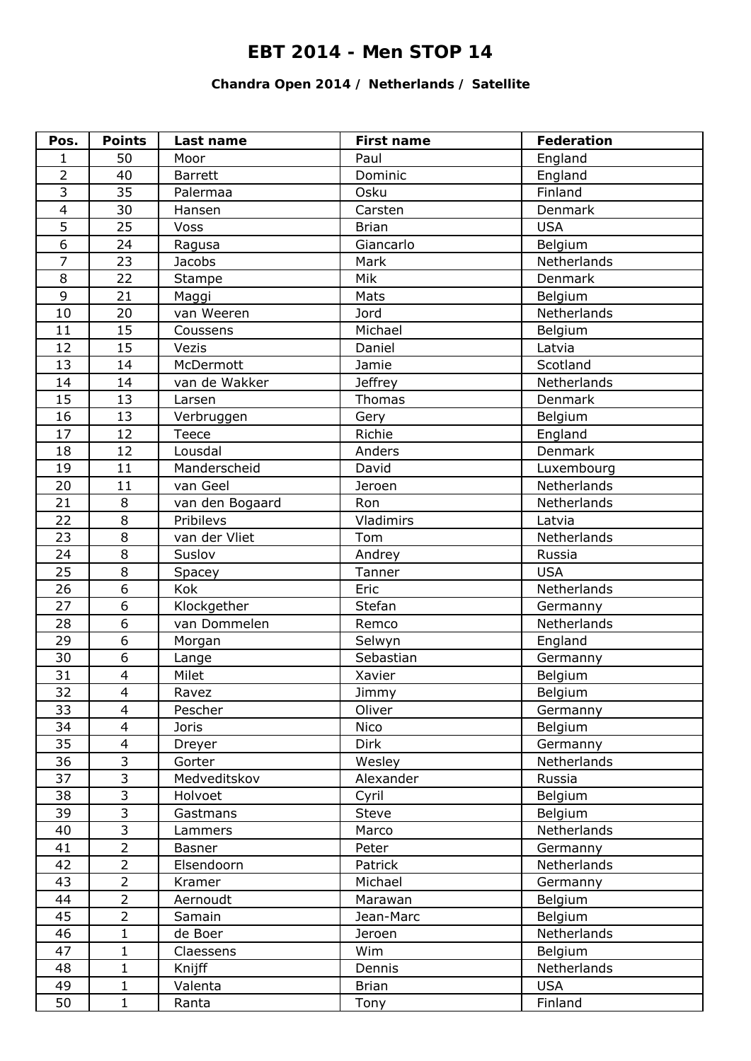# EBT 2014 - Men STOP 14

### Chandra Open 2014 / Netherlands / Satellite

| Pos. | Points | Last name | First name | Federation |
|---|---|---|---|---|
| 1 | 50 | Moor | Paul | England |
| 2 | 40 | Barrett | Dominic | England |
| 3 | 35 | Palermaa | Osku | Finland |
| 4 | 30 | Hansen | Carsten | Denmark |
| 5 | 25 | Voss | Brian | USA |
| 6 | 24 | Ragusa | Giancarlo | Belgium |
| 7 | 23 | Jacobs | Mark | Netherlands |
| 8 | 22 | Stampe | Mik | Denmark |
| 9 | 21 | Maggi | Mats | Belgium |
| 10 | 20 | van Weeren | Jord | Netherlands |
| 11 | 15 | Coussens | Michael | Belgium |
| 12 | 15 | Vezis | Daniel | Latvia |
| 13 | 14 | McDermott | Jamie | Scotland |
| 14 | 14 | van de Wakker | Jeffrey | Netherlands |
| 15 | 13 | Larsen | Thomas | Denmark |
| 16 | 13 | Verbruggen | Gery | Belgium |
| 17 | 12 | Teece | Richie | England |
| 18 | 12 | Lousdal | Anders | Denmark |
| 19 | 11 | Manderscheid | David | Luxembourg |
| 20 | 11 | van Geel | Jeroen | Netherlands |
| 21 | 8 | van den Bogaard | Ron | Netherlands |
| 22 | 8 | Pribilevs | Vladimirs | Latvia |
| 23 | 8 | van der Vliet | Tom | Netherlands |
| 24 | 8 | Suslov | Andrey | Russia |
| 25 | 8 | Spacey | Tanner | USA |
| 26 | 6 | Kok | Eric | Netherlands |
| 27 | 6 | Klockgether | Stefan | Germanny |
| 28 | 6 | van Dommelen | Remco | Netherlands |
| 29 | 6 | Morgan | Selwyn | England |
| 30 | 6 | Lange | Sebastian | Germanny |
| 31 | 4 | Milet | Xavier | Belgium |
| 32 | 4 | Ravez | Jimmy | Belgium |
| 33 | 4 | Pescher | Oliver | Germanny |
| 34 | 4 | Joris | Nico | Belgium |
| 35 | 4 | Dreyer | Dirk | Germanny |
| 36 | 3 | Gorter | Wesley | Netherlands |
| 37 | 3 | Medveditskov | Alexander | Russia |
| 38 | 3 | Holvoet | Cyril | Belgium |
| 39 | 3 | Gastmans | Steve | Belgium |
| 40 | 3 | Lammers | Marco | Netherlands |
| 41 | 2 | Basner | Peter | Germanny |
| 42 | 2 | Elsendoorn | Patrick | Netherlands |
| 43 | 2 | Kramer | Michael | Germanny |
| 44 | 2 | Aernoudt | Marawan | Belgium |
| 45 | 2 | Samain | Jean-Marc | Belgium |
| 46 | 1 | de Boer | Jeroen | Netherlands |
| 47 | 1 | Claessens | Wim | Belgium |
| 48 | 1 | Knijff | Dennis | Netherlands |
| 49 | 1 | Valenta | Brian | USA |
| 50 | 1 | Ranta | Tony | Finland |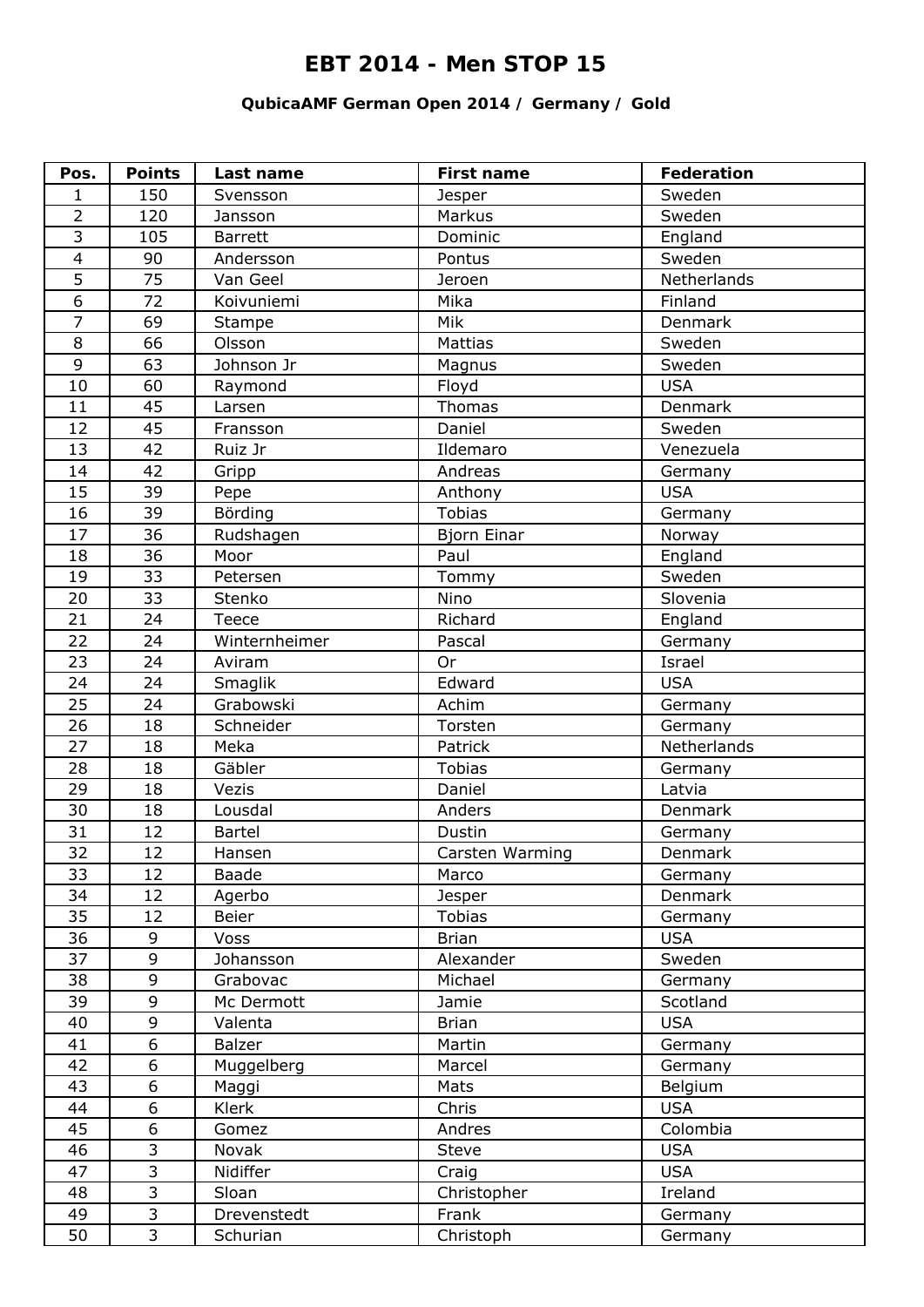# EBT 2014 - Men STOP 15

### QubicaAMF German Open 2014 / Germany / Gold

| Pos. | Points | Last name | First name | Federation |
|---|---|---|---|---|
| 1 | 150 | Svensson | Jesper | Sweden |
| 2 | 120 | Jansson | Markus | Sweden |
| 3 | 105 | Barrett | Dominic | England |
| 4 | 90 | Andersson | Pontus | Sweden |
| 5 | 75 | Van Geel | Jeroen | Netherlands |
| 6 | 72 | Koivuniemi | Mika | Finland |
| 7 | 69 | Stampe | Mik | Denmark |
| 8 | 66 | Olsson | Mattias | Sweden |
| 9 | 63 | Johnson Jr | Magnus | Sweden |
| 10 | 60 | Raymond | Floyd | USA |
| 11 | 45 | Larsen | Thomas | Denmark |
| 12 | 45 | Fransson | Daniel | Sweden |
| 13 | 42 | Ruiz Jr | Ildemaro | Venezuela |
| 14 | 42 | Gripp | Andreas | Germany |
| 15 | 39 | Pepe | Anthony | USA |
| 16 | 39 | Börding | Tobias | Germany |
| 17 | 36 | Rudshagen | Bjorn Einar | Norway |
| 18 | 36 | Moor | Paul | England |
| 19 | 33 | Petersen | Tommy | Sweden |
| 20 | 33 | Stenko | Nino | Slovenia |
| 21 | 24 | Teece | Richard | England |
| 22 | 24 | Winternheimer | Pascal | Germany |
| 23 | 24 | Aviram | Or | Israel |
| 24 | 24 | Smaglik | Edward | USA |
| 25 | 24 | Grabowski | Achim | Germany |
| 26 | 18 | Schneider | Torsten | Germany |
| 27 | 18 | Meka | Patrick | Netherlands |
| 28 | 18 | Gäbler | Tobias | Germany |
| 29 | 18 | Vezis | Daniel | Latvia |
| 30 | 18 | Lousdal | Anders | Denmark |
| 31 | 12 | Bartel | Dustin | Germany |
| 32 | 12 | Hansen | Carsten Warming | Denmark |
| 33 | 12 | Baade | Marco | Germany |
| 34 | 12 | Agerbo | Jesper | Denmark |
| 35 | 12 | Beier | Tobias | Germany |
| 36 | 9 | Voss | Brian | USA |
| 37 | 9 | Johansson | Alexander | Sweden |
| 38 | 9 | Grabovac | Michael | Germany |
| 39 | 9 | Mc Dermott | Jamie | Scotland |
| 40 | 9 | Valenta | Brian | USA |
| 41 | 6 | Balzer | Martin | Germany |
| 42 | 6 | Muggelberg | Marcel | Germany |
| 43 | 6 | Maggi | Mats | Belgium |
| 44 | 6 | Klerk | Chris | USA |
| 45 | 6 | Gomez | Andres | Colombia |
| 46 | 3 | Novak | Steve | USA |
| 47 | 3 | Nidiffer | Craig | USA |
| 48 | 3 | Sloan | Christopher | Ireland |
| 49 | 3 | Drevenstedt | Frank | Germany |
| 50 | 3 | Schurian | Christoph | Germany |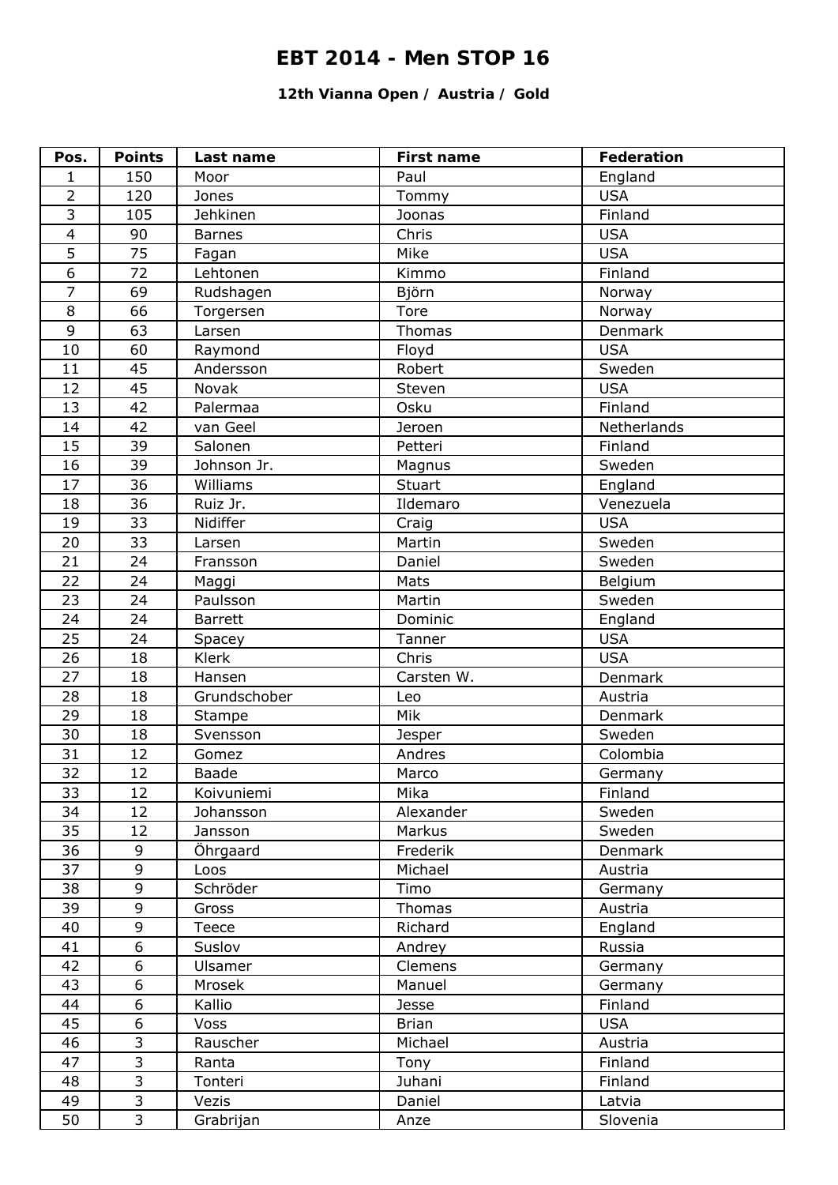# EBT 2014 - Men STOP 16

### 12th Vianna Open / Austria / Gold

| Pos. | Points | Last name | First name | Federation |
|---|---|---|---|---|
| 1 | 150 | Moor | Paul | England |
| 2 | 120 | Jones | Tommy | USA |
| 3 | 105 | Jehkinen | Joonas | Finland |
| 4 | 90 | Barnes | Chris | USA |
| 5 | 75 | Fagan | Mike | USA |
| 6 | 72 | Lehtonen | Kimmo | Finland |
| 7 | 69 | Rudshagen | Björn | Norway |
| 8 | 66 | Torgersen | Tore | Norway |
| 9 | 63 | Larsen | Thomas | Denmark |
| 10 | 60 | Raymond | Floyd | USA |
| 11 | 45 | Andersson | Robert | Sweden |
| 12 | 45 | Novak | Steven | USA |
| 13 | 42 | Palermaa | Osku | Finland |
| 14 | 42 | van Geel | Jeroen | Netherlands |
| 15 | 39 | Salonen | Petteri | Finland |
| 16 | 39 | Johnson Jr. | Magnus | Sweden |
| 17 | 36 | Williams | Stuart | England |
| 18 | 36 | Ruiz Jr. | Ildemaro | Venezuela |
| 19 | 33 | Nidiffer | Craig | USA |
| 20 | 33 | Larsen | Martin | Sweden |
| 21 | 24 | Fransson | Daniel | Sweden |
| 22 | 24 | Maggi | Mats | Belgium |
| 23 | 24 | Paulsson | Martin | Sweden |
| 24 | 24 | Barrett | Dominic | England |
| 25 | 24 | Spacey | Tanner | USA |
| 26 | 18 | Klerk | Chris | USA |
| 27 | 18 | Hansen | Carsten W. | Denmark |
| 28 | 18 | Grundschober | Leo | Austria |
| 29 | 18 | Stampe | Mik | Denmark |
| 30 | 18 | Svensson | Jesper | Sweden |
| 31 | 12 | Gomez | Andres | Colombia |
| 32 | 12 | Baade | Marco | Germany |
| 33 | 12 | Koivuniemi | Mika | Finland |
| 34 | 12 | Johansson | Alexander | Sweden |
| 35 | 12 | Jansson | Markus | Sweden |
| 36 | 9 | Öhrgaard | Frederik | Denmark |
| 37 | 9 | Loos | Michael | Austria |
| 38 | 9 | Schröder | Timo | Germany |
| 39 | 9 | Gross | Thomas | Austria |
| 40 | 9 | Teece | Richard | England |
| 41 | 6 | Suslov | Andrey | Russia |
| 42 | 6 | Ulsamer | Clemens | Germany |
| 43 | 6 | Mrosek | Manuel | Germany |
| 44 | 6 | Kallio | Jesse | Finland |
| 45 | 6 | Voss | Brian | USA |
| 46 | 3 | Rauscher | Michael | Austria |
| 47 | 3 | Ranta | Tony | Finland |
| 48 | 3 | Tonteri | Juhani | Finland |
| 49 | 3 | Vezis | Daniel | Latvia |
| 50 | 3 | Grabrijan | Anze | Slovenia |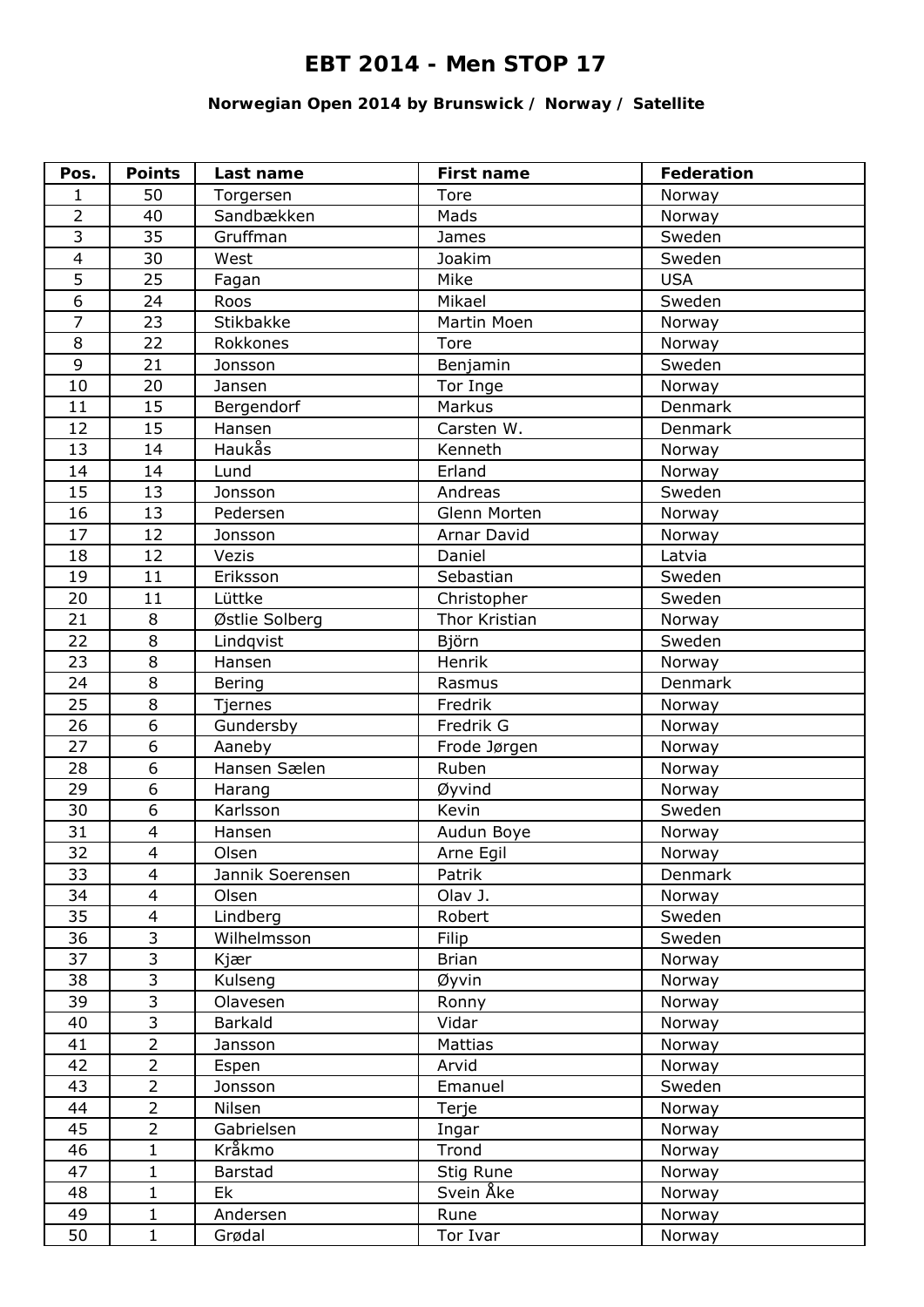# EBT 2014 - Men STOP 17

### Norwegian Open 2014 by Brunswick / Norway / Satellite

| Pos. | Points | Last name | First name | Federation |
|---|---|---|---|---|
| 1 | 50 | Torgersen | Tore | Norway |
| 2 | 40 | Sandbække n | Mads | Norway |
| 3 | 35 | Gruffman | James | Sweden |
| 4 | 30 | West | Joakim | Sweden |
| 5 | 25 | Fagan | Mike | USA |
| 6 | 24 | Roos | Mikael | Sweden |
| 7 | 23 | Stikbakke | Martin Moen | Norway |
| 8 | 22 | Rokkones | Tore | Norway |
| 9 | 21 | Jonsson | Benjamin | Sweden |
| 10 | 20 | Jansen | Tor Inge | Norway |
| 11 | 15 | Bergendorf | Markus | Denmark |
| 12 | 15 | Hansen | Carsten W. | Denmark |
| 13 | 14 | Haukås | Kenneth | Norway |
| 14 | 14 | Lund | Erland | Norway |
| 15 | 13 | Jonsson | Andreas | Sweden |
| 16 | 13 | Pedersen | Glenn Morten | Norway |
| 17 | 12 | Jonsson | Arnar David | Norway |
| 18 | 12 | Vezis | Daniel | Latvia |
| 19 | 11 | Eriksson | Sebastian | Sweden |
| 20 | 11 | Lüttke | Christopher | Sweden |
| 21 | 8 | Østlie Solberg | Thor Kristian | Norway |
| 22 | 8 | Lindqvist | Björn | Sweden |
| 23 | 8 | Hansen | Henrik | Norway |
| 24 | 8 | Bering | Rasmus | Denmark |
| 25 | 8 | Tjernes | Fredrik | Norway |
| 26 | 6 | Gundersby | Fredrik G | Norway |
| 27 | 6 | Aaneby | Frode Jørgen | Norway |
| 28 | 6 | Hansen Sælen | Ruben | Norway |
| 29 | 6 | Harang | Øyvind | Norway |
| 30 | 6 | Karlsson | Kevin | Sweden |
| 31 | 4 | Hansen | Audun Boye | Norway |
| 32 | 4 | Olsen | Arne Egil | Norway |
| 33 | 4 | Jannik Soerensen | Patrik | Denmark |
| 34 | 4 | Olsen | Olav J. | Norway |
| 35 | 4 | Lindberg | Robert | Sweden |
| 36 | 3 | Wilhelmsson | Filip | Sweden |
| 37 | 3 | Kjær | Brian | Norway |
| 38 | 3 | Kulseng | Øyvin | Norway |
| 39 | 3 | Olavesen | Ronny | Norway |
| 40 | 3 | Barkald | Vidar | Norway |
| 41 | 2 | Jansson | Mattias | Norway |
| 42 | 2 | Espen | Arvid | Norway |
| 43 | 2 | Jonsson | Emanuel | Sweden |
| 44 | 2 | Nilsen | Terje | Norway |
| 45 | 2 | Gabrielsen | Ingar | Norway |
| 46 | 1 | Kråkmo | Trond | Norway |
| 47 | 1 | Barstad | Stig Rune | Norway |
| 48 | 1 | Ek | Svein Åke | Norway |
| 49 | 1 | Andersen | Rune | Norway |
| 50 | 1 | Grødal | Tor Ivar | Norway |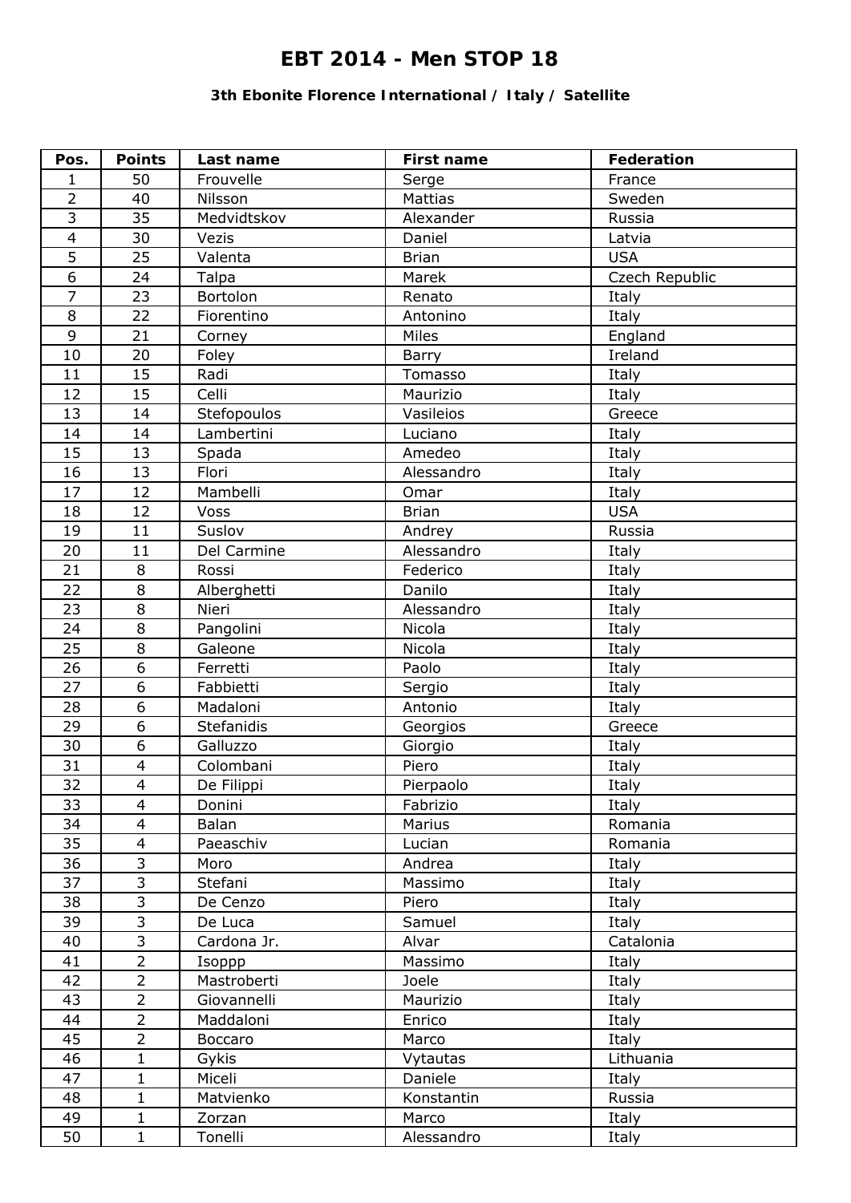# EBT 2014 - Men STOP 18

**3th Ebonite Florence International / Italy / Satellite**

| Pos. | Points | Last name | First name | Federation |
|---|---|---|---|---|
| 1 | 50 | Frouvelle | Serge | France |
| 2 | 40 | Nilsson | Mattias | Sweden |
| 3 | 35 | Medvidtskov | Alexander | Russia |
| 4 | 30 | Vezis | Daniel | Latvia |
| 5 | 25 | Valenta | Brian | USA |
| 6 | 24 | Talpa | Marek | Czech Republic |
| 7 | 23 | Bortolon | Renato | Italy |
| 8 | 22 | Fiorentino | Antonino | Italy |
| 9 | 21 | Corney | Miles | England |
| 10 | 20 | Foley | Barry | Ireland |
| 11 | 15 | Radi | Tomasso | Italy |
| 12 | 15 | Celli | Maurizio | Italy |
| 13 | 14 | Stefopoulos | Vasileios | Greece |
| 14 | 14 | Lambertini | Luciano | Italy |
| 15 | 13 | Spada | Amedeo | Italy |
| 16 | 13 | Flori | Alessandro | Italy |
| 17 | 12 | Mambelli | Omar | Italy |
| 18 | 12 | Voss | Brian | USA |
| 19 | 11 | Suslov | Andrey | Russia |
| 20 | 11 | Del Carmine | Alessandro | Italy |
| 21 | 8 | Rossi | Federico | Italy |
| 22 | 8 | Alberghetti | Danilo | Italy |
| 23 | 8 | Nieri | Alessandro | Italy |
| 24 | 8 | Pangolini | Nicola | Italy |
| 25 | 8 | Galeone | Nicola | Italy |
| 26 | 6 | Ferretti | Paolo | Italy |
| 27 | 6 | Fabbietti | Sergio | Italy |
| 28 | 6 | Madaloni | Antonio | Italy |
| 29 | 6 | Stefanidis | Georgios | Greece |
| 30 | 6 | Galluzzo | Giorgio | Italy |
| 31 | 4 | Colombani | Piero | Italy |
| 32 | 4 | De Filippi | Pierpaolo | Italy |
| 33 | 4 | Donini | Fabrizio | Italy |
| 34 | 4 | Balan | Marius | Romania |
| 35 | 4 | Paeaschiv | Lucian | Romania |
| 36 | 3 | Moro | Andrea | Italy |
| 37 | 3 | Stefani | Massimo | Italy |
| 38 | 3 | De Cenzo | Piero | Italy |
| 39 | 3 | De Luca | Samuel | Italy |
| 40 | 3 | Cardona Jr. | Alvar | Catalonia |
| 41 | 2 | Isoppp | Massimo | Italy |
| 42 | 2 | Mastroberti | Joele | Italy |
| 43 | 2 | Giovannelli | Maurizio | Italy |
| 44 | 2 | Maddaloni | Enrico | Italy |
| 45 | 2 | Boccaro | Marco | Italy |
| 46 | 1 | Gykis | Vytautas | Lithuania |
| 47 | 1 | Miceli | Daniele | Italy |
| 48 | 1 | Matvienko | Konstantin | Russia |
| 49 | 1 | Zorzan | Marco | Italy |
| 50 | 1 | Tonelli | Alessandro | Italy |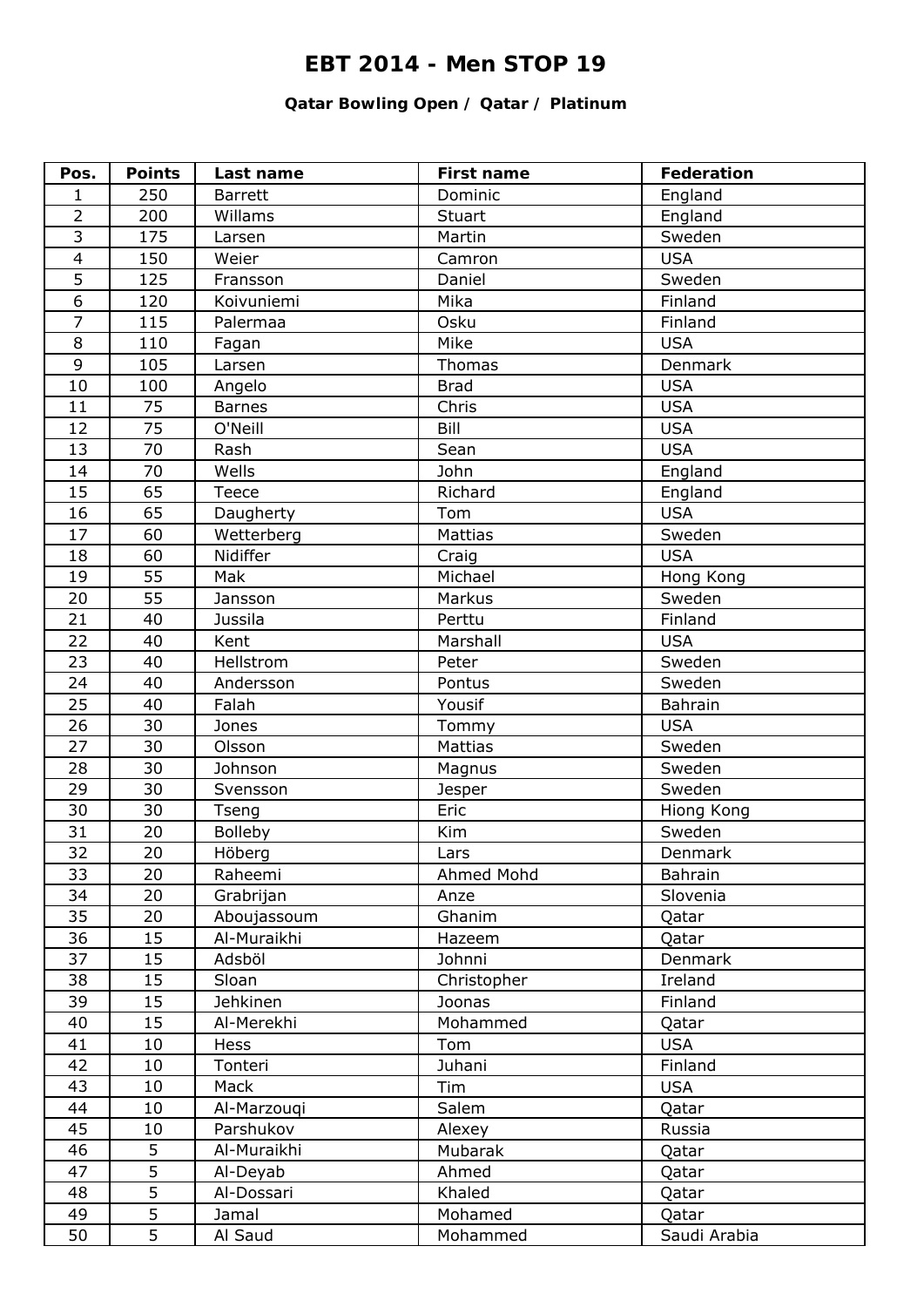# EBT 2014 - Men STOP 19

**Qatar Bowling Open / Qatar / Platinum**

| Pos. | Points | Last name | First name | Federation |
|---|---|---|---|---|
| 1 | 250 | Barrett | Dominic | England |
| 2 | 200 | Willams | Stuart | England |
| 3 | 175 | Larsen | Martin | Sweden |
| 4 | 150 | Weier | Camron | USA |
| 5 | 125 | Fransson | Daniel | Sweden |
| 6 | 120 | Koivuniemi | Mika | Finland |
| 7 | 115 | Palermaa | Osku | Finland |
| 8 | 110 | Fagan | Mike | USA |
| 9 | 105 | Larsen | Thomas | Denmark |
| 10 | 100 | Angelo | Brad | USA |
| 11 | 75 | Barnes | Chris | USA |
| 12 | 75 | O'Neill | Bill | USA |
| 13 | 70 | Rash | Sean | USA |
| 14 | 70 | Wells | John | England |
| 15 | 65 | Teece | Richard | England |
| 16 | 65 | Daugherty | Tom | USA |
| 17 | 60 | Wetterberg | Mattias | Sweden |
| 18 | 60 | Nidiffer | Craig | USA |
| 19 | 55 | Mak | Michael | Hong Kong |
| 20 | 55 | Jansson | Markus | Sweden |
| 21 | 40 | Jussila | Perttu | Finland |
| 22 | 40 | Kent | Marshall | USA |
| 23 | 40 | Hellstrom | Peter | Sweden |
| 24 | 40 | Andersson | Pontus | Sweden |
| 25 | 40 | Falah | Yousif | Bahrain |
| 26 | 30 | Jones | Tommy | USA |
| 27 | 30 | Olsson | Mattias | Sweden |
| 28 | 30 | Johnson | Magnus | Sweden |
| 29 | 30 | Svensson | Jesper | Sweden |
| 30 | 30 | Tseng | Eric | Hiong Kong |
| 31 | 20 | Bolleby | Kim | Sweden |
| 32 | 20 | Höberg | Lars | Denmark |
| 33 | 20 | Raheemi | Ahmed Mohd | Bahrain |
| 34 | 20 | Grabrijan | Anze | Slovenia |
| 35 | 20 | Aboujassoum | Ghanim | Qatar |
| 36 | 15 | Al-Muraikhi | Hazeem | Qatar |
| 37 | 15 | Adsböl | Johnni | Denmark |
| 38 | 15 | Sloan | Christopher | Ireland |
| 39 | 15 | Jehkinen | Joonas | Finland |
| 40 | 15 | Al-Merekhi | Mohammed | Qatar |
| 41 | 10 | Hess | Tom | USA |
| 42 | 10 | Tonteri | Juhani | Finland |
| 43 | 10 | Mack | Tim | USA |
| 44 | 10 | Al-Marzouqi | Salem | Qatar |
| 45 | 10 | Parshukov | Alexey | Russia |
| 46 | 5 | Al-Muraikhi | Mubarak | Qatar |
| 47 | 5 | Al-Deyab | Ahmed | Qatar |
| 48 | 5 | Al-Dossari | Khaled | Qatar |
| 49 | 5 | Jamal | Mohamed | Qatar |
| 50 | 5 | Al Saud | Mohammed | Saudi Arabia |